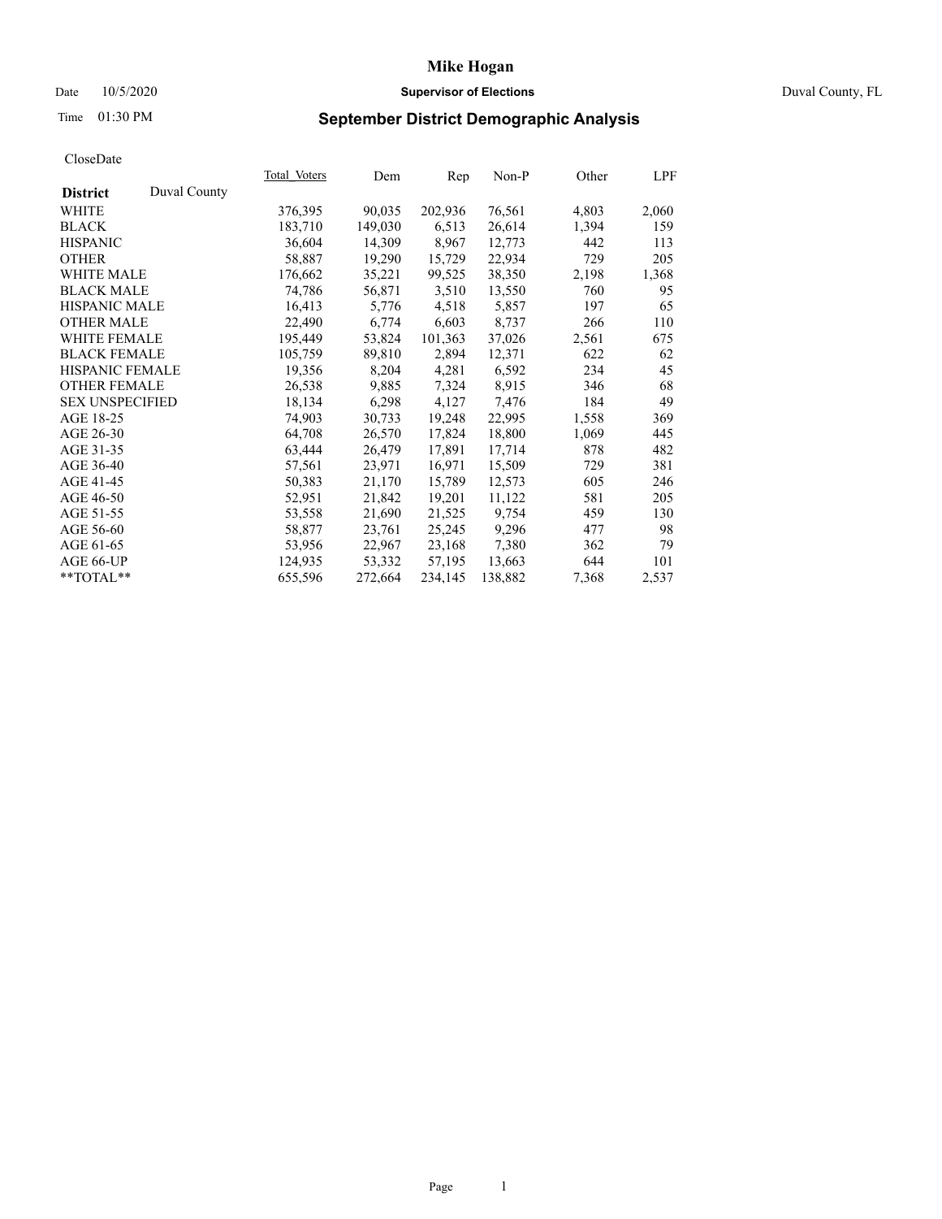# Mike Hogan

Date 10/5/2020 **Supervisor of Elections** Duval County, FL

Time 01:30 PM **September District Demographic Analysis**

CloseDate

| **District** Duval County | Total Voters | Dem | Rep | Non-P | Other | LPF |
|---|---|---|---|---|---|---|
| WHITE | 376,395 | 90,035 | 202,936 | 76,561 | 4,803 | 2,060 |
| BLACK | 183,710 | 149,030 | 6,513 | 26,614 | 1,394 | 159 |
| HISPANIC | 36,604 | 14,309 | 8,967 | 12,773 | 442 | 113 |
| OTHER | 58,887 | 19,290 | 15,729 | 22,934 | 729 | 205 |
| WHITE MALE | 176,662 | 35,221 | 99,525 | 38,350 | 2,198 | 1,368 |
| BLACK MALE | 74,786 | 56,871 | 3,510 | 13,550 | 760 | 95 |
| HISPANIC MALE | 16,413 | 5,776 | 4,518 | 5,857 | 197 | 65 |
| OTHER MALE | 22,490 | 6,774 | 6,603 | 8,737 | 266 | 110 |
| WHITE FEMALE | 195,449 | 53,824 | 101,363 | 37,026 | 2,561 | 675 |
| BLACK FEMALE | 105,759 | 89,810 | 2,894 | 12,371 | 622 | 62 |
| HISPANIC FEMALE | 19,356 | 8,204 | 4,281 | 6,592 | 234 | 45 |
| OTHER FEMALE | 26,538 | 9,885 | 7,324 | 8,915 | 346 | 68 |
| SEX UNSPECIFIED | 18,134 | 6,298 | 4,127 | 7,476 | 184 | 49 |
| AGE 18-25 | 74,903 | 30,733 | 19,248 | 22,995 | 1,558 | 369 |
| AGE 26-30 | 64,708 | 26,570 | 17,824 | 18,800 | 1,069 | 445 |
| AGE 31-35 | 63,444 | 26,479 | 17,891 | 17,714 | 878 | 482 |
| AGE 36-40 | 57,561 | 23,971 | 16,971 | 15,509 | 729 | 381 |
| AGE 41-45 | 50,383 | 21,170 | 15,789 | 12,573 | 605 | 246 |
| AGE 46-50 | 52,951 | 21,842 | 19,201 | 11,122 | 581 | 205 |
| AGE 51-55 | 53,558 | 21,690 | 21,525 | 9,754 | 459 | 130 |
| AGE 56-60 | 58,877 | 23,761 | 25,245 | 9,296 | 477 | 98 |
| AGE 61-65 | 53,956 | 22,967 | 23,168 | 7,380 | 362 | 79 |
| AGE 66-UP | 124,935 | 53,332 | 57,195 | 13,663 | 644 | 101 |
| **TOTAL** | 655,596 | 272,664 | 234,145 | 138,882 | 7,368 | 2,537 |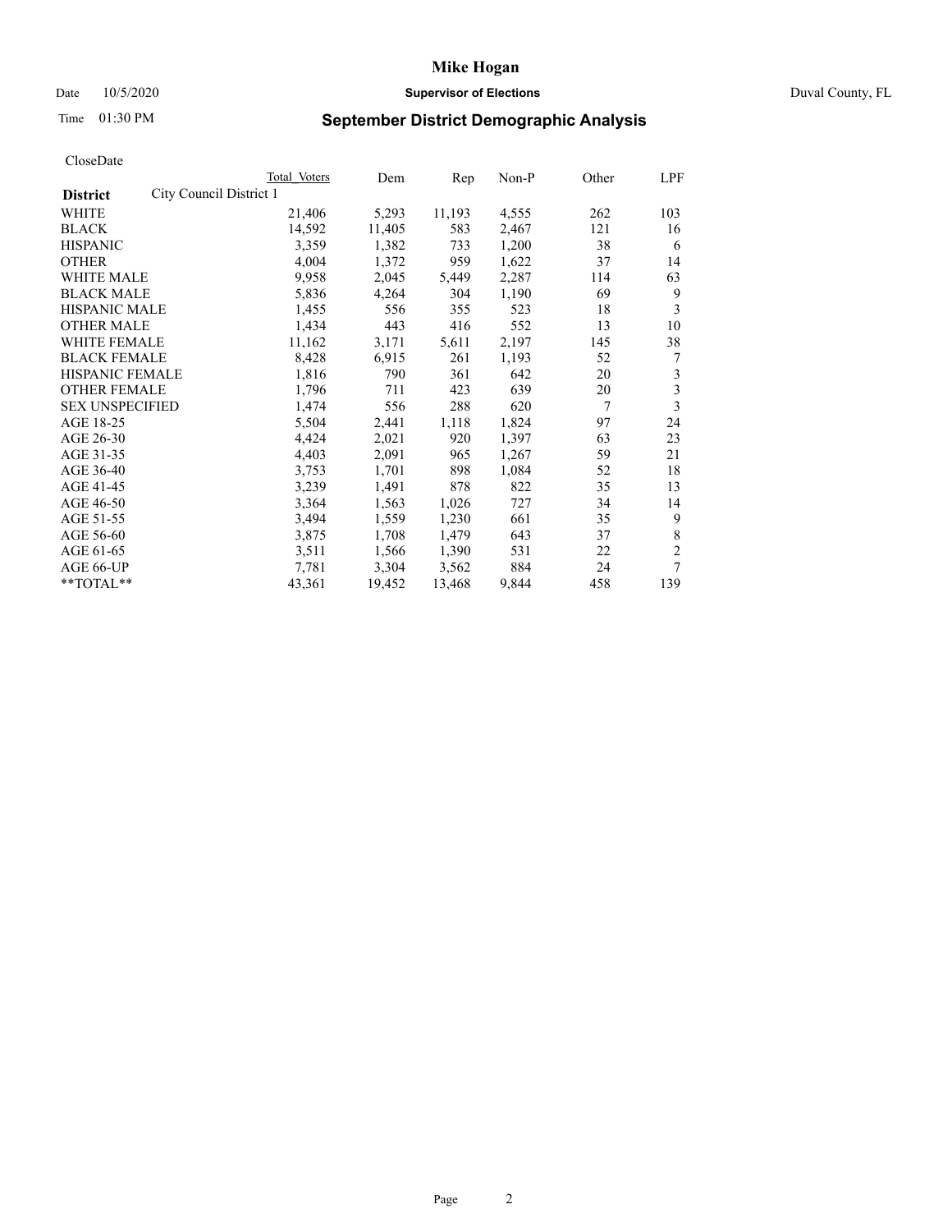# Mike Hogan

Date 10/5/2020 **Supervisor of Elections** Duval County, FL

Time 01:30 PM **September District Demographic Analysis**

CloseDate

| District | City Council District 1 | Total Voters | Dem | Rep | Non-P | Other | LPF |
|---|---|---|---|---|---|---|---|
| WHITE | | 21,406 | 5,293 | 11,193 | 4,555 | 262 | 103 |
| BLACK | | 14,592 | 11,405 | 583 | 2,467 | 121 | 16 |
| HISPANIC | | 3,359 | 1,382 | 733 | 1,200 | 38 | 6 |
| OTHER | | 4,004 | 1,372 | 959 | 1,622 | 37 | 14 |
| WHITE MALE | | 9,958 | 2,045 | 5,449 | 2,287 | 114 | 63 |
| BLACK MALE | | 5,836 | 4,264 | 304 | 1,190 | 69 | 9 |
| HISPANIC MALE | | 1,455 | 556 | 355 | 523 | 18 | 3 |
| OTHER MALE | | 1,434 | 443 | 416 | 552 | 13 | 10 |
| WHITE FEMALE | | 11,162 | 3,171 | 5,611 | 2,197 | 145 | 38 |
| BLACK FEMALE | | 8,428 | 6,915 | 261 | 1,193 | 52 | 7 |
| HISPANIC FEMALE | | 1,816 | 790 | 361 | 642 | 20 | 3 |
| OTHER FEMALE | | 1,796 | 711 | 423 | 639 | 20 | 3 |
| SEX UNSPECIFIED | | 1,474 | 556 | 288 | 620 | 7 | 3 |
| AGE 18-25 | | 5,504 | 2,441 | 1,118 | 1,824 | 97 | 24 |
| AGE 26-30 | | 4,424 | 2,021 | 920 | 1,397 | 63 | 23 |
| AGE 31-35 | | 4,403 | 2,091 | 965 | 1,267 | 59 | 21 |
| AGE 36-40 | | 3,753 | 1,701 | 898 | 1,084 | 52 | 18 |
| AGE 41-45 | | 3,239 | 1,491 | 878 | 822 | 35 | 13 |
| AGE 46-50 | | 3,364 | 1,563 | 1,026 | 727 | 34 | 14 |
| AGE 51-55 | | 3,494 | 1,559 | 1,230 | 661 | 35 | 9 |
| AGE 56-60 | | 3,875 | 1,708 | 1,479 | 643 | 37 | 8 |
| AGE 61-65 | | 3,511 | 1,566 | 1,390 | 531 | 22 | 2 |
| AGE 66-UP | | 7,781 | 3,304 | 3,562 | 884 | 24 | 7 |
| **TOTAL** | | 43,361 | 19,452 | 13,468 | 9,844 | 458 | 139 |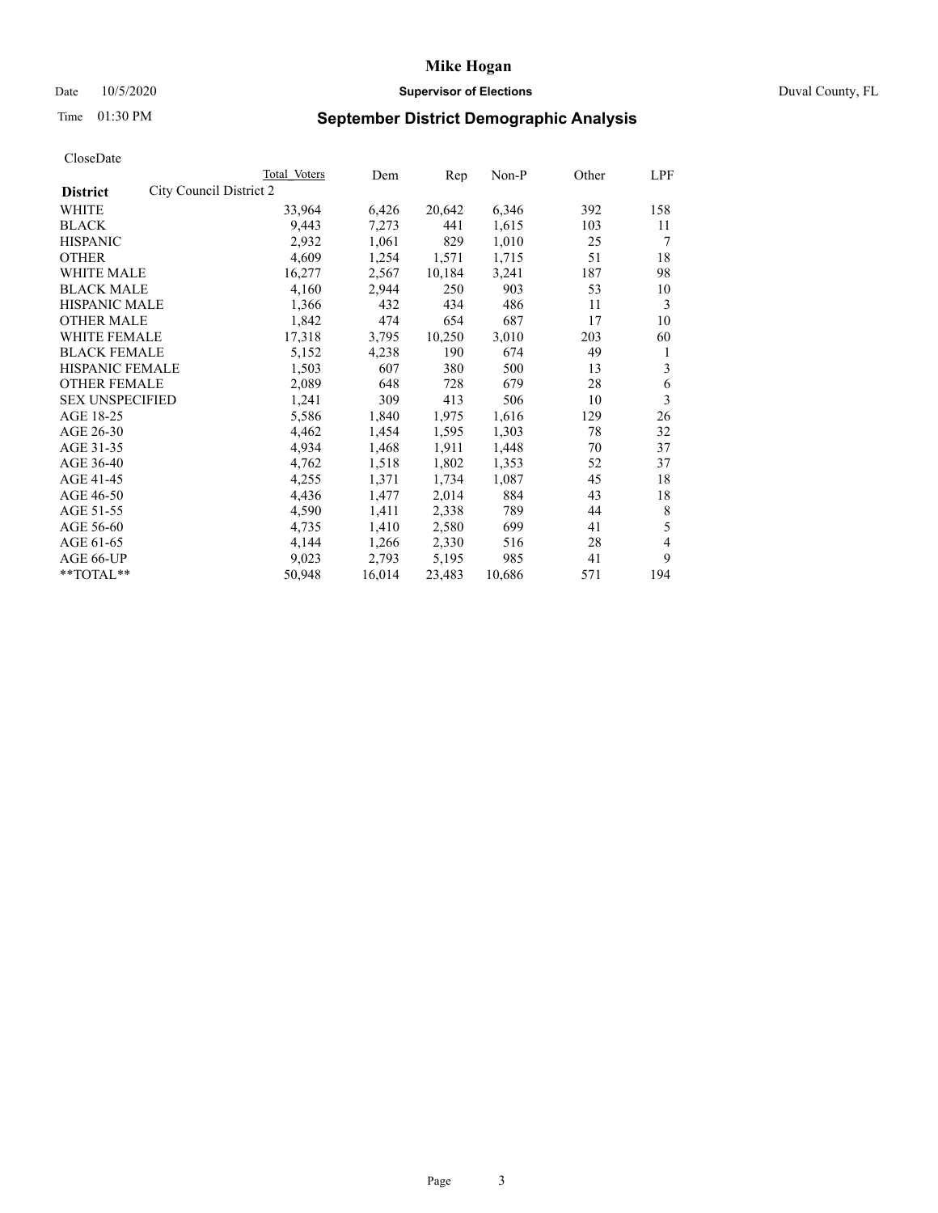# Mike Hogan

Date 10/5/2020 **Supervisor of Elections** Duval County, FL

Time 01:30 PM **September District Demographic Analysis**

CloseDate

| District | Total Voters | Dem | Rep | Non-P | Other | LPF |
|---|---|---|---|---|---|---|
| **City Council District 2** | | | | | | |
| WHITE | 33,964 | 6,426 | 20,642 | 6,346 | 392 | 158 |
| BLACK | 9,443 | 7,273 | 441 | 1,615 | 103 | 11 |
| HISPANIC | 2,932 | 1,061 | 829 | 1,010 | 25 | 7 |
| OTHER | 4,609 | 1,254 | 1,571 | 1,715 | 51 | 18 |
| WHITE MALE | 16,277 | 2,567 | 10,184 | 3,241 | 187 | 98 |
| BLACK MALE | 4,160 | 2,944 | 250 | 903 | 53 | 10 |
| HISPANIC MALE | 1,366 | 432 | 434 | 486 | 11 | 3 |
| OTHER MALE | 1,842 | 474 | 654 | 687 | 17 | 10 |
| WHITE FEMALE | 17,318 | 3,795 | 10,250 | 3,010 | 203 | 60 |
| BLACK FEMALE | 5,152 | 4,238 | 190 | 674 | 49 | 1 |
| HISPANIC FEMALE | 1,503 | 607 | 380 | 500 | 13 | 3 |
| OTHER FEMALE | 2,089 | 648 | 728 | 679 | 28 | 6 |
| SEX UNSPECIFIED | 1,241 | 309 | 413 | 506 | 10 | 3 |
| AGE 18-25 | 5,586 | 1,840 | 1,975 | 1,616 | 129 | 26 |
| AGE 26-30 | 4,462 | 1,454 | 1,595 | 1,303 | 78 | 32 |
| AGE 31-35 | 4,934 | 1,468 | 1,911 | 1,448 | 70 | 37 |
| AGE 36-40 | 4,762 | 1,518 | 1,802 | 1,353 | 52 | 37 |
| AGE 41-45 | 4,255 | 1,371 | 1,734 | 1,087 | 45 | 18 |
| AGE 46-50 | 4,436 | 1,477 | 2,014 | 884 | 43 | 18 |
| AGE 51-55 | 4,590 | 1,411 | 2,338 | 789 | 44 | 8 |
| AGE 56-60 | 4,735 | 1,410 | 2,580 | 699 | 41 | 5 |
| AGE 61-65 | 4,144 | 1,266 | 2,330 | 516 | 28 | 4 |
| AGE 66-UP | 9,023 | 2,793 | 5,195 | 985 | 41 | 9 |
| **TOTAL** | 50,948 | 16,014 | 23,483 | 10,686 | 571 | 194 |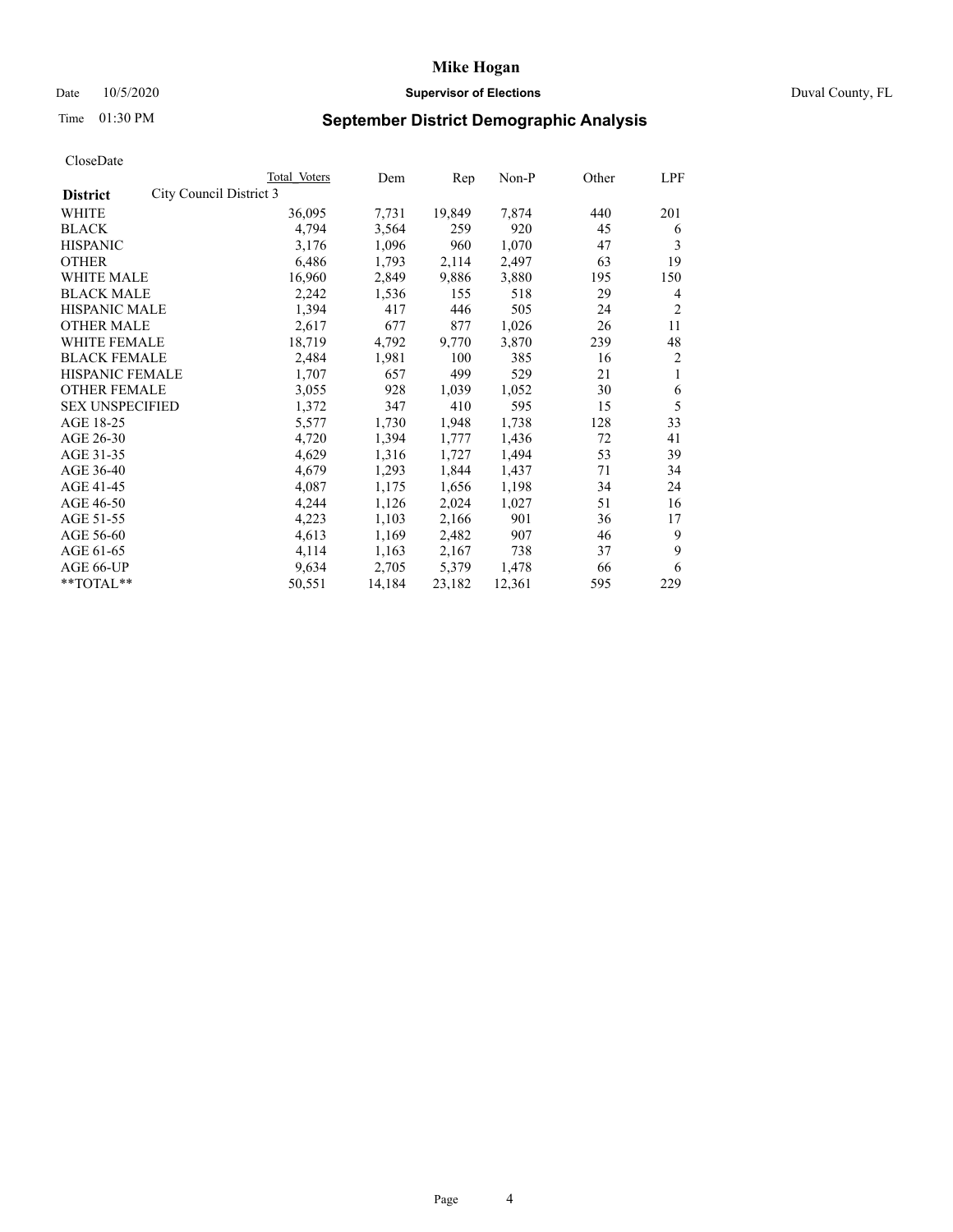# Mike Hogan

Date 10/5/2020 **Supervisor of Elections** Duval County, FL

Time 01:30 PM **September District Demographic Analysis**

CloseDate

| | Total Voters | Dem | Rep | Non-P | Other | LPF |
|---|---|---|---|---|---|---|
| **District** City Council District 3 | | | | | | |
| WHITE | 36,095 | 7,731 | 19,849 | 7,874 | 440 | 201 |
| BLACK | 4,794 | 3,564 | 259 | 920 | 45 | 6 |
| HISPANIC | 3,176 | 1,096 | 960 | 1,070 | 47 | 3 |
| OTHER | 6,486 | 1,793 | 2,114 | 2,497 | 63 | 19 |
| WHITE MALE | 16,960 | 2,849 | 9,886 | 3,880 | 195 | 150 |
| BLACK MALE | 2,242 | 1,536 | 155 | 518 | 29 | 4 |
| HISPANIC MALE | 1,394 | 417 | 446 | 505 | 24 | 2 |
| OTHER MALE | 2,617 | 677 | 877 | 1,026 | 26 | 11 |
| WHITE FEMALE | 18,719 | 4,792 | 9,770 | 3,870 | 239 | 48 |
| BLACK FEMALE | 2,484 | 1,981 | 100 | 385 | 16 | 2 |
| HISPANIC FEMALE | 1,707 | 657 | 499 | 529 | 21 | 1 |
| OTHER FEMALE | 3,055 | 928 | 1,039 | 1,052 | 30 | 6 |
| SEX UNSPECIFIED | 1,372 | 347 | 410 | 595 | 15 | 5 |
| AGE 18-25 | 5,577 | 1,730 | 1,948 | 1,738 | 128 | 33 |
| AGE 26-30 | 4,720 | 1,394 | 1,777 | 1,436 | 72 | 41 |
| AGE 31-35 | 4,629 | 1,316 | 1,727 | 1,494 | 53 | 39 |
| AGE 36-40 | 4,679 | 1,293 | 1,844 | 1,437 | 71 | 34 |
| AGE 41-45 | 4,087 | 1,175 | 1,656 | 1,198 | 34 | 24 |
| AGE 46-50 | 4,244 | 1,126 | 2,024 | 1,027 | 51 | 16 |
| AGE 51-55 | 4,223 | 1,103 | 2,166 | 901 | 36 | 17 |
| AGE 56-60 | 4,613 | 1,169 | 2,482 | 907 | 46 | 9 |
| AGE 61-65 | 4,114 | 1,163 | 2,167 | 738 | 37 | 9 |
| AGE 66-UP | 9,634 | 2,705 | 5,379 | 1,478 | 66 | 6 |
| **TOTAL** | 50,551 | 14,184 | 23,182 | 12,361 | 595 | 229 |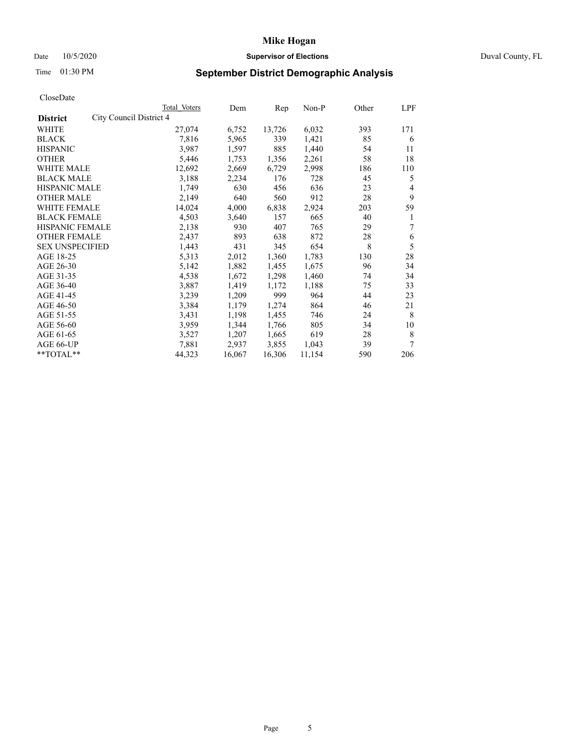# Mike Hogan

Date 10/5/2020 **Supervisor of Elections** Duval County, FL

Time 01:30 PM

## September District Demographic Analysis

CloseDate

| | Total Voters | Dem | Rep | Non-P | Other | LPF |
|---|---|---|---|---|---|---|
| **District** City Council District 4 | | | | | | |
| WHITE | 27,074 | 6,752 | 13,726 | 6,032 | 393 | 171 |
| BLACK | 7,816 | 5,965 | 339 | 1,421 | 85 | 6 |
| HISPANIC | 3,987 | 1,597 | 885 | 1,440 | 54 | 11 |
| OTHER | 5,446 | 1,753 | 1,356 | 2,261 | 58 | 18 |
| WHITE MALE | 12,692 | 2,669 | 6,729 | 2,998 | 186 | 110 |
| BLACK MALE | 3,188 | 2,234 | 176 | 728 | 45 | 5 |
| HISPANIC MALE | 1,749 | 630 | 456 | 636 | 23 | 4 |
| OTHER MALE | 2,149 | 640 | 560 | 912 | 28 | 9 |
| WHITE FEMALE | 14,024 | 4,000 | 6,838 | 2,924 | 203 | 59 |
| BLACK FEMALE | 4,503 | 3,640 | 157 | 665 | 40 | 1 |
| HISPANIC FEMALE | 2,138 | 930 | 407 | 765 | 29 | 7 |
| OTHER FEMALE | 2,437 | 893 | 638 | 872 | 28 | 6 |
| SEX UNSPECIFIED | 1,443 | 431 | 345 | 654 | 8 | 5 |
| AGE 18-25 | 5,313 | 2,012 | 1,360 | 1,783 | 130 | 28 |
| AGE 26-30 | 5,142 | 1,882 | 1,455 | 1,675 | 96 | 34 |
| AGE 31-35 | 4,538 | 1,672 | 1,298 | 1,460 | 74 | 34 |
| AGE 36-40 | 3,887 | 1,419 | 1,172 | 1,188 | 75 | 33 |
| AGE 41-45 | 3,239 | 1,209 | 999 | 964 | 44 | 23 |
| AGE 46-50 | 3,384 | 1,179 | 1,274 | 864 | 46 | 21 |
| AGE 51-55 | 3,431 | 1,198 | 1,455 | 746 | 24 | 8 |
| AGE 56-60 | 3,959 | 1,344 | 1,766 | 805 | 34 | 10 |
| AGE 61-65 | 3,527 | 1,207 | 1,665 | 619 | 28 | 8 |
| AGE 66-UP | 7,881 | 2,937 | 3,855 | 1,043 | 39 | 7 |
| **TOTAL** | 44,323 | 16,067 | 16,306 | 11,154 | 590 | 206 |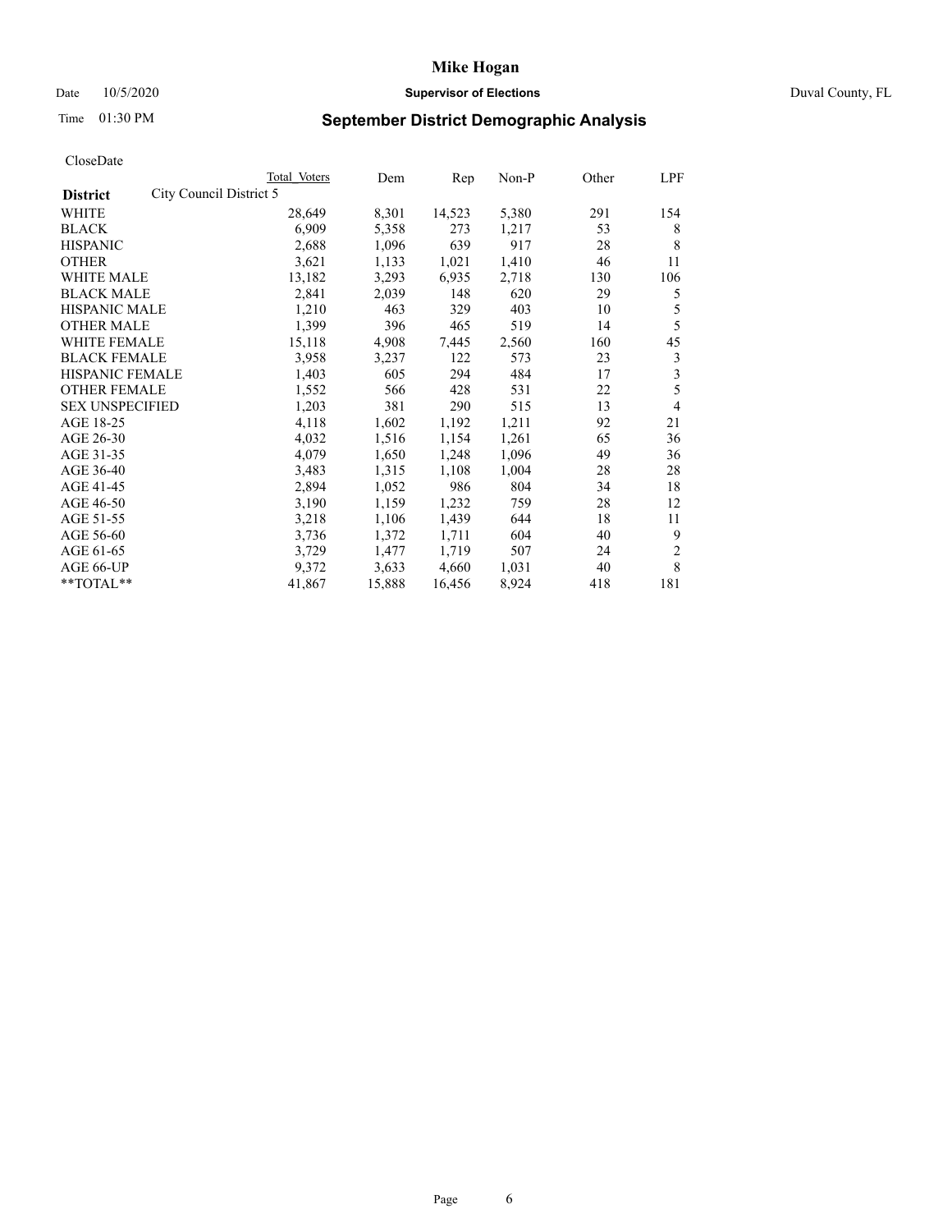# Mike Hogan

Date 10/5/2020 **Supervisor of Elections** Duval County, FL

Time 01:30 PM

## September District Demographic Analysis

CloseDate

| **District** City Council District 5 | Total Voters | Dem | Rep | Non-P | Other | LPF |
|---|---|---|---|---|---|---|
| WHITE | 28,649 | 8,301 | 14,523 | 5,380 | 291 | 154 |
| BLACK | 6,909 | 5,358 | 273 | 1,217 | 53 | 8 |
| HISPANIC | 2,688 | 1,096 | 639 | 917 | 28 | 8 |
| OTHER | 3,621 | 1,133 | 1,021 | 1,410 | 46 | 11 |
| WHITE MALE | 13,182 | 3,293 | 6,935 | 2,718 | 130 | 106 |
| BLACK MALE | 2,841 | 2,039 | 148 | 620 | 29 | 5 |
| HISPANIC MALE | 1,210 | 463 | 329 | 403 | 10 | 5 |
| OTHER MALE | 1,399 | 396 | 465 | 519 | 14 | 5 |
| WHITE FEMALE | 15,118 | 4,908 | 7,445 | 2,560 | 160 | 45 |
| BLACK FEMALE | 3,958 | 3,237 | 122 | 573 | 23 | 3 |
| HISPANIC FEMALE | 1,403 | 605 | 294 | 484 | 17 | 3 |
| OTHER FEMALE | 1,552 | 566 | 428 | 531 | 22 | 5 |
| SEX UNSPECIFIED | 1,203 | 381 | 290 | 515 | 13 | 4 |
| AGE 18-25 | 4,118 | 1,602 | 1,192 | 1,211 | 92 | 21 |
| AGE 26-30 | 4,032 | 1,516 | 1,154 | 1,261 | 65 | 36 |
| AGE 31-35 | 4,079 | 1,650 | 1,248 | 1,096 | 49 | 36 |
| AGE 36-40 | 3,483 | 1,315 | 1,108 | 1,004 | 28 | 28 |
| AGE 41-45 | 2,894 | 1,052 | 986 | 804 | 34 | 18 |
| AGE 46-50 | 3,190 | 1,159 | 1,232 | 759 | 28 | 12 |
| AGE 51-55 | 3,218 | 1,106 | 1,439 | 644 | 18 | 11 |
| AGE 56-60 | 3,736 | 1,372 | 1,711 | 604 | 40 | 9 |
| AGE 61-65 | 3,729 | 1,477 | 1,719 | 507 | 24 | 2 |
| AGE 66-UP | 9,372 | 3,633 | 4,660 | 1,031 | 40 | 8 |
| **TOTAL** | 41,867 | 15,888 | 16,456 | 8,924 | 418 | 181 |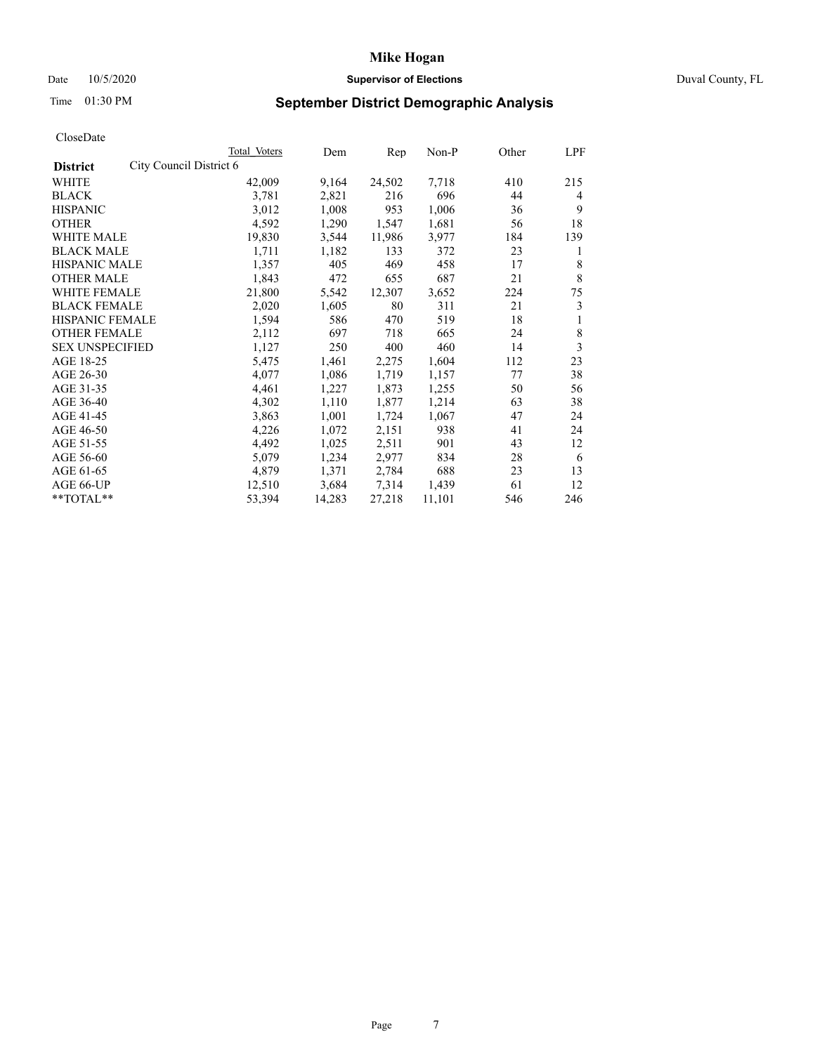# Mike Hogan

Date 10/5/2020 **Supervisor of Elections** Duval County, FL

Time 01:30 PM **September District Demographic Analysis**

CloseDate

| **District** City Council District 6 | Total Voters | Dem | Rep | Non-P | Other | LPF |
|---|---|---|---|---|---|---|
| WHITE | 42,009 | 9,164 | 24,502 | 7,718 | 410 | 215 |
| BLACK | 3,781 | 2,821 | 216 | 696 | 44 | 4 |
| HISPANIC | 3,012 | 1,008 | 953 | 1,006 | 36 | 9 |
| OTHER | 4,592 | 1,290 | 1,547 | 1,681 | 56 | 18 |
| WHITE MALE | 19,830 | 3,544 | 11,986 | 3,977 | 184 | 139 |
| BLACK MALE | 1,711 | 1,182 | 133 | 372 | 23 | 1 |
| HISPANIC MALE | 1,357 | 405 | 469 | 458 | 17 | 8 |
| OTHER MALE | 1,843 | 472 | 655 | 687 | 21 | 8 |
| WHITE FEMALE | 21,800 | 5,542 | 12,307 | 3,652 | 224 | 75 |
| BLACK FEMALE | 2,020 | 1,605 | 80 | 311 | 21 | 3 |
| HISPANIC FEMALE | 1,594 | 586 | 470 | 519 | 18 | 1 |
| OTHER FEMALE | 2,112 | 697 | 718 | 665 | 24 | 8 |
| SEX UNSPECIFIED | 1,127 | 250 | 400 | 460 | 14 | 3 |
| AGE 18-25 | 5,475 | 1,461 | 2,275 | 1,604 | 112 | 23 |
| AGE 26-30 | 4,077 | 1,086 | 1,719 | 1,157 | 77 | 38 |
| AGE 31-35 | 4,461 | 1,227 | 1,873 | 1,255 | 50 | 56 |
| AGE 36-40 | 4,302 | 1,110 | 1,877 | 1,214 | 63 | 38 |
| AGE 41-45 | 3,863 | 1,001 | 1,724 | 1,067 | 47 | 24 |
| AGE 46-50 | 4,226 | 1,072 | 2,151 | 938 | 41 | 24 |
| AGE 51-55 | 4,492 | 1,025 | 2,511 | 901 | 43 | 12 |
| AGE 56-60 | 5,079 | 1,234 | 2,977 | 834 | 28 | 6 |
| AGE 61-65 | 4,879 | 1,371 | 2,784 | 688 | 23 | 13 |
| AGE 66-UP | 12,510 | 3,684 | 7,314 | 1,439 | 61 | 12 |
| **TOTAL** | 53,394 | 14,283 | 27,218 | 11,101 | 546 | 246 |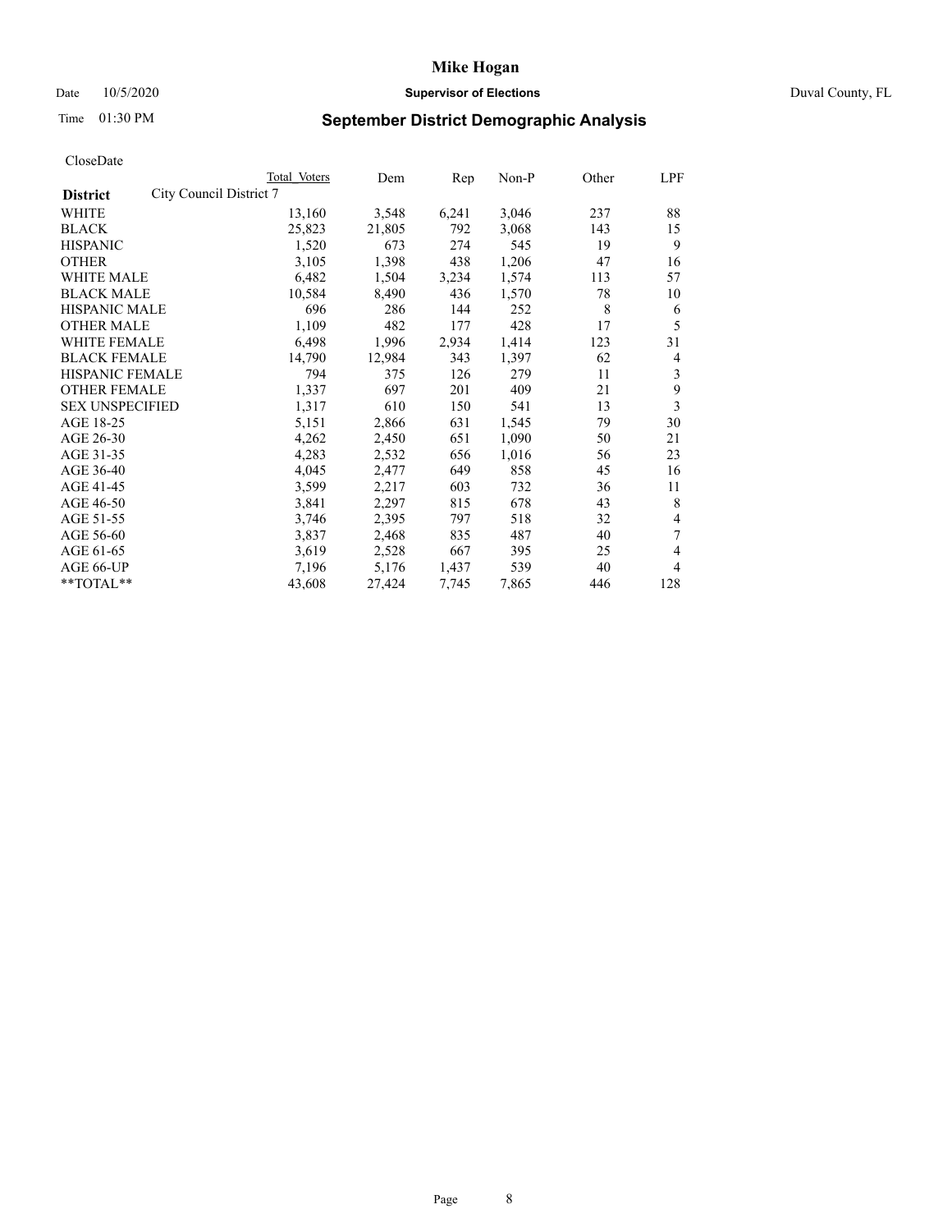# Mike Hogan

Date 10/5/2020 **Supervisor of Elections** Duval County, FL

Time 01:30 PM **September District Demographic Analysis**

CloseDate

| | Total Voters | Dem | Rep | Non-P | Other | LPF |
|---|---|---|---|---|---|---|
| **District** City Council District 7 | | | | | | |
| WHITE | 13,160 | 3,548 | 6,241 | 3,046 | 237 | 88 |
| BLACK | 25,823 | 21,805 | 792 | 3,068 | 143 | 15 |
| HISPANIC | 1,520 | 673 | 274 | 545 | 19 | 9 |
| OTHER | 3,105 | 1,398 | 438 | 1,206 | 47 | 16 |
| WHITE MALE | 6,482 | 1,504 | 3,234 | 1,574 | 113 | 57 |
| BLACK MALE | 10,584 | 8,490 | 436 | 1,570 | 78 | 10 |
| HISPANIC MALE | 696 | 286 | 144 | 252 | 8 | 6 |
| OTHER MALE | 1,109 | 482 | 177 | 428 | 17 | 5 |
| WHITE FEMALE | 6,498 | 1,996 | 2,934 | 1,414 | 123 | 31 |
| BLACK FEMALE | 14,790 | 12,984 | 343 | 1,397 | 62 | 4 |
| HISPANIC FEMALE | 794 | 375 | 126 | 279 | 11 | 3 |
| OTHER FEMALE | 1,337 | 697 | 201 | 409 | 21 | 9 |
| SEX UNSPECIFIED | 1,317 | 610 | 150 | 541 | 13 | 3 |
| AGE 18-25 | 5,151 | 2,866 | 631 | 1,545 | 79 | 30 |
| AGE 26-30 | 4,262 | 2,450 | 651 | 1,090 | 50 | 21 |
| AGE 31-35 | 4,283 | 2,532 | 656 | 1,016 | 56 | 23 |
| AGE 36-40 | 4,045 | 2,477 | 649 | 858 | 45 | 16 |
| AGE 41-45 | 3,599 | 2,217 | 603 | 732 | 36 | 11 |
| AGE 46-50 | 3,841 | 2,297 | 815 | 678 | 43 | 8 |
| AGE 51-55 | 3,746 | 2,395 | 797 | 518 | 32 | 4 |
| AGE 56-60 | 3,837 | 2,468 | 835 | 487 | 40 | 7 |
| AGE 61-65 | 3,619 | 2,528 | 667 | 395 | 25 | 4 |
| AGE 66-UP | 7,196 | 5,176 | 1,437 | 539 | 40 | 4 |
| **TOTAL** | 43,608 | 27,424 | 7,745 | 7,865 | 446 | 128 |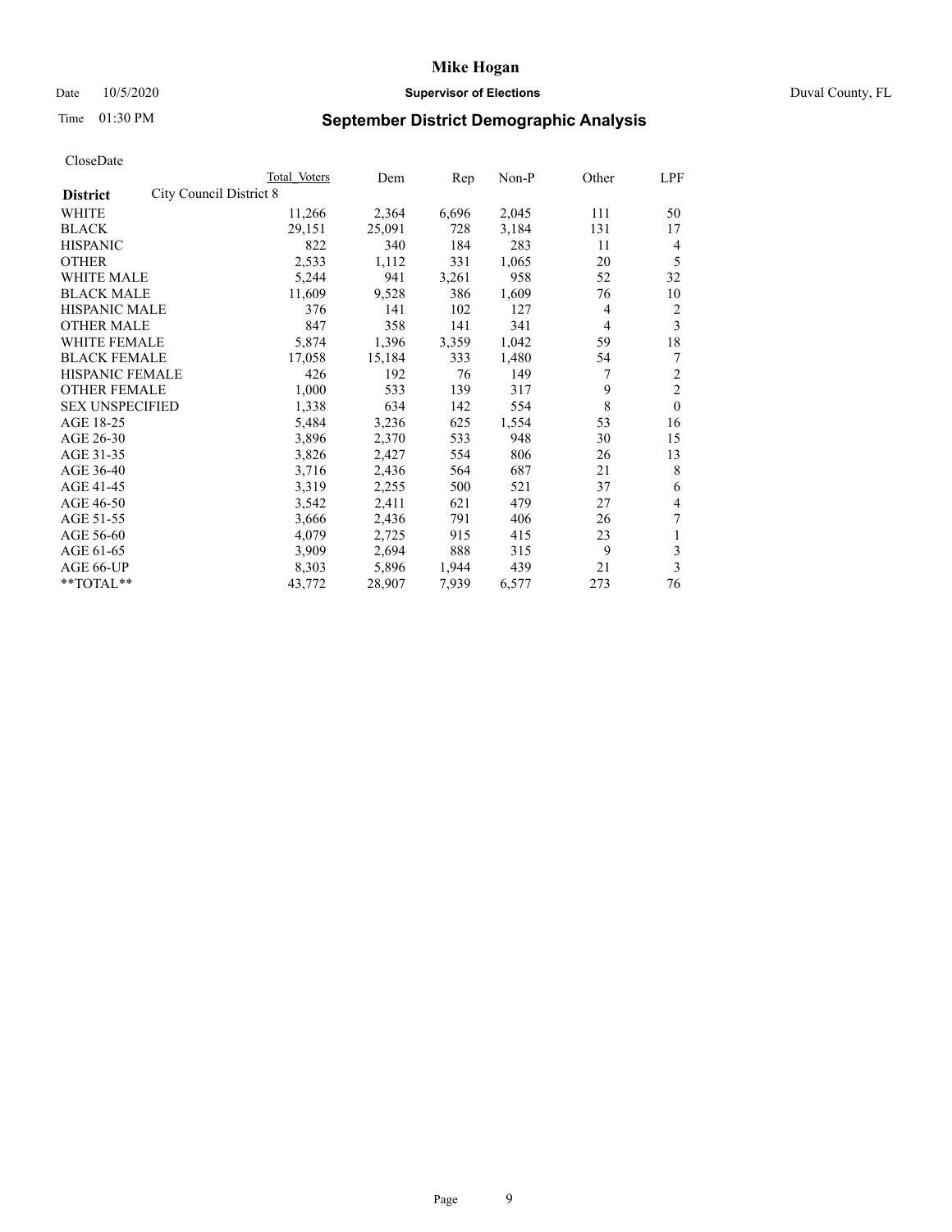# Mike Hogan

Date 10/5/2020 **Supervisor of Elections** Duval County, FL

Time 01:30 PM

## September District Demographic Analysis

CloseDate

| | Total Voters | Dem | Rep | Non-P | Other | LPF |
|---|---|---|---|---|---|---|
| **District** City Council District 8 | | | | | | |
| WHITE | 11,266 | 2,364 | 6,696 | 2,045 | 111 | 50 |
| BLACK | 29,151 | 25,091 | 728 | 3,184 | 131 | 17 |
| HISPANIC | 822 | 340 | 184 | 283 | 11 | 4 |
| OTHER | 2,533 | 1,112 | 331 | 1,065 | 20 | 5 |
| WHITE MALE | 5,244 | 941 | 3,261 | 958 | 52 | 32 |
| BLACK MALE | 11,609 | 9,528 | 386 | 1,609 | 76 | 10 |
| HISPANIC MALE | 376 | 141 | 102 | 127 | 4 | 2 |
| OTHER MALE | 847 | 358 | 141 | 341 | 4 | 3 |
| WHITE FEMALE | 5,874 | 1,396 | 3,359 | 1,042 | 59 | 18 |
| BLACK FEMALE | 17,058 | 15,184 | 333 | 1,480 | 54 | 7 |
| HISPANIC FEMALE | 426 | 192 | 76 | 149 | 7 | 2 |
| OTHER FEMALE | 1,000 | 533 | 139 | 317 | 9 | 2 |
| SEX UNSPECIFIED | 1,338 | 634 | 142 | 554 | 8 | 0 |
| AGE 18-25 | 5,484 | 3,236 | 625 | 1,554 | 53 | 16 |
| AGE 26-30 | 3,896 | 2,370 | 533 | 948 | 30 | 15 |
| AGE 31-35 | 3,826 | 2,427 | 554 | 806 | 26 | 13 |
| AGE 36-40 | 3,716 | 2,436 | 564 | 687 | 21 | 8 |
| AGE 41-45 | 3,319 | 2,255 | 500 | 521 | 37 | 6 |
| AGE 46-50 | 3,542 | 2,411 | 621 | 479 | 27 | 4 |
| AGE 51-55 | 3,666 | 2,436 | 791 | 406 | 26 | 7 |
| AGE 56-60 | 4,079 | 2,725 | 915 | 415 | 23 | 1 |
| AGE 61-65 | 3,909 | 2,694 | 888 | 315 | 9 | 3 |
| AGE 66-UP | 8,303 | 5,896 | 1,944 | 439 | 21 | 3 |
| **TOTAL** | 43,772 | 28,907 | 7,939 | 6,577 | 273 | 76 |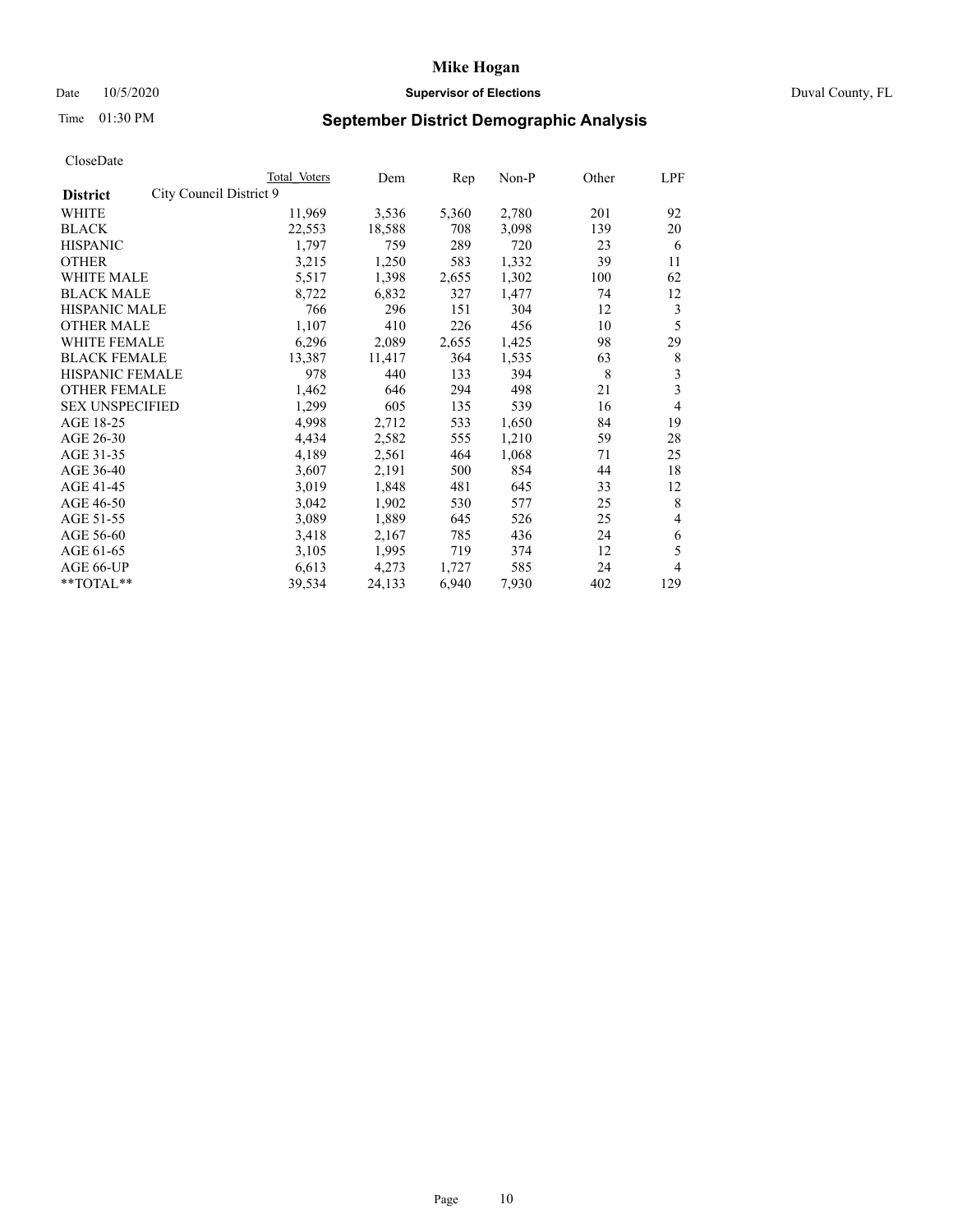# Mike Hogan

Date 10/5/2020 **Supervisor of Elections** Duval County, FL

Time 01:30 PM **September District Demographic Analysis**

CloseDate

| **District** City Council District 9 | Total Voters | Dem | Rep | Non-P | Other | LPF |
|---|---|---|---|---|---|---|
| WHITE | 11,969 | 3,536 | 5,360 | 2,780 | 201 | 92 |
| BLACK | 22,553 | 18,588 | 708 | 3,098 | 139 | 20 |
| HISPANIC | 1,797 | 759 | 289 | 720 | 23 | 6 |
| OTHER | 3,215 | 1,250 | 583 | 1,332 | 39 | 11 |
| WHITE MALE | 5,517 | 1,398 | 2,655 | 1,302 | 100 | 62 |
| BLACK MALE | 8,722 | 6,832 | 327 | 1,477 | 74 | 12 |
| HISPANIC MALE | 766 | 296 | 151 | 304 | 12 | 3 |
| OTHER MALE | 1,107 | 410 | 226 | 456 | 10 | 5 |
| WHITE FEMALE | 6,296 | 2,089 | 2,655 | 1,425 | 98 | 29 |
| BLACK FEMALE | 13,387 | 11,417 | 364 | 1,535 | 63 | 8 |
| HISPANIC FEMALE | 978 | 440 | 133 | 394 | 8 | 3 |
| OTHER FEMALE | 1,462 | 646 | 294 | 498 | 21 | 3 |
| SEX UNSPECIFIED | 1,299 | 605 | 135 | 539 | 16 | 4 |
| AGE 18-25 | 4,998 | 2,712 | 533 | 1,650 | 84 | 19 |
| AGE 26-30 | 4,434 | 2,582 | 555 | 1,210 | 59 | 28 |
| AGE 31-35 | 4,189 | 2,561 | 464 | 1,068 | 71 | 25 |
| AGE 36-40 | 3,607 | 2,191 | 500 | 854 | 44 | 18 |
| AGE 41-45 | 3,019 | 1,848 | 481 | 645 | 33 | 12 |
| AGE 46-50 | 3,042 | 1,902 | 530 | 577 | 25 | 8 |
| AGE 51-55 | 3,089 | 1,889 | 645 | 526 | 25 | 4 |
| AGE 56-60 | 3,418 | 2,167 | 785 | 436 | 24 | 6 |
| AGE 61-65 | 3,105 | 1,995 | 719 | 374 | 12 | 5 |
| AGE 66-UP | 6,613 | 4,273 | 1,727 | 585 | 24 | 4 |
| **TOTAL** | 39,534 | 24,133 | 6,940 | 7,930 | 402 | 129 |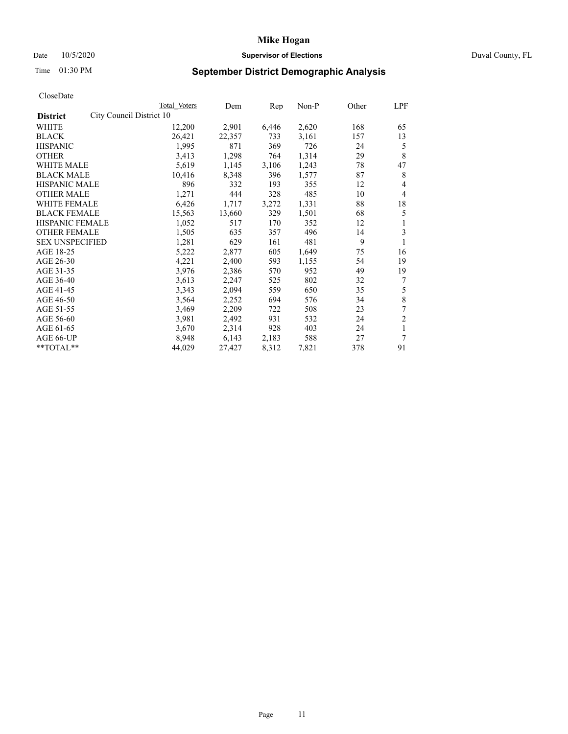# Mike Hogan

Date 10/5/2020 **Supervisor of Elections** Duval County, FL

Time 01:30 PM

## September District Demographic Analysis

CloseDate

| | Total Voters | Dem | Rep | Non-P | Other | LPF |
|---|---|---|---|---|---|---|
| **District** City Council District 10 | | | | | | |
| WHITE | 12,200 | 2,901 | 6,446 | 2,620 | 168 | 65 |
| BLACK | 26,421 | 22,357 | 733 | 3,161 | 157 | 13 |
| HISPANIC | 1,995 | 871 | 369 | 726 | 24 | 5 |
| OTHER | 3,413 | 1,298 | 764 | 1,314 | 29 | 8 |
| WHITE MALE | 5,619 | 1,145 | 3,106 | 1,243 | 78 | 47 |
| BLACK MALE | 10,416 | 8,348 | 396 | 1,577 | 87 | 8 |
| HISPANIC MALE | 896 | 332 | 193 | 355 | 12 | 4 |
| OTHER MALE | 1,271 | 444 | 328 | 485 | 10 | 4 |
| WHITE FEMALE | 6,426 | 1,717 | 3,272 | 1,331 | 88 | 18 |
| BLACK FEMALE | 15,563 | 13,660 | 329 | 1,501 | 68 | 5 |
| HISPANIC FEMALE | 1,052 | 517 | 170 | 352 | 12 | 1 |
| OTHER FEMALE | 1,505 | 635 | 357 | 496 | 14 | 3 |
| SEX UNSPECIFIED | 1,281 | 629 | 161 | 481 | 9 | 1 |
| AGE 18-25 | 5,222 | 2,877 | 605 | 1,649 | 75 | 16 |
| AGE 26-30 | 4,221 | 2,400 | 593 | 1,155 | 54 | 19 |
| AGE 31-35 | 3,976 | 2,386 | 570 | 952 | 49 | 19 |
| AGE 36-40 | 3,613 | 2,247 | 525 | 802 | 32 | 7 |
| AGE 41-45 | 3,343 | 2,094 | 559 | 650 | 35 | 5 |
| AGE 46-50 | 3,564 | 2,252 | 694 | 576 | 34 | 8 |
| AGE 51-55 | 3,469 | 2,209 | 722 | 508 | 23 | 7 |
| AGE 56-60 | 3,981 | 2,492 | 931 | 532 | 24 | 2 |
| AGE 61-65 | 3,670 | 2,314 | 928 | 403 | 24 | 1 |
| AGE 66-UP | 8,948 | 6,143 | 2,183 | 588 | 27 | 7 |
| **TOTAL** | 44,029 | 27,427 | 8,312 | 7,821 | 378 | 91 |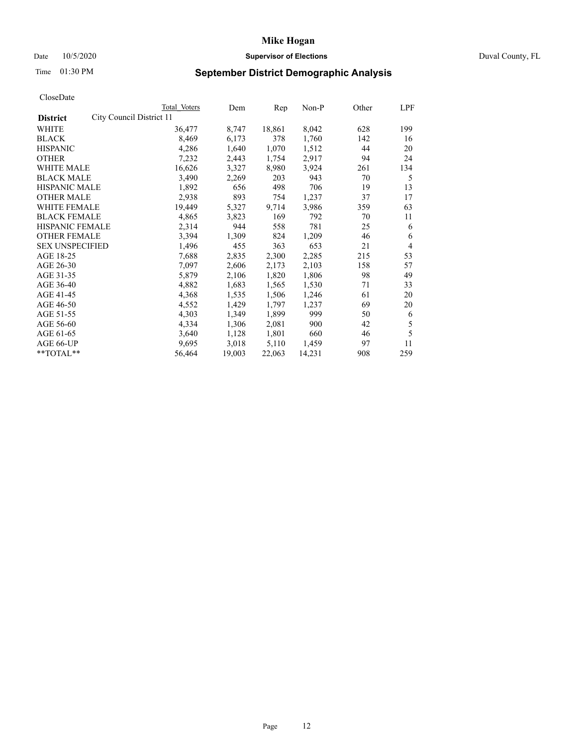# Mike Hogan

Date 10/5/2020 **Supervisor of Elections** Duval County, FL

Time 01:30 PM

## September District Demographic Analysis

CloseDate

| **District** | City Council District 11 | Total Voters | Dem | Rep | Non-P | Other | LPF |
|---|---|---|---|---|---|---|---|
| WHITE | | 36,477 | 8,747 | 18,861 | 8,042 | 628 | 199 |
| BLACK | | 8,469 | 6,173 | 378 | 1,760 | 142 | 16 |
| HISPANIC | | 4,286 | 1,640 | 1,070 | 1,512 | 44 | 20 |
| OTHER | | 7,232 | 2,443 | 1,754 | 2,917 | 94 | 24 |
| WHITE MALE | | 16,626 | 3,327 | 8,980 | 3,924 | 261 | 134 |
| BLACK MALE | | 3,490 | 2,269 | 203 | 943 | 70 | 5 |
| HISPANIC MALE | | 1,892 | 656 | 498 | 706 | 19 | 13 |
| OTHER MALE | | 2,938 | 893 | 754 | 1,237 | 37 | 17 |
| WHITE FEMALE | | 19,449 | 5,327 | 9,714 | 3,986 | 359 | 63 |
| BLACK FEMALE | | 4,865 | 3,823 | 169 | 792 | 70 | 11 |
| HISPANIC FEMALE | | 2,314 | 944 | 558 | 781 | 25 | 6 |
| OTHER FEMALE | | 3,394 | 1,309 | 824 | 1,209 | 46 | 6 |
| SEX UNSPECIFIED | | 1,496 | 455 | 363 | 653 | 21 | 4 |
| AGE 18-25 | | 7,688 | 2,835 | 2,300 | 2,285 | 215 | 53 |
| AGE 26-30 | | 7,097 | 2,606 | 2,173 | 2,103 | 158 | 57 |
| AGE 31-35 | | 5,879 | 2,106 | 1,820 | 1,806 | 98 | 49 |
| AGE 36-40 | | 4,882 | 1,683 | 1,565 | 1,530 | 71 | 33 |
| AGE 41-45 | | 4,368 | 1,535 | 1,506 | 1,246 | 61 | 20 |
| AGE 46-50 | | 4,552 | 1,429 | 1,797 | 1,237 | 69 | 20 |
| AGE 51-55 | | 4,303 | 1,349 | 1,899 | 999 | 50 | 6 |
| AGE 56-60 | | 4,334 | 1,306 | 2,081 | 900 | 42 | 5 |
| AGE 61-65 | | 3,640 | 1,128 | 1,801 | 660 | 46 | 5 |
| AGE 66-UP | | 9,695 | 3,018 | 5,110 | 1,459 | 97 | 11 |
| **TOTAL** | | 56,464 | 19,003 | 22,063 | 14,231 | 908 | 259 |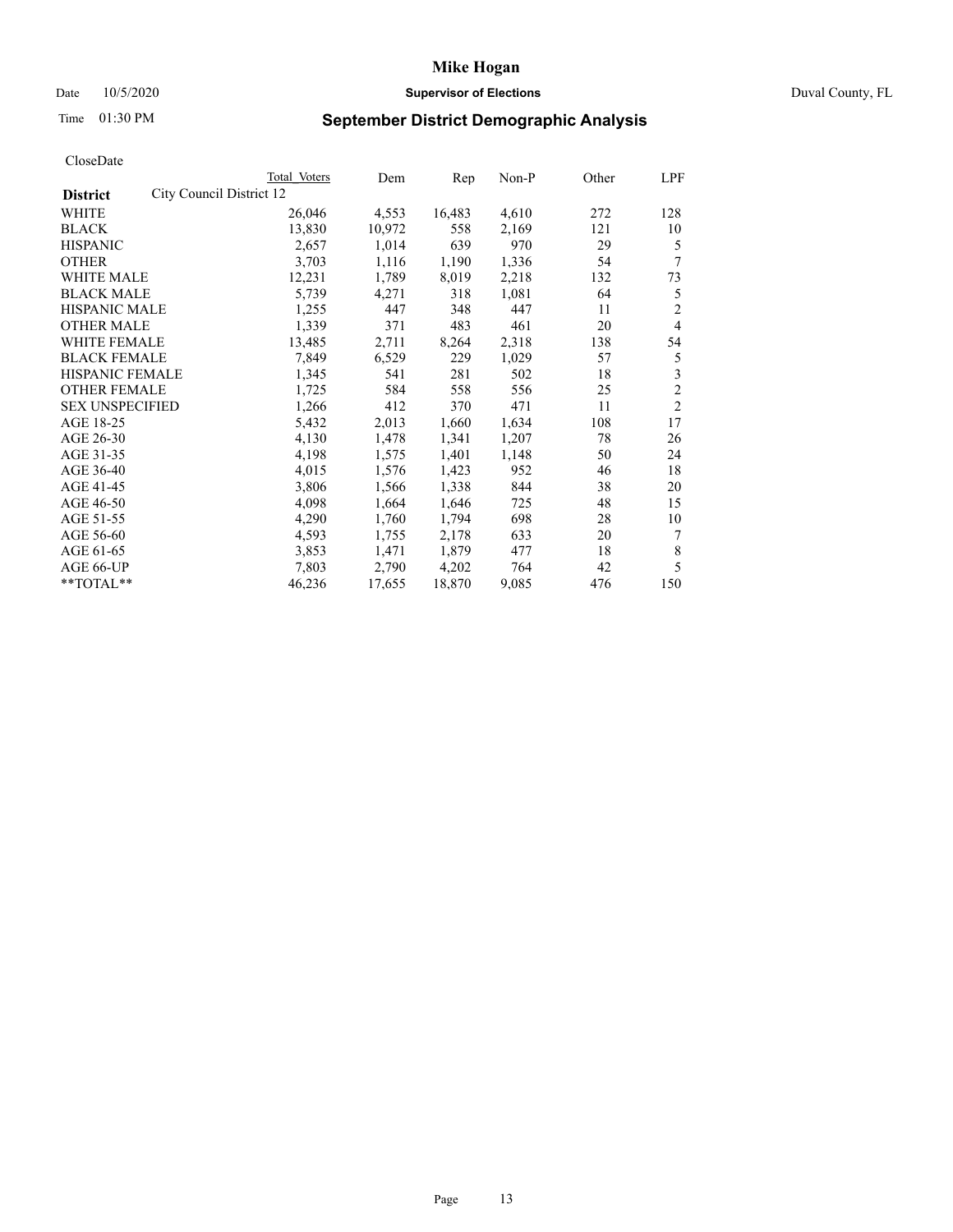# Mike Hogan

Date 10/5/2020 **Supervisor of Elections** Duval County, FL

Time 01:30 PM **September District Demographic Analysis**

CloseDate

| **District** City Council District 12 | Total Voters | Dem | Rep | Non-P | Other | LPF |
|---|---|---|---|---|---|---|
| WHITE | 26,046 | 4,553 | 16,483 | 4,610 | 272 | 128 |
| BLACK | 13,830 | 10,972 | 558 | 2,169 | 121 | 10 |
| HISPANIC | 2,657 | 1,014 | 639 | 970 | 29 | 5 |
| OTHER | 3,703 | 1,116 | 1,190 | 1,336 | 54 | 7 |
| WHITE MALE | 12,231 | 1,789 | 8,019 | 2,218 | 132 | 73 |
| BLACK MALE | 5,739 | 4,271 | 318 | 1,081 | 64 | 5 |
| HISPANIC MALE | 1,255 | 447 | 348 | 447 | 11 | 2 |
| OTHER MALE | 1,339 | 371 | 483 | 461 | 20 | 4 |
| WHITE FEMALE | 13,485 | 2,711 | 8,264 | 2,318 | 138 | 54 |
| BLACK FEMALE | 7,849 | 6,529 | 229 | 1,029 | 57 | 5 |
| HISPANIC FEMALE | 1,345 | 541 | 281 | 502 | 18 | 3 |
| OTHER FEMALE | 1,725 | 584 | 558 | 556 | 25 | 2 |
| SEX UNSPECIFIED | 1,266 | 412 | 370 | 471 | 11 | 2 |
| AGE 18-25 | 5,432 | 2,013 | 1,660 | 1,634 | 108 | 17 |
| AGE 26-30 | 4,130 | 1,478 | 1,341 | 1,207 | 78 | 26 |
| AGE 31-35 | 4,198 | 1,575 | 1,401 | 1,148 | 50 | 24 |
| AGE 36-40 | 4,015 | 1,576 | 1,423 | 952 | 46 | 18 |
| AGE 41-45 | 3,806 | 1,566 | 1,338 | 844 | 38 | 20 |
| AGE 46-50 | 4,098 | 1,664 | 1,646 | 725 | 48 | 15 |
| AGE 51-55 | 4,290 | 1,760 | 1,794 | 698 | 28 | 10 |
| AGE 56-60 | 4,593 | 1,755 | 2,178 | 633 | 20 | 7 |
| AGE 61-65 | 3,853 | 1,471 | 1,879 | 477 | 18 | 8 |
| AGE 66-UP | 7,803 | 2,790 | 4,202 | 764 | 42 | 5 |
| **TOTAL** | 46,236 | 17,655 | 18,870 | 9,085 | 476 | 150 |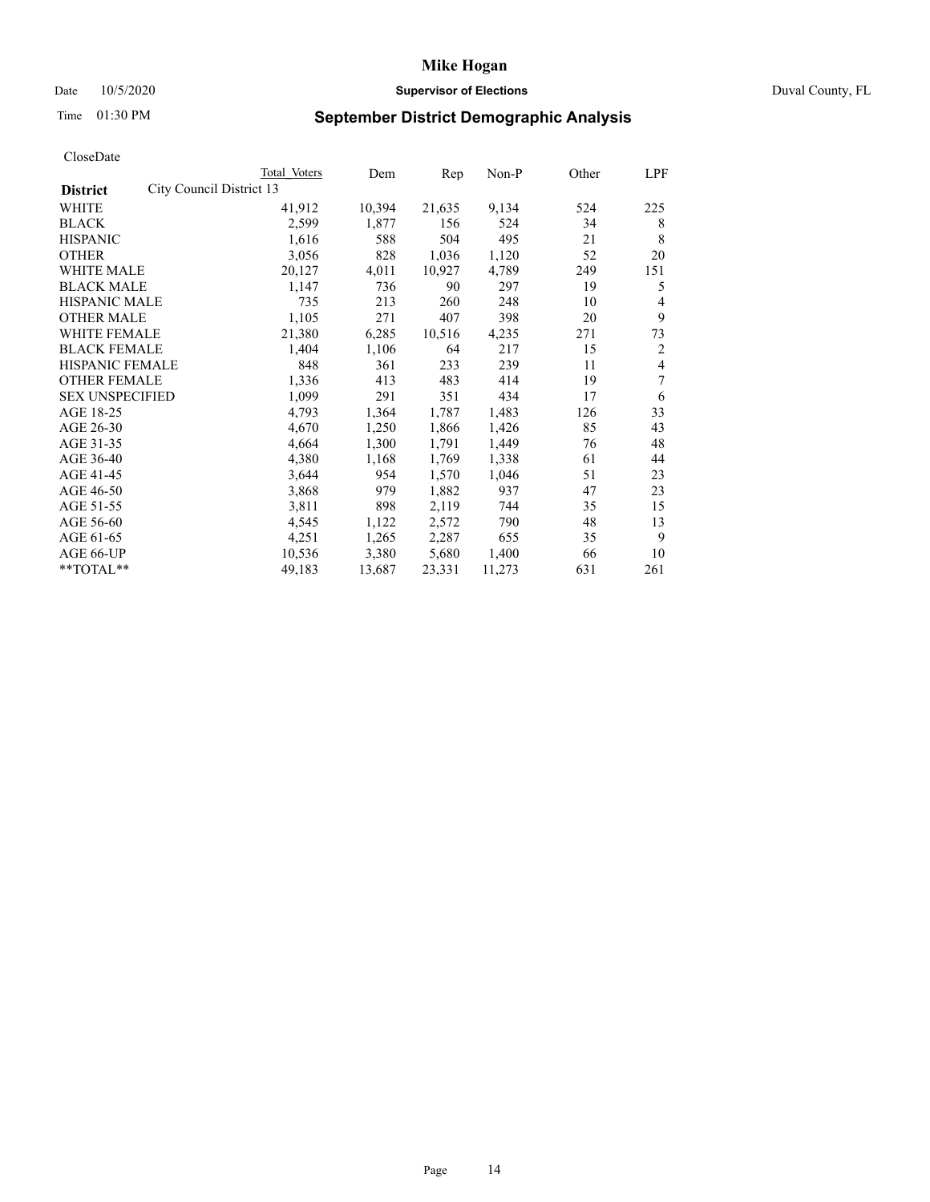# Mike Hogan

Date 10/5/2020 **Supervisor of Elections** Duval County, FL

Time 01:30 PM

## September District Demographic Analysis

CloseDate

| District | Total Voters | Dem | Rep | Non-P | Other | LPF |
|---|---|---|---|---|---|---|
| City Council District 13 | | | | | | |
| WHITE | 41,912 | 10,394 | 21,635 | 9,134 | 524 | 225 |
| BLACK | 2,599 | 1,877 | 156 | 524 | 34 | 8 |
| HISPANIC | 1,616 | 588 | 504 | 495 | 21 | 8 |
| OTHER | 3,056 | 828 | 1,036 | 1,120 | 52 | 20 |
| WHITE MALE | 20,127 | 4,011 | 10,927 | 4,789 | 249 | 151 |
| BLACK MALE | 1,147 | 736 | 90 | 297 | 19 | 5 |
| HISPANIC MALE | 735 | 213 | 260 | 248 | 10 | 4 |
| OTHER MALE | 1,105 | 271 | 407 | 398 | 20 | 9 |
| WHITE FEMALE | 21,380 | 6,285 | 10,516 | 4,235 | 271 | 73 |
| BLACK FEMALE | 1,404 | 1,106 | 64 | 217 | 15 | 2 |
| HISPANIC FEMALE | 848 | 361 | 233 | 239 | 11 | 4 |
| OTHER FEMALE | 1,336 | 413 | 483 | 414 | 19 | 7 |
| SEX UNSPECIFIED | 1,099 | 291 | 351 | 434 | 17 | 6 |
| AGE 18-25 | 4,793 | 1,364 | 1,787 | 1,483 | 126 | 33 |
| AGE 26-30 | 4,670 | 1,250 | 1,866 | 1,426 | 85 | 43 |
| AGE 31-35 | 4,664 | 1,300 | 1,791 | 1,449 | 76 | 48 |
| AGE 36-40 | 4,380 | 1,168 | 1,769 | 1,338 | 61 | 44 |
| AGE 41-45 | 3,644 | 954 | 1,570 | 1,046 | 51 | 23 |
| AGE 46-50 | 3,868 | 979 | 1,882 | 937 | 47 | 23 |
| AGE 51-55 | 3,811 | 898 | 2,119 | 744 | 35 | 15 |
| AGE 56-60 | 4,545 | 1,122 | 2,572 | 790 | 48 | 13 |
| AGE 61-65 | 4,251 | 1,265 | 2,287 | 655 | 35 | 9 |
| AGE 66-UP | 10,536 | 3,380 | 5,680 | 1,400 | 66 | 10 |
| **TOTAL** | 49,183 | 13,687 | 23,331 | 11,273 | 631 | 261 |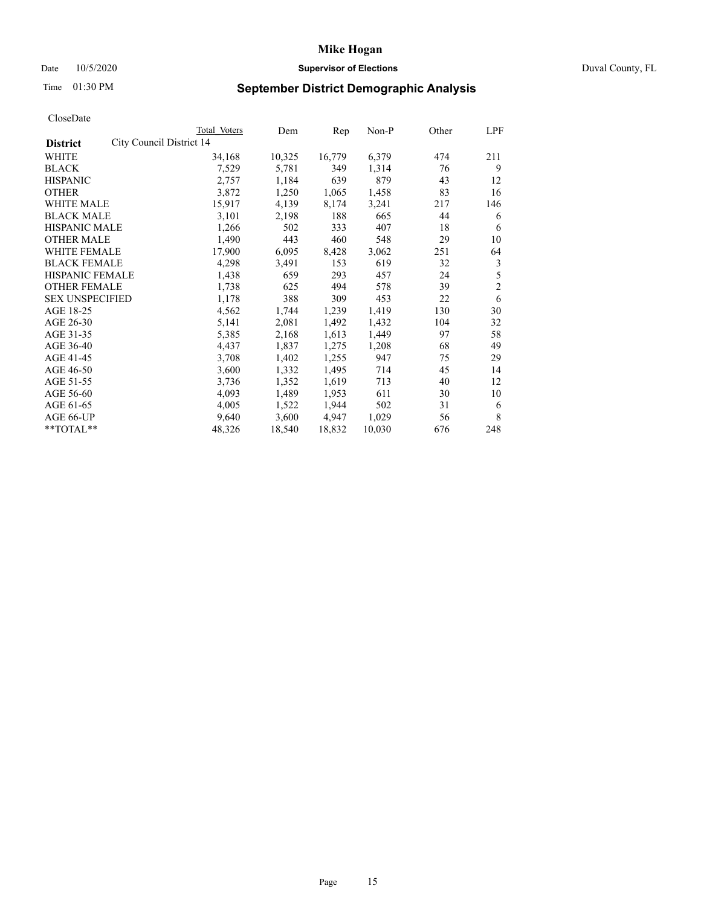# September District Demographic Analysis

CloseDate

| | Total Voters | Dem | Rep | Non-P | Other | LPF |
|---|---|---|---|---|---|---|
| **District** City Council District 14 | | | | | | |
| WHITE | 34,168 | 10,325 | 16,779 | 6,379 | 474 | 211 |
| BLACK | 7,529 | 5,781 | 349 | 1,314 | 76 | 9 |
| HISPANIC | 2,757 | 1,184 | 639 | 879 | 43 | 12 |
| OTHER | 3,872 | 1,250 | 1,065 | 1,458 | 83 | 16 |
| WHITE MALE | 15,917 | 4,139 | 8,174 | 3,241 | 217 | 146 |
| BLACK MALE | 3,101 | 2,198 | 188 | 665 | 44 | 6 |
| HISPANIC MALE | 1,266 | 502 | 333 | 407 | 18 | 6 |
| OTHER MALE | 1,490 | 443 | 460 | 548 | 29 | 10 |
| WHITE FEMALE | 17,900 | 6,095 | 8,428 | 3,062 | 251 | 64 |
| BLACK FEMALE | 4,298 | 3,491 | 153 | 619 | 32 | 3 |
| HISPANIC FEMALE | 1,438 | 659 | 293 | 457 | 24 | 5 |
| OTHER FEMALE | 1,738 | 625 | 494 | 578 | 39 | 2 |
| SEX UNSPECIFIED | 1,178 | 388 | 309 | 453 | 22 | 6 |
| AGE 18-25 | 4,562 | 1,744 | 1,239 | 1,419 | 130 | 30 |
| AGE 26-30 | 5,141 | 2,081 | 1,492 | 1,432 | 104 | 32 |
| AGE 31-35 | 5,385 | 2,168 | 1,613 | 1,449 | 97 | 58 |
| AGE 36-40 | 4,437 | 1,837 | 1,275 | 1,208 | 68 | 49 |
| AGE 41-45 | 3,708 | 1,402 | 1,255 | 947 | 75 | 29 |
| AGE 46-50 | 3,600 | 1,332 | 1,495 | 714 | 45 | 14 |
| AGE 51-55 | 3,736 | 1,352 | 1,619 | 713 | 40 | 12 |
| AGE 56-60 | 4,093 | 1,489 | 1,953 | 611 | 30 | 10 |
| AGE 61-65 | 4,005 | 1,522 | 1,944 | 502 | 31 | 6 |
| AGE 66-UP | 9,640 | 3,600 | 4,947 | 1,029 | 56 | 8 |
| **TOTAL** | 48,326 | 18,540 | 18,832 | 10,030 | 676 | 248 |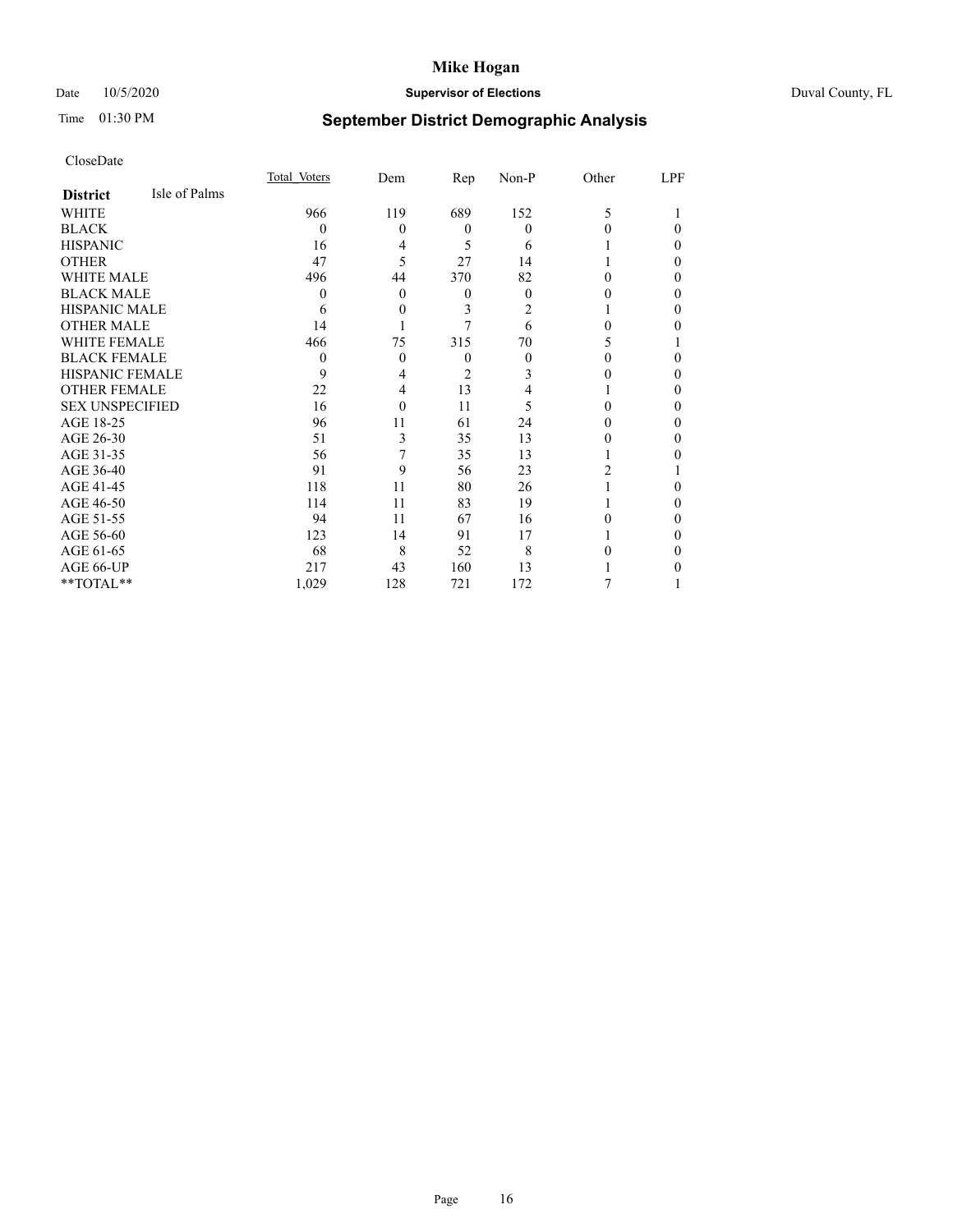# Mike Hogan

Date 10/5/2020 **Supervisor of Elections** Duval County, FL

Time 01:30 PM

## September District Demographic Analysis

CloseDate

| **District** Isle of Palms | Total Voters | Dem | Rep | Non-P | Other | LPF |
|---|---|---|---|---|---|---|
| WHITE | 966 | 119 | 689 | 152 | 5 | 1 |
| BLACK | 0 | 0 | 0 | 0 | 0 | 0 |
| HISPANIC | 16 | 4 | 5 | 6 | 1 | 0 |
| OTHER | 47 | 5 | 27 | 14 | 1 | 0 |
| WHITE MALE | 496 | 44 | 370 | 82 | 0 | 0 |
| BLACK MALE | 0 | 0 | 0 | 0 | 0 | 0 |
| HISPANIC MALE | 6 | 0 | 3 | 2 | 1 | 0 |
| OTHER MALE | 14 | 1 | 7 | 6 | 0 | 0 |
| WHITE FEMALE | 466 | 75 | 315 | 70 | 5 | 1 |
| BLACK FEMALE | 0 | 0 | 0 | 0 | 0 | 0 |
| HISPANIC FEMALE | 9 | 4 | 2 | 3 | 0 | 0 |
| OTHER FEMALE | 22 | 4 | 13 | 4 | 1 | 0 |
| SEX UNSPECIFIED | 16 | 0 | 11 | 5 | 0 | 0 |
| AGE 18-25 | 96 | 11 | 61 | 24 | 0 | 0 |
| AGE 26-30 | 51 | 3 | 35 | 13 | 0 | 0 |
| AGE 31-35 | 56 | 7 | 35 | 13 | 1 | 0 |
| AGE 36-40 | 91 | 9 | 56 | 23 | 2 | 1 |
| AGE 41-45 | 118 | 11 | 80 | 26 | 1 | 0 |
| AGE 46-50 | 114 | 11 | 83 | 19 | 1 | 0 |
| AGE 51-55 | 94 | 11 | 67 | 16 | 0 | 0 |
| AGE 56-60 | 123 | 14 | 91 | 17 | 1 | 0 |
| AGE 61-65 | 68 | 8 | 52 | 8 | 0 | 0 |
| AGE 66-UP | 217 | 43 | 160 | 13 | 1 | 0 |
| **TOTAL** | 1,029 | 128 | 721 | 172 | 7 | 1 |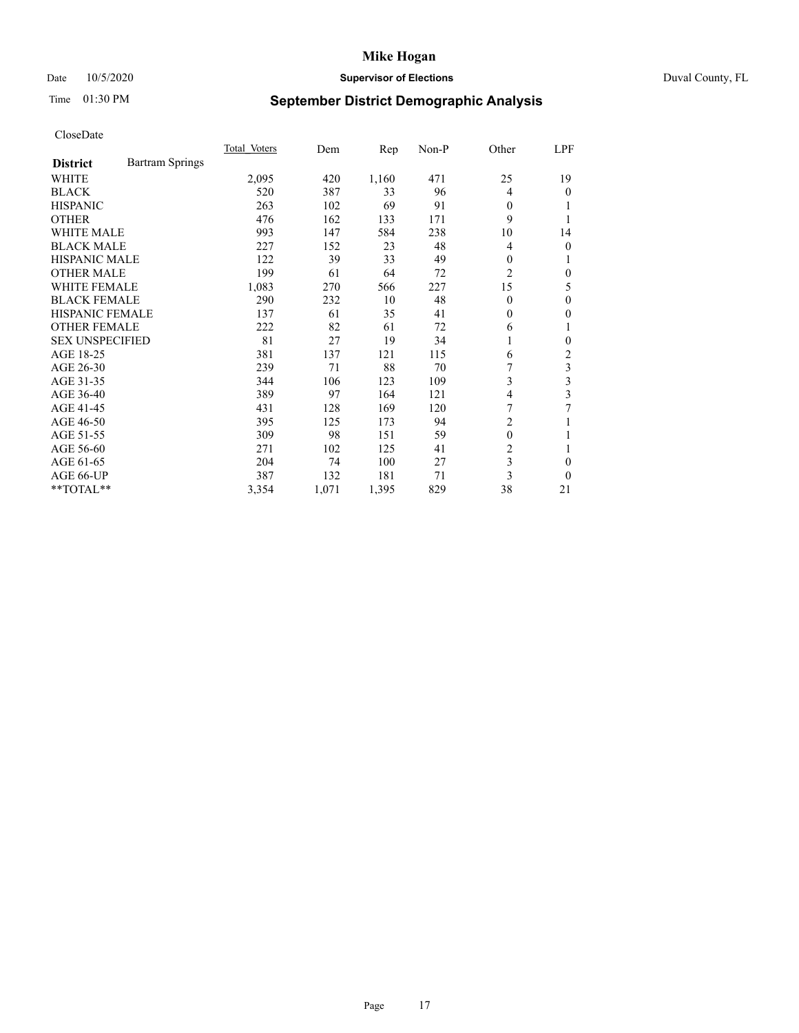# Mike Hogan

Date 10/5/2020 **Supervisor of Elections** Duval County, FL

Time 01:30 PM

## September District Demographic Analysis

CloseDate

| District | Bartram Springs | Total Voters | Dem | Rep | Non-P | Other | LPF |
|---|---|---|---|---|---|---|---|
| WHITE | | 2,095 | 420 | 1,160 | 471 | 25 | 19 |
| BLACK | | 520 | 387 | 33 | 96 | 4 | 0 |
| HISPANIC | | 263 | 102 | 69 | 91 | 0 | 1 |
| OTHER | | 476 | 162 | 133 | 171 | 9 | 1 |
| WHITE MALE | | 993 | 147 | 584 | 238 | 10 | 14 |
| BLACK MALE | | 227 | 152 | 23 | 48 | 4 | 0 |
| HISPANIC MALE | | 122 | 39 | 33 | 49 | 0 | 1 |
| OTHER MALE | | 199 | 61 | 64 | 72 | 2 | 0 |
| WHITE FEMALE | | 1,083 | 270 | 566 | 227 | 15 | 5 |
| BLACK FEMALE | | 290 | 232 | 10 | 48 | 0 | 0 |
| HISPANIC FEMALE | | 137 | 61 | 35 | 41 | 0 | 0 |
| OTHER FEMALE | | 222 | 82 | 61 | 72 | 6 | 1 |
| SEX UNSPECIFIED | | 81 | 27 | 19 | 34 | 1 | 0 |
| AGE 18-25 | | 381 | 137 | 121 | 115 | 6 | 2 |
| AGE 26-30 | | 239 | 71 | 88 | 70 | 7 | 3 |
| AGE 31-35 | | 344 | 106 | 123 | 109 | 3 | 3 |
| AGE 36-40 | | 389 | 97 | 164 | 121 | 4 | 3 |
| AGE 41-45 | | 431 | 128 | 169 | 120 | 7 | 7 |
| AGE 46-50 | | 395 | 125 | 173 | 94 | 2 | 1 |
| AGE 51-55 | | 309 | 98 | 151 | 59 | 0 | 1 |
| AGE 56-60 | | 271 | 102 | 125 | 41 | 2 | 1 |
| AGE 61-65 | | 204 | 74 | 100 | 27 | 3 | 0 |
| AGE 66-UP | | 387 | 132 | 181 | 71 | 3 | 0 |
| **TOTAL** | | 3,354 | 1,071 | 1,395 | 829 | 38 | 21 |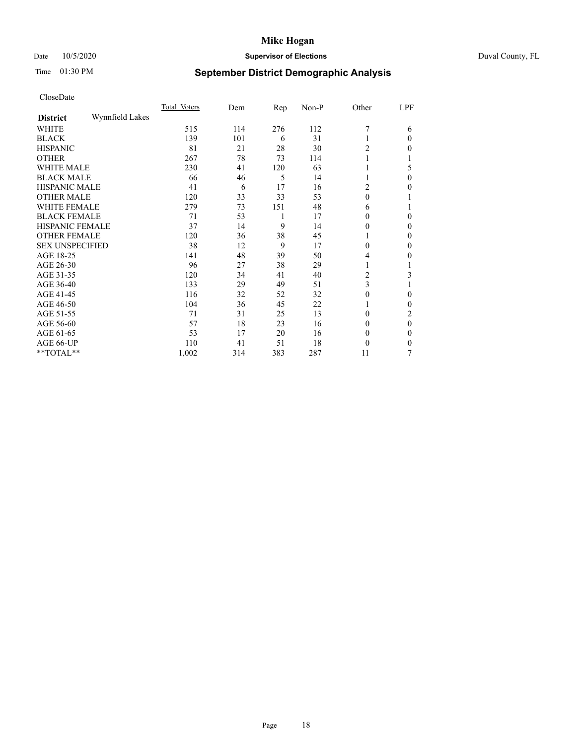# Mike Hogan

Date 10/5/2020 **Supervisor of Elections** Duval County, FL

Time 01:30 PM **September District Demographic Analysis**

CloseDate

| **District** Wynnfield Lakes | Total Voters | Dem | Rep | Non-P | Other | LPF |
|---|---|---|---|---|---|---|
| WHITE | 515 | 114 | 276 | 112 | 7 | 6 |
| BLACK | 139 | 101 | 6 | 31 | 1 | 0 |
| HISPANIC | 81 | 21 | 28 | 30 | 2 | 0 |
| OTHER | 267 | 78 | 73 | 114 | 1 | 1 |
| WHITE MALE | 230 | 41 | 120 | 63 | 1 | 5 |
| BLACK MALE | 66 | 46 | 5 | 14 | 1 | 0 |
| HISPANIC MALE | 41 | 6 | 17 | 16 | 2 | 0 |
| OTHER MALE | 120 | 33 | 33 | 53 | 0 | 1 |
| WHITE FEMALE | 279 | 73 | 151 | 48 | 6 | 1 |
| BLACK FEMALE | 71 | 53 | 1 | 17 | 0 | 0 |
| HISPANIC FEMALE | 37 | 14 | 9 | 14 | 0 | 0 |
| OTHER FEMALE | 120 | 36 | 38 | 45 | 1 | 0 |
| SEX UNSPECIFIED | 38 | 12 | 9 | 17 | 0 | 0 |
| AGE 18-25 | 141 | 48 | 39 | 50 | 4 | 0 |
| AGE 26-30 | 96 | 27 | 38 | 29 | 1 | 1 |
| AGE 31-35 | 120 | 34 | 41 | 40 | 2 | 3 |
| AGE 36-40 | 133 | 29 | 49 | 51 | 3 | 1 |
| AGE 41-45 | 116 | 32 | 52 | 32 | 0 | 0 |
| AGE 46-50 | 104 | 36 | 45 | 22 | 1 | 0 |
| AGE 51-55 | 71 | 31 | 25 | 13 | 0 | 2 |
| AGE 56-60 | 57 | 18 | 23 | 16 | 0 | 0 |
| AGE 61-65 | 53 | 17 | 20 | 16 | 0 | 0 |
| AGE 66-UP | 110 | 41 | 51 | 18 | 0 | 0 |
| **TOTAL** | 1,002 | 314 | 383 | 287 | 11 | 7 |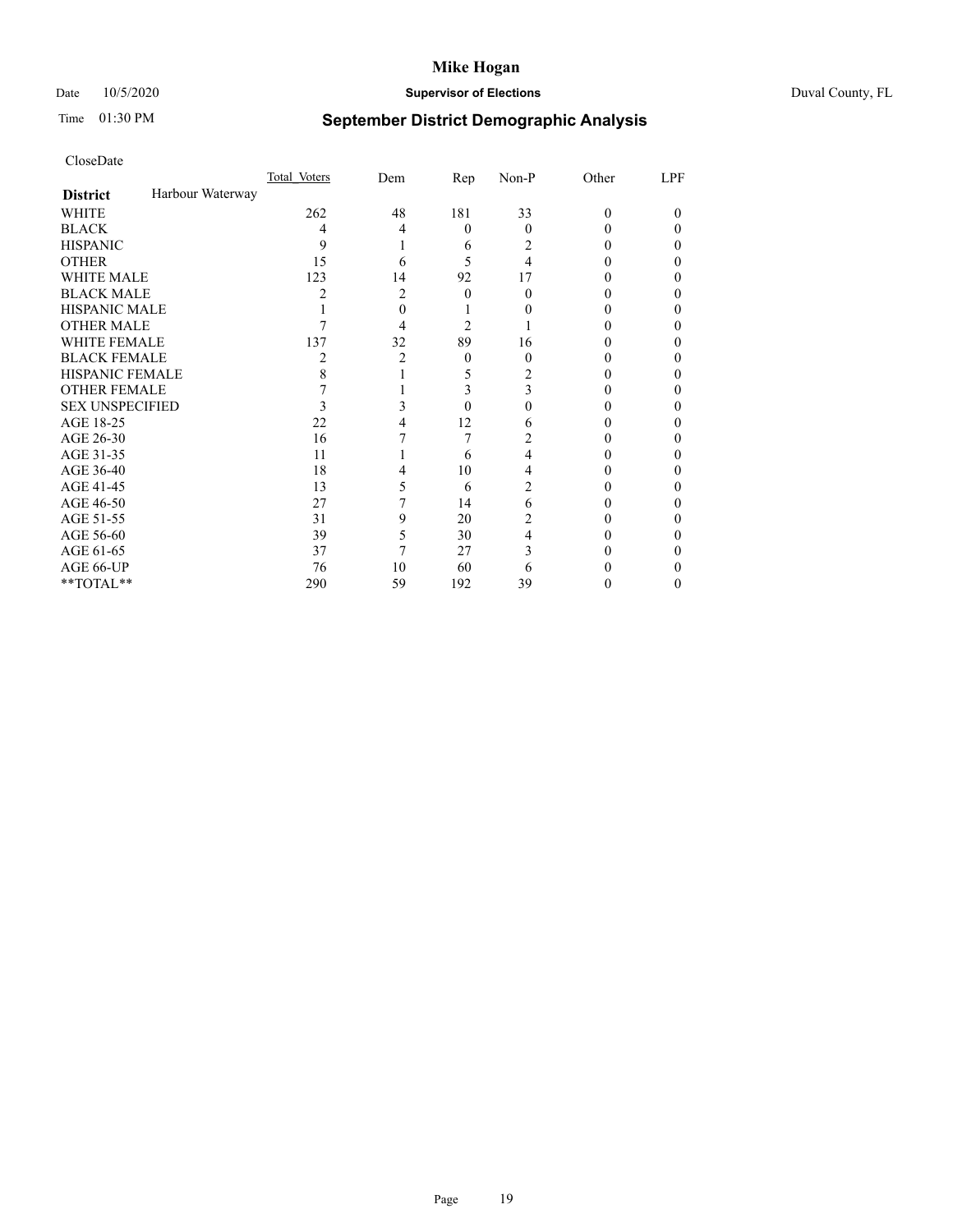# Mike Hogan

Date 10/5/2020 **Supervisor of Elections** Duval County, FL

Time 01:30 PM

## September District Demographic Analysis

CloseDate

| | Total Voters | Dem | Rep | Non-P | Other | LPF |
|---|---|---|---|---|---|---|
| **District** Harbour Waterway | | | | | | |
| WHITE | 262 | 48 | 181 | 33 | 0 | 0 |
| BLACK | 4 | 4 | 0 | 0 | 0 | 0 |
| HISPANIC | 9 | 1 | 6 | 2 | 0 | 0 |
| OTHER | 15 | 6 | 5 | 4 | 0 | 0 |
| WHITE MALE | 123 | 14 | 92 | 17 | 0 | 0 |
| BLACK MALE | 2 | 2 | 0 | 0 | 0 | 0 |
| HISPANIC MALE | 1 | 0 | 1 | 0 | 0 | 0 |
| OTHER MALE | 7 | 4 | 2 | 1 | 0 | 0 |
| WHITE FEMALE | 137 | 32 | 89 | 16 | 0 | 0 |
| BLACK FEMALE | 2 | 2 | 0 | 0 | 0 | 0 |
| HISPANIC FEMALE | 8 | 1 | 5 | 2 | 0 | 0 |
| OTHER FEMALE | 7 | 1 | 3 | 3 | 0 | 0 |
| SEX UNSPECIFIED | 3 | 3 | 0 | 0 | 0 | 0 |
| AGE 18-25 | 22 | 4 | 12 | 6 | 0 | 0 |
| AGE 26-30 | 16 | 7 | 7 | 2 | 0 | 0 |
| AGE 31-35 | 11 | 1 | 6 | 4 | 0 | 0 |
| AGE 36-40 | 18 | 4 | 10 | 4 | 0 | 0 |
| AGE 41-45 | 13 | 5 | 6 | 2 | 0 | 0 |
| AGE 46-50 | 27 | 7 | 14 | 6 | 0 | 0 |
| AGE 51-55 | 31 | 9 | 20 | 2 | 0 | 0 |
| AGE 56-60 | 39 | 5 | 30 | 4 | 0 | 0 |
| AGE 61-65 | 37 | 7 | 27 | 3 | 0 | 0 |
| AGE 66-UP | 76 | 10 | 60 | 6 | 0 | 0 |
| **TOTAL** | 290 | 59 | 192 | 39 | 0 | 0 |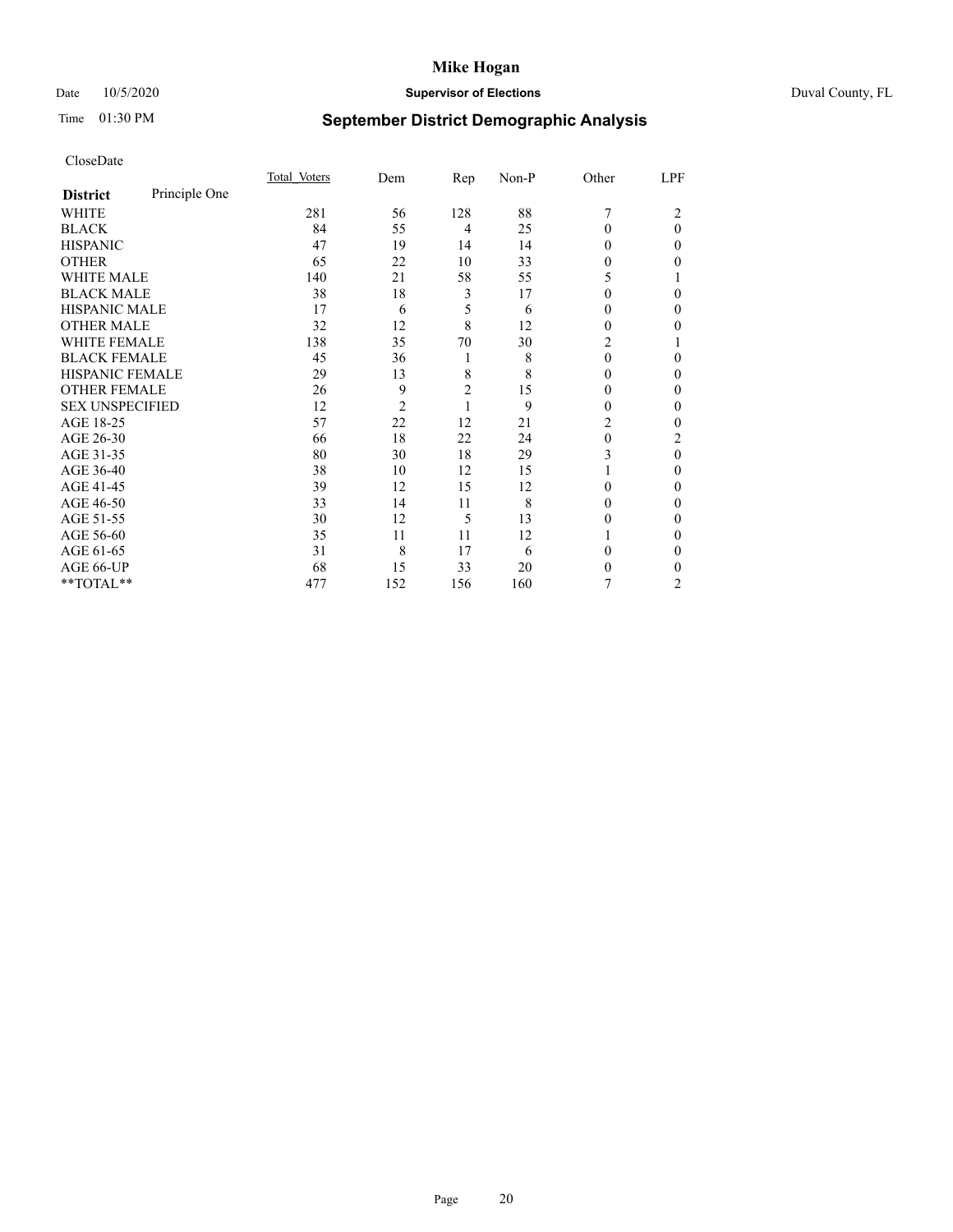# Mike Hogan

Date 10/5/2020 **Supervisor of Elections** Duval County, FL

Time 01:30 PM **September District Demographic Analysis**

CloseDate

| **District** Principle One | Total Voters | Dem | Rep | Non-P | Other | LPF |
|---|---|---|---|---|---|---|
| WHITE | 281 | 56 | 128 | 88 | 7 | 2 |
| BLACK | 84 | 55 | 4 | 25 | 0 | 0 |
| HISPANIC | 47 | 19 | 14 | 14 | 0 | 0 |
| OTHER | 65 | 22 | 10 | 33 | 0 | 0 |
| WHITE MALE | 140 | 21 | 58 | 55 | 5 | 1 |
| BLACK MALE | 38 | 18 | 3 | 17 | 0 | 0 |
| HISPANIC MALE | 17 | 6 | 5 | 6 | 0 | 0 |
| OTHER MALE | 32 | 12 | 8 | 12 | 0 | 0 |
| WHITE FEMALE | 138 | 35 | 70 | 30 | 2 | 1 |
| BLACK FEMALE | 45 | 36 | 1 | 8 | 0 | 0 |
| HISPANIC FEMALE | 29 | 13 | 8 | 8 | 0 | 0 |
| OTHER FEMALE | 26 | 9 | 2 | 15 | 0 | 0 |
| SEX UNSPECIFIED | 12 | 2 | 1 | 9 | 0 | 0 |
| AGE 18-25 | 57 | 22 | 12 | 21 | 2 | 0 |
| AGE 26-30 | 66 | 18 | 22 | 24 | 0 | 2 |
| AGE 31-35 | 80 | 30 | 18 | 29 | 3 | 0 |
| AGE 36-40 | 38 | 10 | 12 | 15 | 1 | 0 |
| AGE 41-45 | 39 | 12 | 15 | 12 | 0 | 0 |
| AGE 46-50 | 33 | 14 | 11 | 8 | 0 | 0 |
| AGE 51-55 | 30 | 12 | 5 | 13 | 0 | 0 |
| AGE 56-60 | 35 | 11 | 11 | 12 | 1 | 0 |
| AGE 61-65 | 31 | 8 | 17 | 6 | 0 | 0 |
| AGE 66-UP | 68 | 15 | 33 | 20 | 0 | 0 |
| **TOTAL** | 477 | 152 | 156 | 160 | 7 | 2 |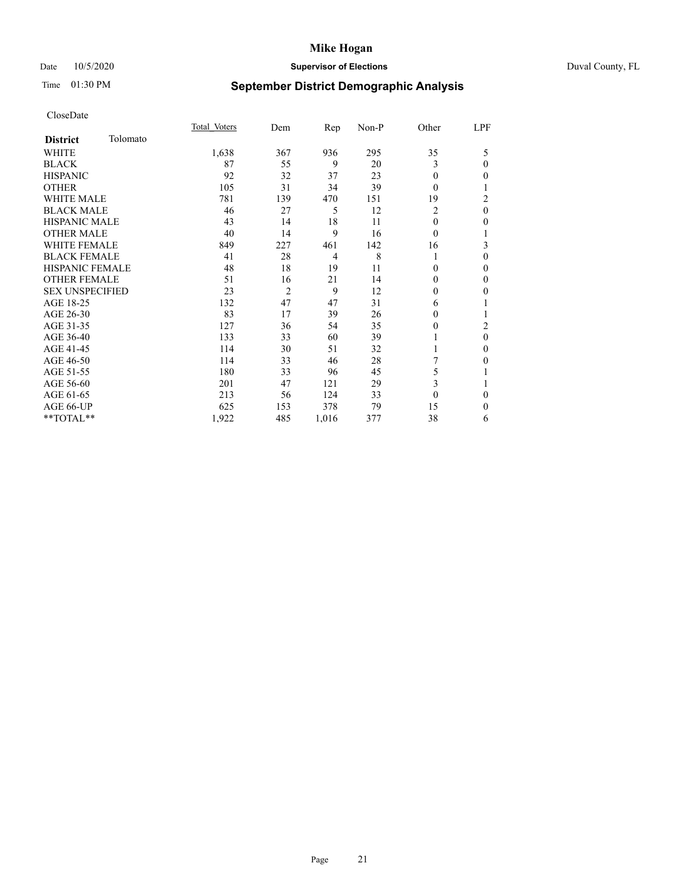# Mike Hogan

Date 10/5/2020 **Supervisor of Elections** Duval County, FL

Time 01:30 PM **September District Demographic Analysis**

CloseDate

| **District** Tolomato | Total Voters | Dem | Rep | Non-P | Other | LPF |
|---|---|---|---|---|---|---|
| WHITE | 1,638 | 367 | 936 | 295 | 35 | 5 |
| BLACK | 87 | 55 | 9 | 20 | 3 | 0 |
| HISPANIC | 92 | 32 | 37 | 23 | 0 | 0 |
| OTHER | 105 | 31 | 34 | 39 | 0 | 1 |
| WHITE MALE | 781 | 139 | 470 | 151 | 19 | 2 |
| BLACK MALE | 46 | 27 | 5 | 12 | 2 | 0 |
| HISPANIC MALE | 43 | 14 | 18 | 11 | 0 | 0 |
| OTHER MALE | 40 | 14 | 9 | 16 | 0 | 1 |
| WHITE FEMALE | 849 | 227 | 461 | 142 | 16 | 3 |
| BLACK FEMALE | 41 | 28 | 4 | 8 | 1 | 0 |
| HISPANIC FEMALE | 48 | 18 | 19 | 11 | 0 | 0 |
| OTHER FEMALE | 51 | 16 | 21 | 14 | 0 | 0 |
| SEX UNSPECIFIED | 23 | 2 | 9 | 12 | 0 | 0 |
| AGE 18-25 | 132 | 47 | 47 | 31 | 6 | 1 |
| AGE 26-30 | 83 | 17 | 39 | 26 | 0 | 1 |
| AGE 31-35 | 127 | 36 | 54 | 35 | 0 | 2 |
| AGE 36-40 | 133 | 33 | 60 | 39 | 1 | 0 |
| AGE 41-45 | 114 | 30 | 51 | 32 | 1 | 0 |
| AGE 46-50 | 114 | 33 | 46 | 28 | 7 | 0 |
| AGE 51-55 | 180 | 33 | 96 | 45 | 5 | 1 |
| AGE 56-60 | 201 | 47 | 121 | 29 | 3 | 1 |
| AGE 61-65 | 213 | 56 | 124 | 33 | 0 | 0 |
| AGE 66-UP | 625 | 153 | 378 | 79 | 15 | 0 |
| **TOTAL** | 1,922 | 485 | 1,016 | 377 | 38 | 6 |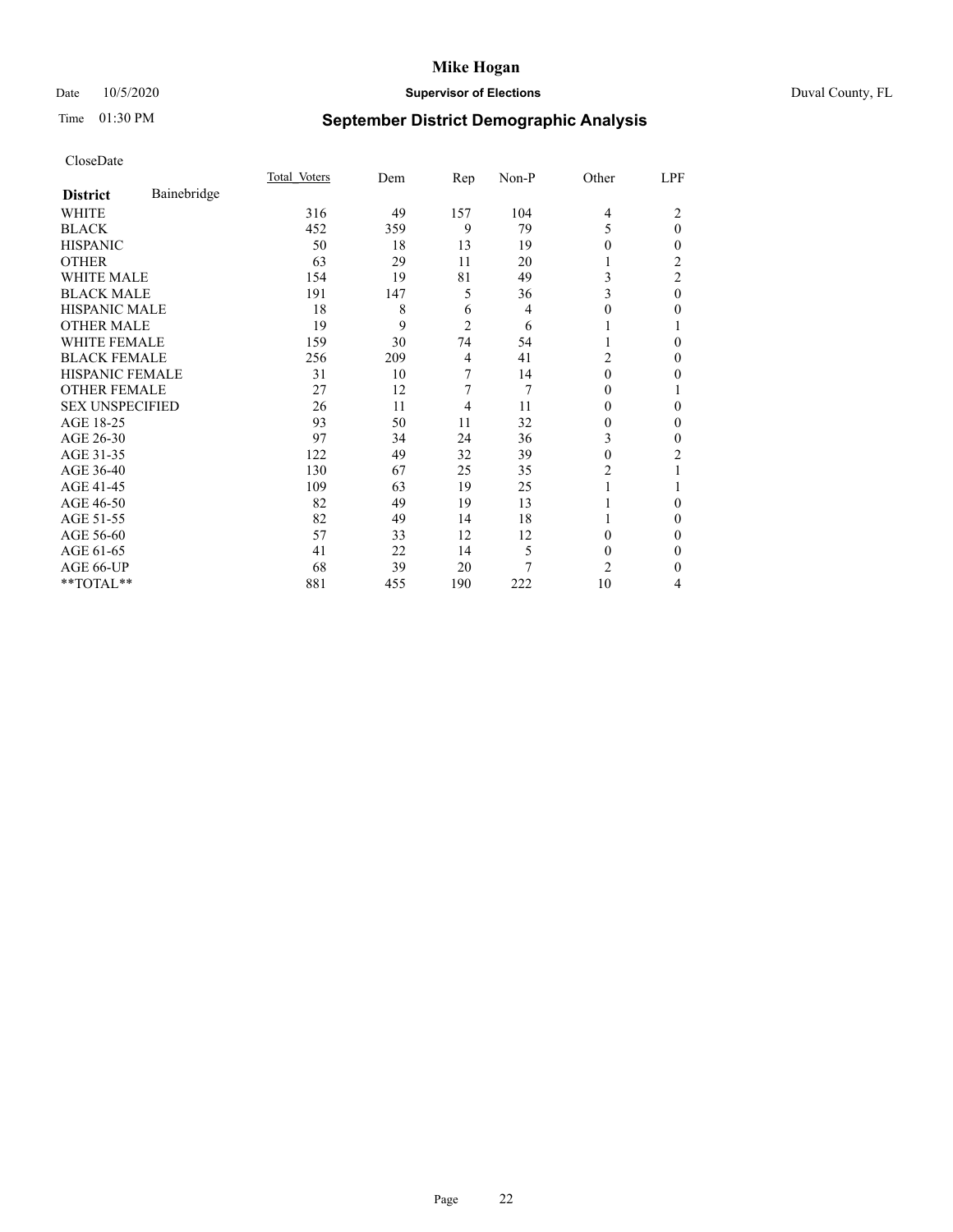# Mike Hogan

Date 10/5/2020 **Supervisor of Elections** Duval County, FL

Time 01:30 PM **September District Demographic Analysis**

CloseDate

| **District** Bainebridge | Total Voters | Dem | Rep | Non-P | Other | LPF |
|---|---|---|---|---|---|---|
| WHITE | 316 | 49 | 157 | 104 | 4 | 2 |
| BLACK | 452 | 359 | 9 | 79 | 5 | 0 |
| HISPANIC | 50 | 18 | 13 | 19 | 0 | 0 |
| OTHER | 63 | 29 | 11 | 20 | 1 | 2 |
| WHITE MALE | 154 | 19 | 81 | 49 | 3 | 2 |
| BLACK MALE | 191 | 147 | 5 | 36 | 3 | 0 |
| HISPANIC MALE | 18 | 8 | 6 | 4 | 0 | 0 |
| OTHER MALE | 19 | 9 | 2 | 6 | 1 | 1 |
| WHITE FEMALE | 159 | 30 | 74 | 54 | 1 | 0 |
| BLACK FEMALE | 256 | 209 | 4 | 41 | 2 | 0 |
| HISPANIC FEMALE | 31 | 10 | 7 | 14 | 0 | 0 |
| OTHER FEMALE | 27 | 12 | 7 | 7 | 0 | 1 |
| SEX UNSPECIFIED | 26 | 11 | 4 | 11 | 0 | 0 |
| AGE 18-25 | 93 | 50 | 11 | 32 | 0 | 0 |
| AGE 26-30 | 97 | 34 | 24 | 36 | 3 | 0 |
| AGE 31-35 | 122 | 49 | 32 | 39 | 0 | 2 |
| AGE 36-40 | 130 | 67 | 25 | 35 | 2 | 1 |
| AGE 41-45 | 109 | 63 | 19 | 25 | 1 | 1 |
| AGE 46-50 | 82 | 49 | 19 | 13 | 1 | 0 |
| AGE 51-55 | 82 | 49 | 14 | 18 | 1 | 0 |
| AGE 56-60 | 57 | 33 | 12 | 12 | 0 | 0 |
| AGE 61-65 | 41 | 22 | 14 | 5 | 0 | 0 |
| AGE 66-UP | 68 | 39 | 20 | 7 | 2 | 0 |
| **TOTAL** | 881 | 455 | 190 | 222 | 10 | 4 |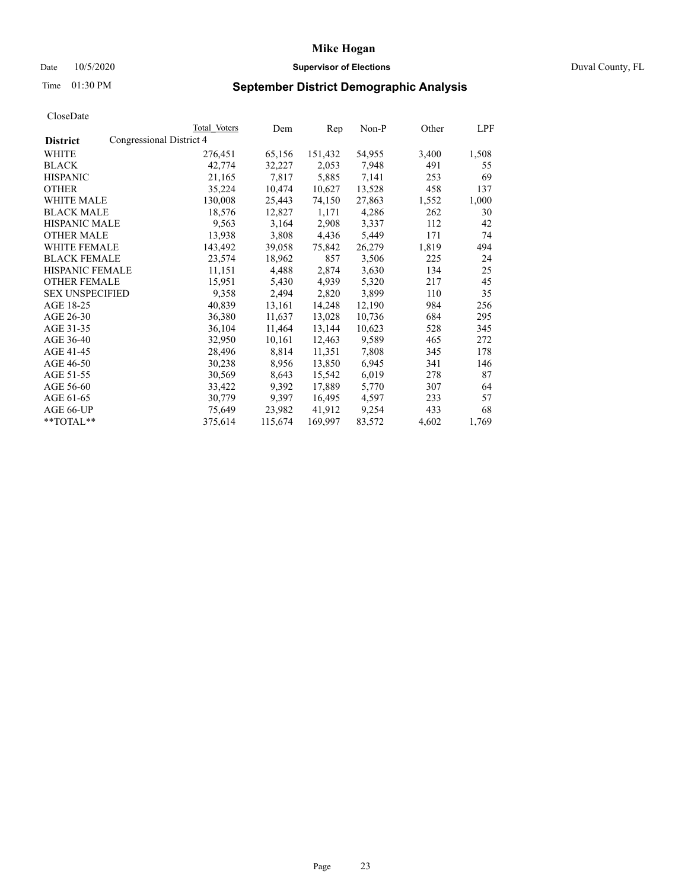# Mike Hogan

Date 10/5/2020 **Supervisor of Elections** Duval County, FL

Time 01:30 PM **September District Demographic Analysis**

CloseDate

| District | Total Voters | Dem | Rep | Non-P | Other | LPF |
|---|---|---|---|---|---|---|
| Congressional District 4 | | | | | | |
| WHITE | 276,451 | 65,156 | 151,432 | 54,955 | 3,400 | 1,508 |
| BLACK | 42,774 | 32,227 | 2,053 | 7,948 | 491 | 55 |
| HISPANIC | 21,165 | 7,817 | 5,885 | 7,141 | 253 | 69 |
| OTHER | 35,224 | 10,474 | 10,627 | 13,528 | 458 | 137 |
| WHITE MALE | 130,008 | 25,443 | 74,150 | 27,863 | 1,552 | 1,000 |
| BLACK MALE | 18,576 | 12,827 | 1,171 | 4,286 | 262 | 30 |
| HISPANIC MALE | 9,563 | 3,164 | 2,908 | 3,337 | 112 | 42 |
| OTHER MALE | 13,938 | 3,808 | 4,436 | 5,449 | 171 | 74 |
| WHITE FEMALE | 143,492 | 39,058 | 75,842 | 26,279 | 1,819 | 494 |
| BLACK FEMALE | 23,574 | 18,962 | 857 | 3,506 | 225 | 24 |
| HISPANIC FEMALE | 11,151 | 4,488 | 2,874 | 3,630 | 134 | 25 |
| OTHER FEMALE | 15,951 | 5,430 | 4,939 | 5,320 | 217 | 45 |
| SEX UNSPECIFIED | 9,358 | 2,494 | 2,820 | 3,899 | 110 | 35 |
| AGE 18-25 | 40,839 | 13,161 | 14,248 | 12,190 | 984 | 256 |
| AGE 26-30 | 36,380 | 11,637 | 13,028 | 10,736 | 684 | 295 |
| AGE 31-35 | 36,104 | 11,464 | 13,144 | 10,623 | 528 | 345 |
| AGE 36-40 | 32,950 | 10,161 | 12,463 | 9,589 | 465 | 272 |
| AGE 41-45 | 28,496 | 8,814 | 11,351 | 7,808 | 345 | 178 |
| AGE 46-50 | 30,238 | 8,956 | 13,850 | 6,945 | 341 | 146 |
| AGE 51-55 | 30,569 | 8,643 | 15,542 | 6,019 | 278 | 87 |
| AGE 56-60 | 33,422 | 9,392 | 17,889 | 5,770 | 307 | 64 |
| AGE 61-65 | 30,779 | 9,397 | 16,495 | 4,597 | 233 | 57 |
| AGE 66-UP | 75,649 | 23,982 | 41,912 | 9,254 | 433 | 68 |
| **TOTAL** | 375,614 | 115,674 | 169,997 | 83,572 | 4,602 | 1,769 |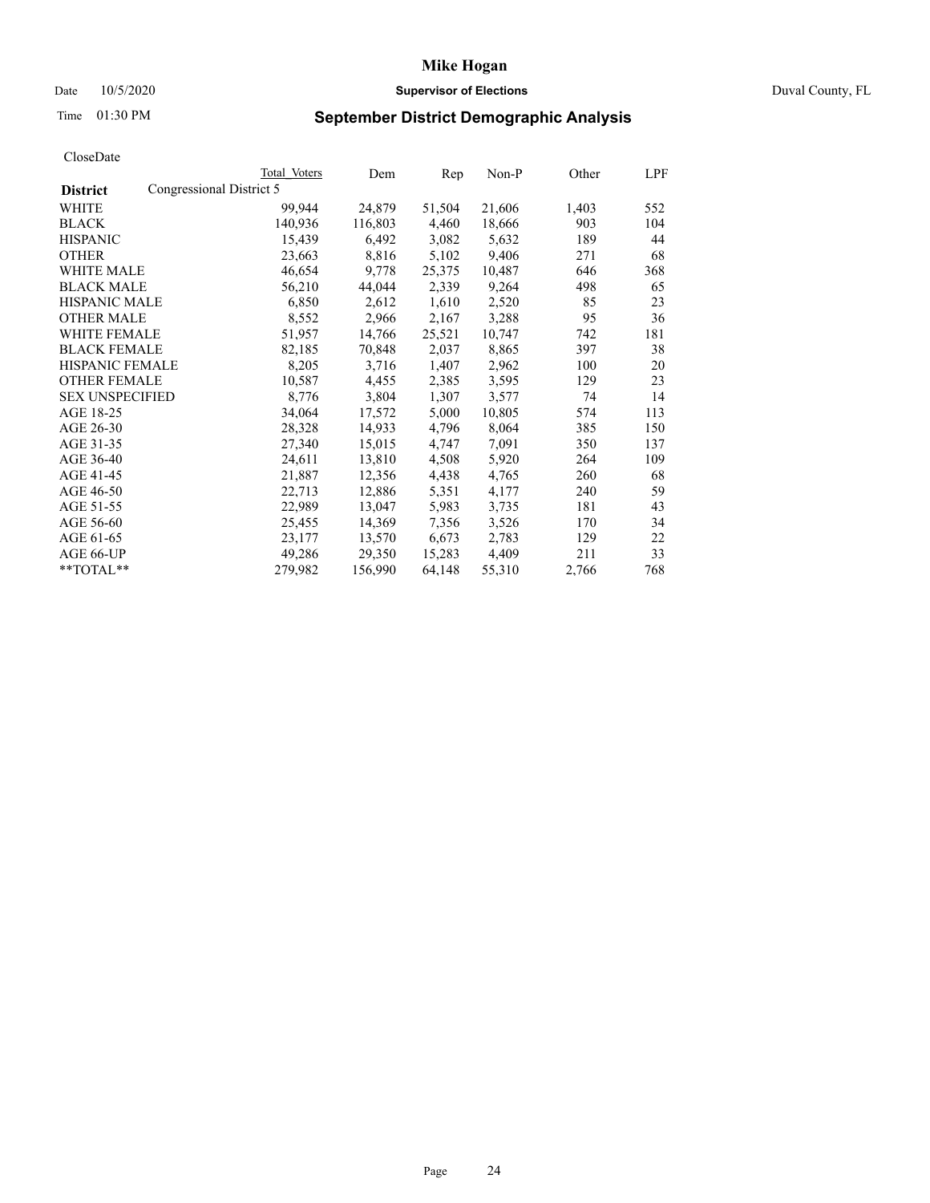# Mike Hogan

Date 10/5/2020 **Supervisor of Elections** Duval County, FL

Time 01:30 PM **September District Demographic Analysis**

CloseDate

| District | Congressional District 5 Total Voters | Dem | Rep | Non-P | Other | LPF |
|---|---|---|---|---|---|---|
| WHITE | 99,944 | 24,879 | 51,504 | 21,606 | 1,403 | 552 |
| BLACK | 140,936 | 116,803 | 4,460 | 18,666 | 903 | 104 |
| HISPANIC | 15,439 | 6,492 | 3,082 | 5,632 | 189 | 44 |
| OTHER | 23,663 | 8,816 | 5,102 | 9,406 | 271 | 68 |
| WHITE MALE | 46,654 | 9,778 | 25,375 | 10,487 | 646 | 368 |
| BLACK MALE | 56,210 | 44,044 | 2,339 | 9,264 | 498 | 65 |
| HISPANIC MALE | 6,850 | 2,612 | 1,610 | 2,520 | 85 | 23 |
| OTHER MALE | 8,552 | 2,966 | 2,167 | 3,288 | 95 | 36 |
| WHITE FEMALE | 51,957 | 14,766 | 25,521 | 10,747 | 742 | 181 |
| BLACK FEMALE | 82,185 | 70,848 | 2,037 | 8,865 | 397 | 38 |
| HISPANIC FEMALE | 8,205 | 3,716 | 1,407 | 2,962 | 100 | 20 |
| OTHER FEMALE | 10,587 | 4,455 | 2,385 | 3,595 | 129 | 23 |
| SEX UNSPECIFIED | 8,776 | 3,804 | 1,307 | 3,577 | 74 | 14 |
| AGE 18-25 | 34,064 | 17,572 | 5,000 | 10,805 | 574 | 113 |
| AGE 26-30 | 28,328 | 14,933 | 4,796 | 8,064 | 385 | 150 |
| AGE 31-35 | 27,340 | 15,015 | 4,747 | 7,091 | 350 | 137 |
| AGE 36-40 | 24,611 | 13,810 | 4,508 | 5,920 | 264 | 109 |
| AGE 41-45 | 21,887 | 12,356 | 4,438 | 4,765 | 260 | 68 |
| AGE 46-50 | 22,713 | 12,886 | 5,351 | 4,177 | 240 | 59 |
| AGE 51-55 | 22,989 | 13,047 | 5,983 | 3,735 | 181 | 43 |
| AGE 56-60 | 25,455 | 14,369 | 7,356 | 3,526 | 170 | 34 |
| AGE 61-65 | 23,177 | 13,570 | 6,673 | 2,783 | 129 | 22 |
| AGE 66-UP | 49,286 | 29,350 | 15,283 | 4,409 | 211 | 33 |
| **TOTAL** | 279,982 | 156,990 | 64,148 | 55,310 | 2,766 | 768 |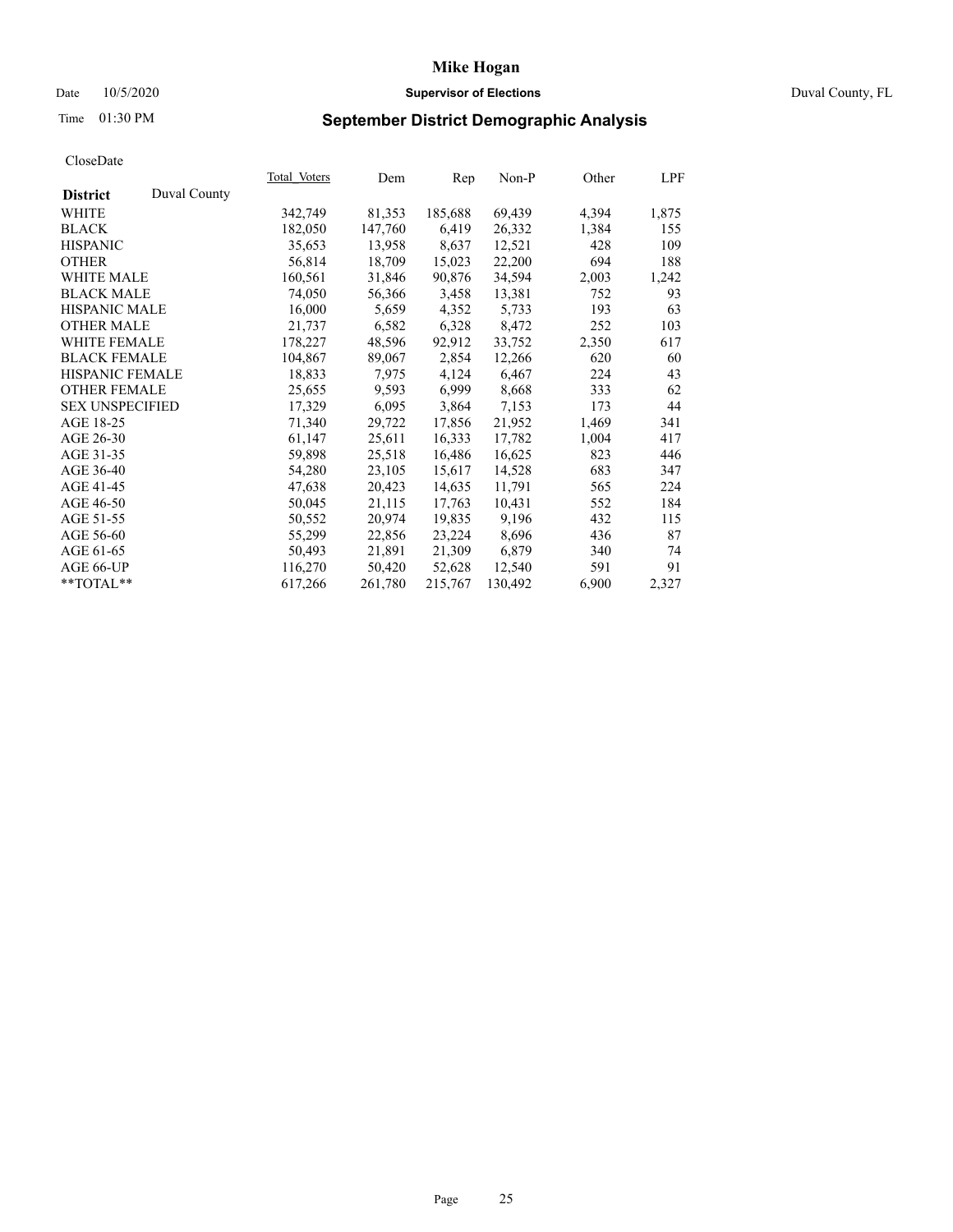# Mike Hogan

Date 10/5/2020 **Supervisor of Elections** Duval County, FL

Time 01:30 PM **September District Demographic Analysis**

CloseDate

| **District** Duval County | Total Voters | Dem | Rep | Non-P | Other | LPF |
|---|---|---|---|---|---|---|
| WHITE | 342,749 | 81,353 | 185,688 | 69,439 | 4,394 | 1,875 |
| BLACK | 182,050 | 147,760 | 6,419 | 26,332 | 1,384 | 155 |
| HISPANIC | 35,653 | 13,958 | 8,637 | 12,521 | 428 | 109 |
| OTHER | 56,814 | 18,709 | 15,023 | 22,200 | 694 | 188 |
| WHITE MALE | 160,561 | 31,846 | 90,876 | 34,594 | 2,003 | 1,242 |
| BLACK MALE | 74,050 | 56,366 | 3,458 | 13,381 | 752 | 93 |
| HISPANIC MALE | 16,000 | 5,659 | 4,352 | 5,733 | 193 | 63 |
| OTHER MALE | 21,737 | 6,582 | 6,328 | 8,472 | 252 | 103 |
| WHITE FEMALE | 178,227 | 48,596 | 92,912 | 33,752 | 2,350 | 617 |
| BLACK FEMALE | 104,867 | 89,067 | 2,854 | 12,266 | 620 | 60 |
| HISPANIC FEMALE | 18,833 | 7,975 | 4,124 | 6,467 | 224 | 43 |
| OTHER FEMALE | 25,655 | 9,593 | 6,999 | 8,668 | 333 | 62 |
| SEX UNSPECIFIED | 17,329 | 6,095 | 3,864 | 7,153 | 173 | 44 |
| AGE 18-25 | 71,340 | 29,722 | 17,856 | 21,952 | 1,469 | 341 |
| AGE 26-30 | 61,147 | 25,611 | 16,333 | 17,782 | 1,004 | 417 |
| AGE 31-35 | 59,898 | 25,518 | 16,486 | 16,625 | 823 | 446 |
| AGE 36-40 | 54,280 | 23,105 | 15,617 | 14,528 | 683 | 347 |
| AGE 41-45 | 47,638 | 20,423 | 14,635 | 11,791 | 565 | 224 |
| AGE 46-50 | 50,045 | 21,115 | 17,763 | 10,431 | 552 | 184 |
| AGE 51-55 | 50,552 | 20,974 | 19,835 | 9,196 | 432 | 115 |
| AGE 56-60 | 55,299 | 22,856 | 23,224 | 8,696 | 436 | 87 |
| AGE 61-65 | 50,493 | 21,891 | 21,309 | 6,879 | 340 | 74 |
| AGE 66-UP | 116,270 | 50,420 | 52,628 | 12,540 | 591 | 91 |
| **TOTAL** | 617,266 | 261,780 | 215,767 | 130,492 | 6,900 | 2,327 |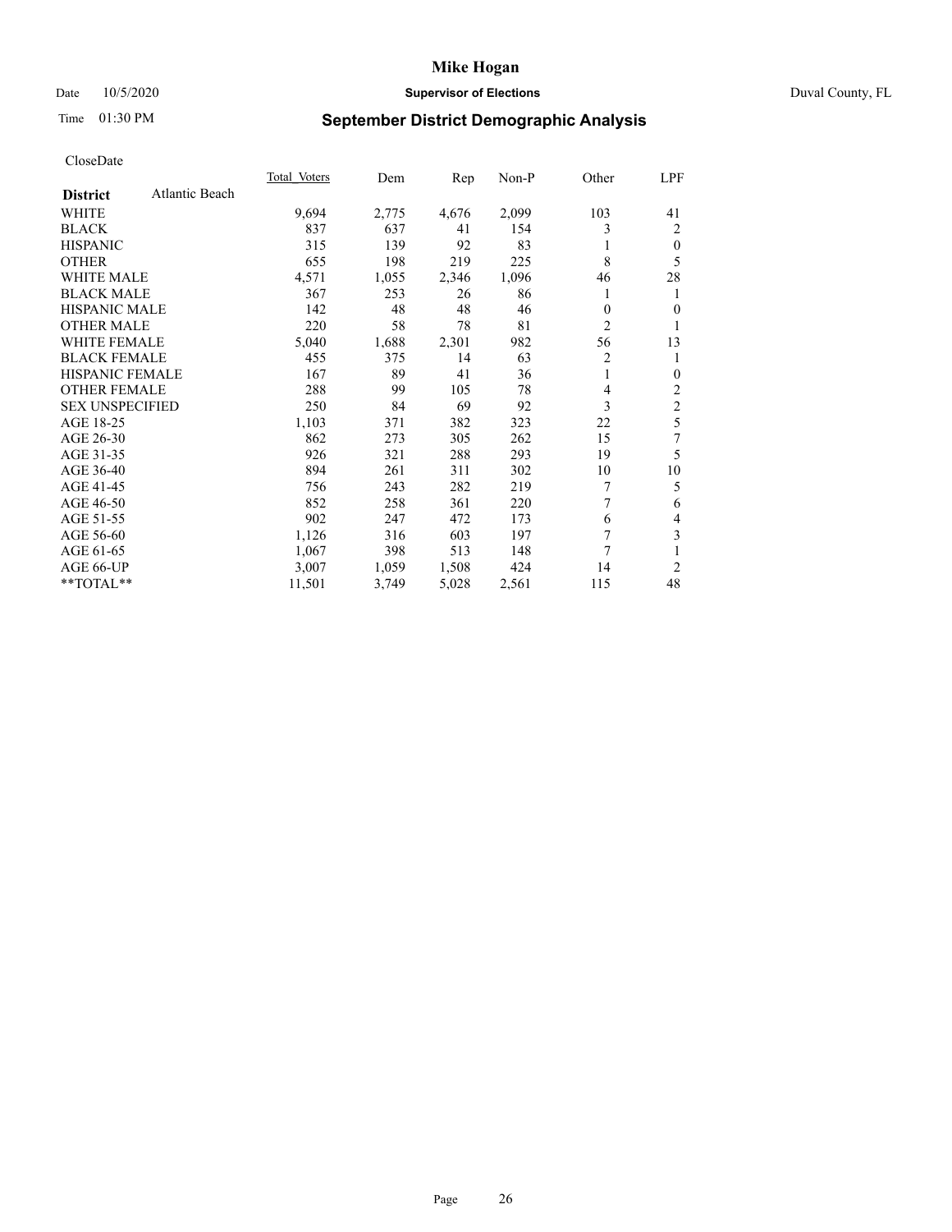# Mike Hogan

Date 10/5/2020 **Supervisor of Elections** Duval County, FL

Time 01:30 PM **September District Demographic Analysis**

CloseDate

| **District** Atlantic Beach | Total Voters | Dem | Rep | Non-P | Other | LPF |
|---|---|---|---|---|---|---|
| WHITE | 9,694 | 2,775 | 4,676 | 2,099 | 103 | 41 |
| BLACK | 837 | 637 | 41 | 154 | 3 | 2 |
| HISPANIC | 315 | 139 | 92 | 83 | 1 | 0 |
| OTHER | 655 | 198 | 219 | 225 | 8 | 5 |
| WHITE MALE | 4,571 | 1,055 | 2,346 | 1,096 | 46 | 28 |
| BLACK MALE | 367 | 253 | 26 | 86 | 1 | 1 |
| HISPANIC MALE | 142 | 48 | 48 | 46 | 0 | 0 |
| OTHER MALE | 220 | 58 | 78 | 81 | 2 | 1 |
| WHITE FEMALE | 5,040 | 1,688 | 2,301 | 982 | 56 | 13 |
| BLACK FEMALE | 455 | 375 | 14 | 63 | 2 | 1 |
| HISPANIC FEMALE | 167 | 89 | 41 | 36 | 1 | 0 |
| OTHER FEMALE | 288 | 99 | 105 | 78 | 4 | 2 |
| SEX UNSPECIFIED | 250 | 84 | 69 | 92 | 3 | 2 |
| AGE 18-25 | 1,103 | 371 | 382 | 323 | 22 | 5 |
| AGE 26-30 | 862 | 273 | 305 | 262 | 15 | 7 |
| AGE 31-35 | 926 | 321 | 288 | 293 | 19 | 5 |
| AGE 36-40 | 894 | 261 | 311 | 302 | 10 | 10 |
| AGE 41-45 | 756 | 243 | 282 | 219 | 7 | 5 |
| AGE 46-50 | 852 | 258 | 361 | 220 | 7 | 6 |
| AGE 51-55 | 902 | 247 | 472 | 173 | 6 | 4 |
| AGE 56-60 | 1,126 | 316 | 603 | 197 | 7 | 3 |
| AGE 61-65 | 1,067 | 398 | 513 | 148 | 7 | 1 |
| AGE 66-UP | 3,007 | 1,059 | 1,508 | 424 | 14 | 2 |
| **TOTAL** | 11,501 | 3,749 | 5,028 | 2,561 | 115 | 48 |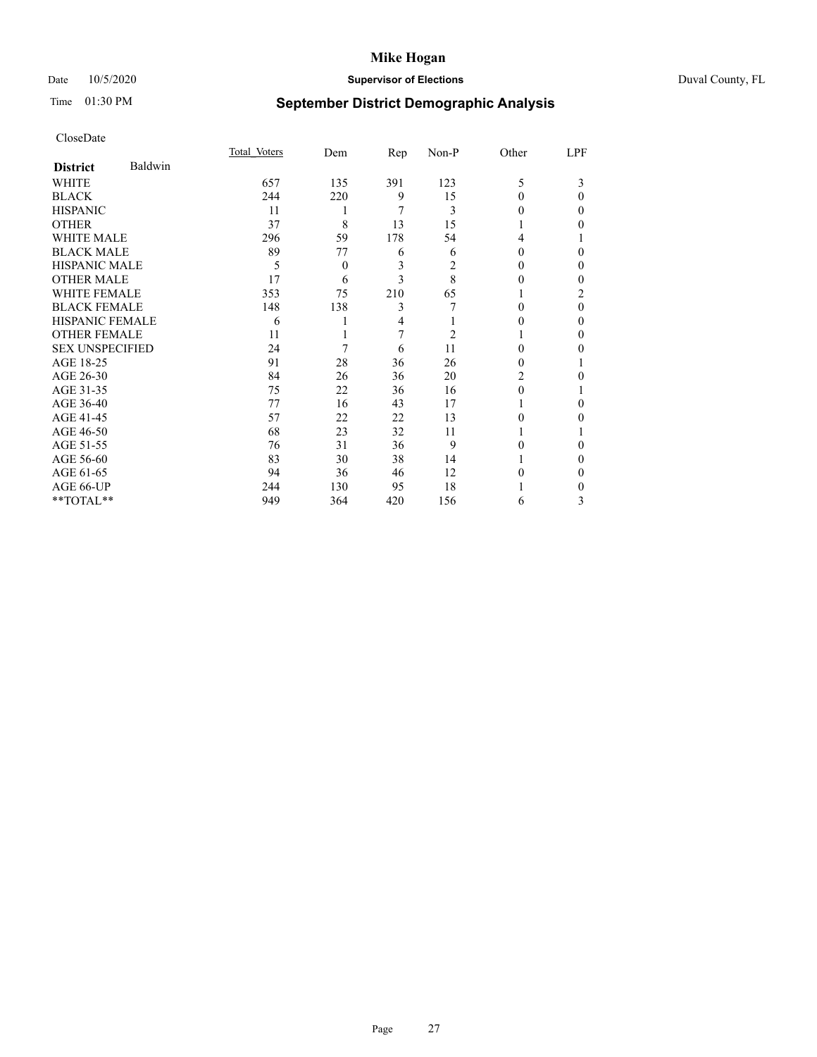# Mike Hogan

Date 10/5/2020 **Supervisor of Elections** Duval County, FL

Time 01:30 PM **September District Demographic Analysis**

CloseDate

| **District** Baldwin | Total Voters | Dem | Rep | Non-P | Other | LPF |
|---|---|---|---|---|---|---|
| WHITE | 657 | 135 | 391 | 123 | 5 | 3 |
| BLACK | 244 | 220 | 9 | 15 | 0 | 0 |
| HISPANIC | 11 | 1 | 7 | 3 | 0 | 0 |
| OTHER | 37 | 8 | 13 | 15 | 1 | 0 |
| WHITE MALE | 296 | 59 | 178 | 54 | 4 | 1 |
| BLACK MALE | 89 | 77 | 6 | 6 | 0 | 0 |
| HISPANIC MALE | 5 | 0 | 3 | 2 | 0 | 0 |
| OTHER MALE | 17 | 6 | 3 | 8 | 0 | 0 |
| WHITE FEMALE | 353 | 75 | 210 | 65 | 1 | 2 |
| BLACK FEMALE | 148 | 138 | 3 | 7 | 0 | 0 |
| HISPANIC FEMALE | 6 | 1 | 4 | 1 | 0 | 0 |
| OTHER FEMALE | 11 | 1 | 7 | 2 | 1 | 0 |
| SEX UNSPECIFIED | 24 | 7 | 6 | 11 | 0 | 0 |
| AGE 18-25 | 91 | 28 | 36 | 26 | 0 | 1 |
| AGE 26-30 | 84 | 26 | 36 | 20 | 2 | 0 |
| AGE 31-35 | 75 | 22 | 36 | 16 | 0 | 1 |
| AGE 36-40 | 77 | 16 | 43 | 17 | 1 | 0 |
| AGE 41-45 | 57 | 22 | 22 | 13 | 0 | 0 |
| AGE 46-50 | 68 | 23 | 32 | 11 | 1 | 1 |
| AGE 51-55 | 76 | 31 | 36 | 9 | 0 | 0 |
| AGE 56-60 | 83 | 30 | 38 | 14 | 1 | 0 |
| AGE 61-65 | 94 | 36 | 46 | 12 | 0 | 0 |
| AGE 66-UP | 244 | 130 | 95 | 18 | 1 | 0 |
| **TOTAL** | 949 | 364 | 420 | 156 | 6 | 3 |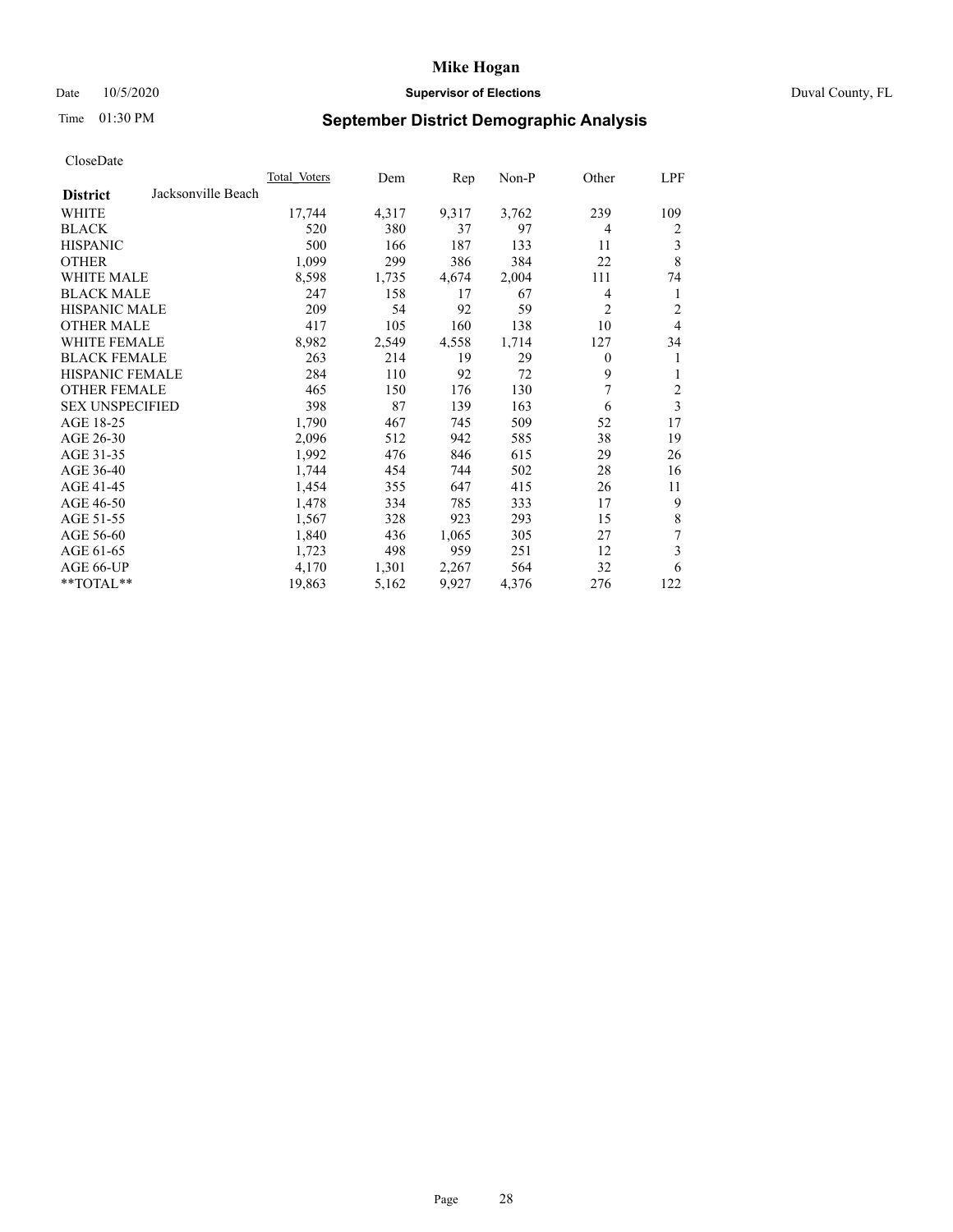# Mike Hogan

Date 10/5/2020 **Supervisor of Elections** Duval County, FL

Time 01:30 PM **September District Demographic Analysis**

CloseDate

| | Total Voters | Dem | Rep | Non-P | Other | LPF |
|---|---|---|---|---|---|---|
| **District** Jacksonville Beach | | | | | | |
| WHITE | 17,744 | 4,317 | 9,317 | 3,762 | 239 | 109 |
| BLACK | 520 | 380 | 37 | 97 | 4 | 2 |
| HISPANIC | 500 | 166 | 187 | 133 | 11 | 3 |
| OTHER | 1,099 | 299 | 386 | 384 | 22 | 8 |
| WHITE MALE | 8,598 | 1,735 | 4,674 | 2,004 | 111 | 74 |
| BLACK MALE | 247 | 158 | 17 | 67 | 4 | 1 |
| HISPANIC MALE | 209 | 54 | 92 | 59 | 2 | 2 |
| OTHER MALE | 417 | 105 | 160 | 138 | 10 | 4 |
| WHITE FEMALE | 8,982 | 2,549 | 4,558 | 1,714 | 127 | 34 |
| BLACK FEMALE | 263 | 214 | 19 | 29 | 0 | 1 |
| HISPANIC FEMALE | 284 | 110 | 92 | 72 | 9 | 1 |
| OTHER FEMALE | 465 | 150 | 176 | 130 | 7 | 2 |
| SEX UNSPECIFIED | 398 | 87 | 139 | 163 | 6 | 3 |
| AGE 18-25 | 1,790 | 467 | 745 | 509 | 52 | 17 |
| AGE 26-30 | 2,096 | 512 | 942 | 585 | 38 | 19 |
| AGE 31-35 | 1,992 | 476 | 846 | 615 | 29 | 26 |
| AGE 36-40 | 1,744 | 454 | 744 | 502 | 28 | 16 |
| AGE 41-45 | 1,454 | 355 | 647 | 415 | 26 | 11 |
| AGE 46-50 | 1,478 | 334 | 785 | 333 | 17 | 9 |
| AGE 51-55 | 1,567 | 328 | 923 | 293 | 15 | 8 |
| AGE 56-60 | 1,840 | 436 | 1,065 | 305 | 27 | 7 |
| AGE 61-65 | 1,723 | 498 | 959 | 251 | 12 | 3 |
| AGE 66-UP | 4,170 | 1,301 | 2,267 | 564 | 32 | 6 |
| **TOTAL** | 19,863 | 5,162 | 9,927 | 4,376 | 276 | 122 |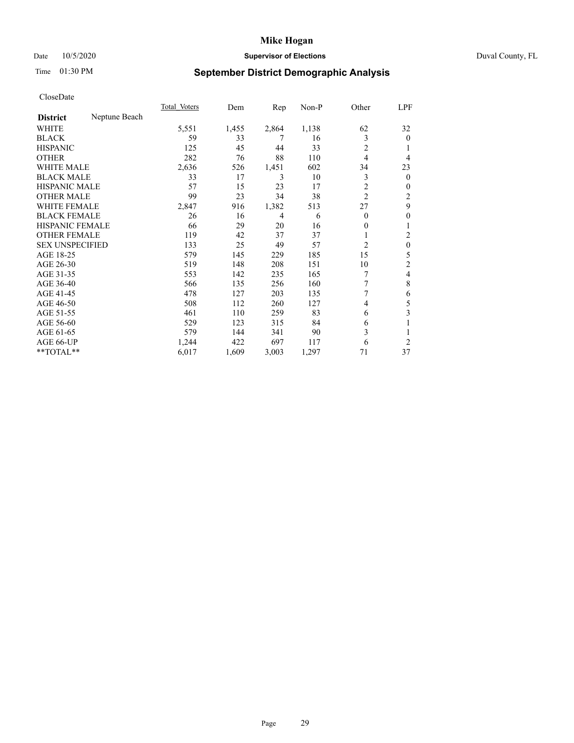**Mike Hogan**

Date 10/5/2020 **Supervisor of Elections** Duval County, FL

Time 01:30 PM

## September District Demographic Analysis

CloseDate

| **District** Neptune Beach | Total Voters | Dem | Rep | Non-P | Other | LPF |
|---|---|---|---|---|---|---|
| WHITE | 5,551 | 1,455 | 2,864 | 1,138 | 62 | 32 |
| BLACK | 59 | 33 | 7 | 16 | 3 | 0 |
| HISPANIC | 125 | 45 | 44 | 33 | 2 | 1 |
| OTHER | 282 | 76 | 88 | 110 | 4 | 4 |
| WHITE MALE | 2,636 | 526 | 1,451 | 602 | 34 | 23 |
| BLACK MALE | 33 | 17 | 3 | 10 | 3 | 0 |
| HISPANIC MALE | 57 | 15 | 23 | 17 | 2 | 0 |
| OTHER MALE | 99 | 23 | 34 | 38 | 2 | 2 |
| WHITE FEMALE | 2,847 | 916 | 1,382 | 513 | 27 | 9 |
| BLACK FEMALE | 26 | 16 | 4 | 6 | 0 | 0 |
| HISPANIC FEMALE | 66 | 29 | 20 | 16 | 0 | 1 |
| OTHER FEMALE | 119 | 42 | 37 | 37 | 1 | 2 |
| SEX UNSPECIFIED | 133 | 25 | 49 | 57 | 2 | 0 |
| AGE 18-25 | 579 | 145 | 229 | 185 | 15 | 5 |
| AGE 26-30 | 519 | 148 | 208 | 151 | 10 | 2 |
| AGE 31-35 | 553 | 142 | 235 | 165 | 7 | 4 |
| AGE 36-40 | 566 | 135 | 256 | 160 | 7 | 8 |
| AGE 41-45 | 478 | 127 | 203 | 135 | 7 | 6 |
| AGE 46-50 | 508 | 112 | 260 | 127 | 4 | 5 |
| AGE 51-55 | 461 | 110 | 259 | 83 | 6 | 3 |
| AGE 56-60 | 529 | 123 | 315 | 84 | 6 | 1 |
| AGE 61-65 | 579 | 144 | 341 | 90 | 3 | 1 |
| AGE 66-UP | 1,244 | 422 | 697 | 117 | 6 | 2 |
| **TOTAL** | 6,017 | 1,609 | 3,003 | 1,297 | 71 | 37 |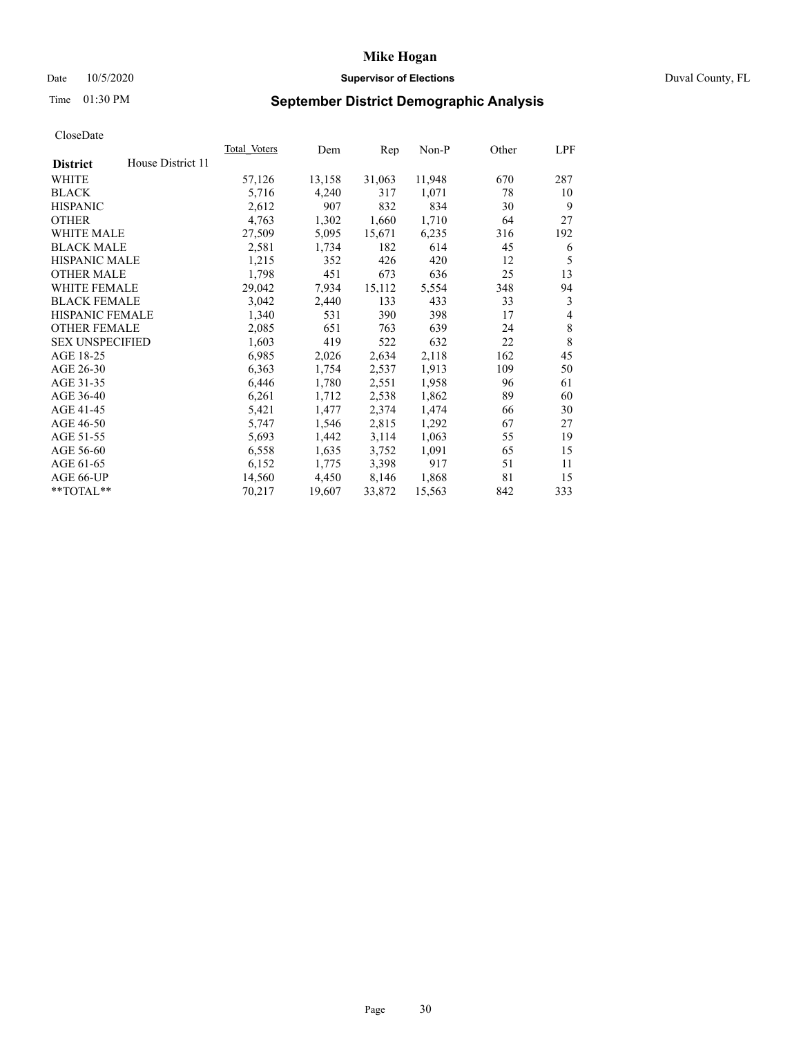# Mike Hogan

Date 10/5/2020 **Supervisor of Elections** Duval County, FL

Time 01:30 PM **September District Demographic Analysis**

CloseDate

| **District** House District 11 | Total Voters | Dem | Rep | Non-P | Other | LPF |
|---|---|---|---|---|---|---|
| WHITE | 57,126 | 13,158 | 31,063 | 11,948 | 670 | 287 |
| BLACK | 5,716 | 4,240 | 317 | 1,071 | 78 | 10 |
| HISPANIC | 2,612 | 907 | 832 | 834 | 30 | 9 |
| OTHER | 4,763 | 1,302 | 1,660 | 1,710 | 64 | 27 |
| WHITE MALE | 27,509 | 5,095 | 15,671 | 6,235 | 316 | 192 |
| BLACK MALE | 2,581 | 1,734 | 182 | 614 | 45 | 6 |
| HISPANIC MALE | 1,215 | 352 | 426 | 420 | 12 | 5 |
| OTHER MALE | 1,798 | 451 | 673 | 636 | 25 | 13 |
| WHITE FEMALE | 29,042 | 7,934 | 15,112 | 5,554 | 348 | 94 |
| BLACK FEMALE | 3,042 | 2,440 | 133 | 433 | 33 | 3 |
| HISPANIC FEMALE | 1,340 | 531 | 390 | 398 | 17 | 4 |
| OTHER FEMALE | 2,085 | 651 | 763 | 639 | 24 | 8 |
| SEX UNSPECIFIED | 1,603 | 419 | 522 | 632 | 22 | 8 |
| AGE 18-25 | 6,985 | 2,026 | 2,634 | 2,118 | 162 | 45 |
| AGE 26-30 | 6,363 | 1,754 | 2,537 | 1,913 | 109 | 50 |
| AGE 31-35 | 6,446 | 1,780 | 2,551 | 1,958 | 96 | 61 |
| AGE 36-40 | 6,261 | 1,712 | 2,538 | 1,862 | 89 | 60 |
| AGE 41-45 | 5,421 | 1,477 | 2,374 | 1,474 | 66 | 30 |
| AGE 46-50 | 5,747 | 1,546 | 2,815 | 1,292 | 67 | 27 |
| AGE 51-55 | 5,693 | 1,442 | 3,114 | 1,063 | 55 | 19 |
| AGE 56-60 | 6,558 | 1,635 | 3,752 | 1,091 | 65 | 15 |
| AGE 61-65 | 6,152 | 1,775 | 3,398 | 917 | 51 | 11 |
| AGE 66-UP | 14,560 | 4,450 | 8,146 | 1,868 | 81 | 15 |
| **TOTAL** | 70,217 | 19,607 | 33,872 | 15,563 | 842 | 333 |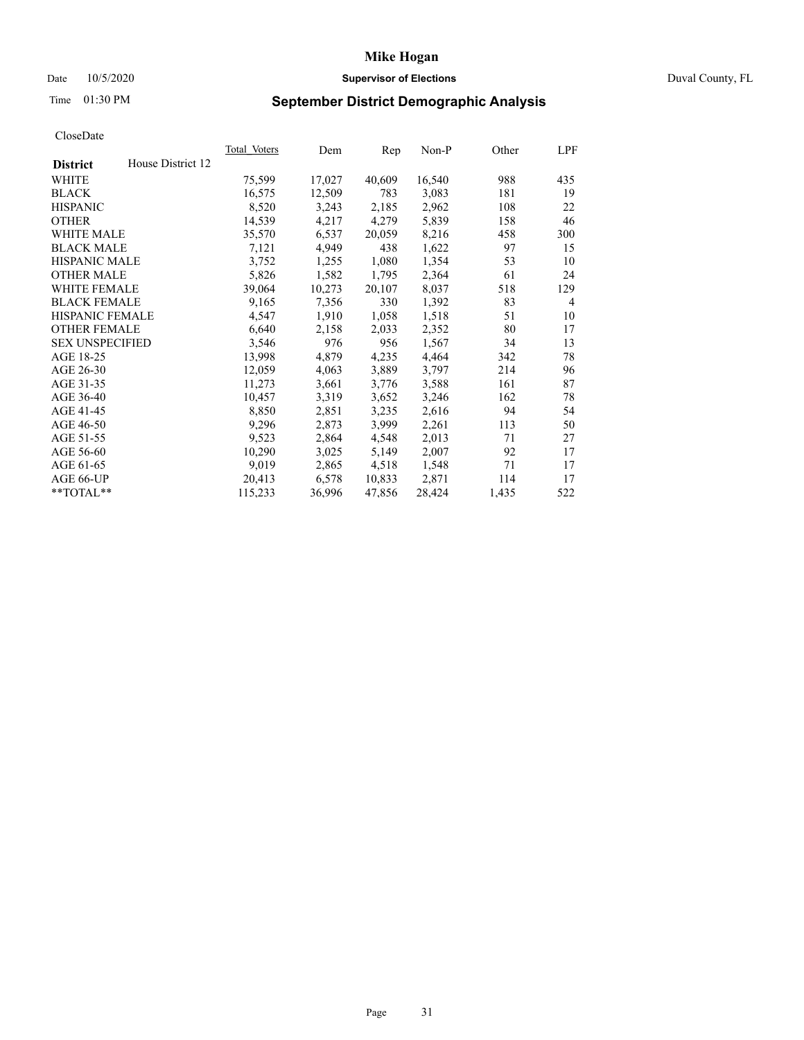# Mike Hogan

Date 10/5/2020 **Supervisor of Elections** Duval County, FL

Time 01:30 PM **September District Demographic Analysis**

CloseDate

| **District** House District 12 | Total Voters | Dem | Rep | Non-P | Other | LPF |
|---|---|---|---|---|---|---|
| WHITE | 75,599 | 17,027 | 40,609 | 16,540 | 988 | 435 |
| BLACK | 16,575 | 12,509 | 783 | 3,083 | 181 | 19 |
| HISPANIC | 8,520 | 3,243 | 2,185 | 2,962 | 108 | 22 |
| OTHER | 14,539 | 4,217 | 4,279 | 5,839 | 158 | 46 |
| WHITE MALE | 35,570 | 6,537 | 20,059 | 8,216 | 458 | 300 |
| BLACK MALE | 7,121 | 4,949 | 438 | 1,622 | 97 | 15 |
| HISPANIC MALE | 3,752 | 1,255 | 1,080 | 1,354 | 53 | 10 |
| OTHER MALE | 5,826 | 1,582 | 1,795 | 2,364 | 61 | 24 |
| WHITE FEMALE | 39,064 | 10,273 | 20,107 | 8,037 | 518 | 129 |
| BLACK FEMALE | 9,165 | 7,356 | 330 | 1,392 | 83 | 4 |
| HISPANIC FEMALE | 4,547 | 1,910 | 1,058 | 1,518 | 51 | 10 |
| OTHER FEMALE | 6,640 | 2,158 | 2,033 | 2,352 | 80 | 17 |
| SEX UNSPECIFIED | 3,546 | 976 | 956 | 1,567 | 34 | 13 |
| AGE 18-25 | 13,998 | 4,879 | 4,235 | 4,464 | 342 | 78 |
| AGE 26-30 | 12,059 | 4,063 | 3,889 | 3,797 | 214 | 96 |
| AGE 31-35 | 11,273 | 3,661 | 3,776 | 3,588 | 161 | 87 |
| AGE 36-40 | 10,457 | 3,319 | 3,652 | 3,246 | 162 | 78 |
| AGE 41-45 | 8,850 | 2,851 | 3,235 | 2,616 | 94 | 54 |
| AGE 46-50 | 9,296 | 2,873 | 3,999 | 2,261 | 113 | 50 |
| AGE 51-55 | 9,523 | 2,864 | 4,548 | 2,013 | 71 | 27 |
| AGE 56-60 | 10,290 | 3,025 | 5,149 | 2,007 | 92 | 17 |
| AGE 61-65 | 9,019 | 2,865 | 4,518 | 1,548 | 71 | 17 |
| AGE 66-UP | 20,413 | 6,578 | 10,833 | 2,871 | 114 | 17 |
| **TOTAL** | 115,233 | 36,996 | 47,856 | 28,424 | 1,435 | 522 |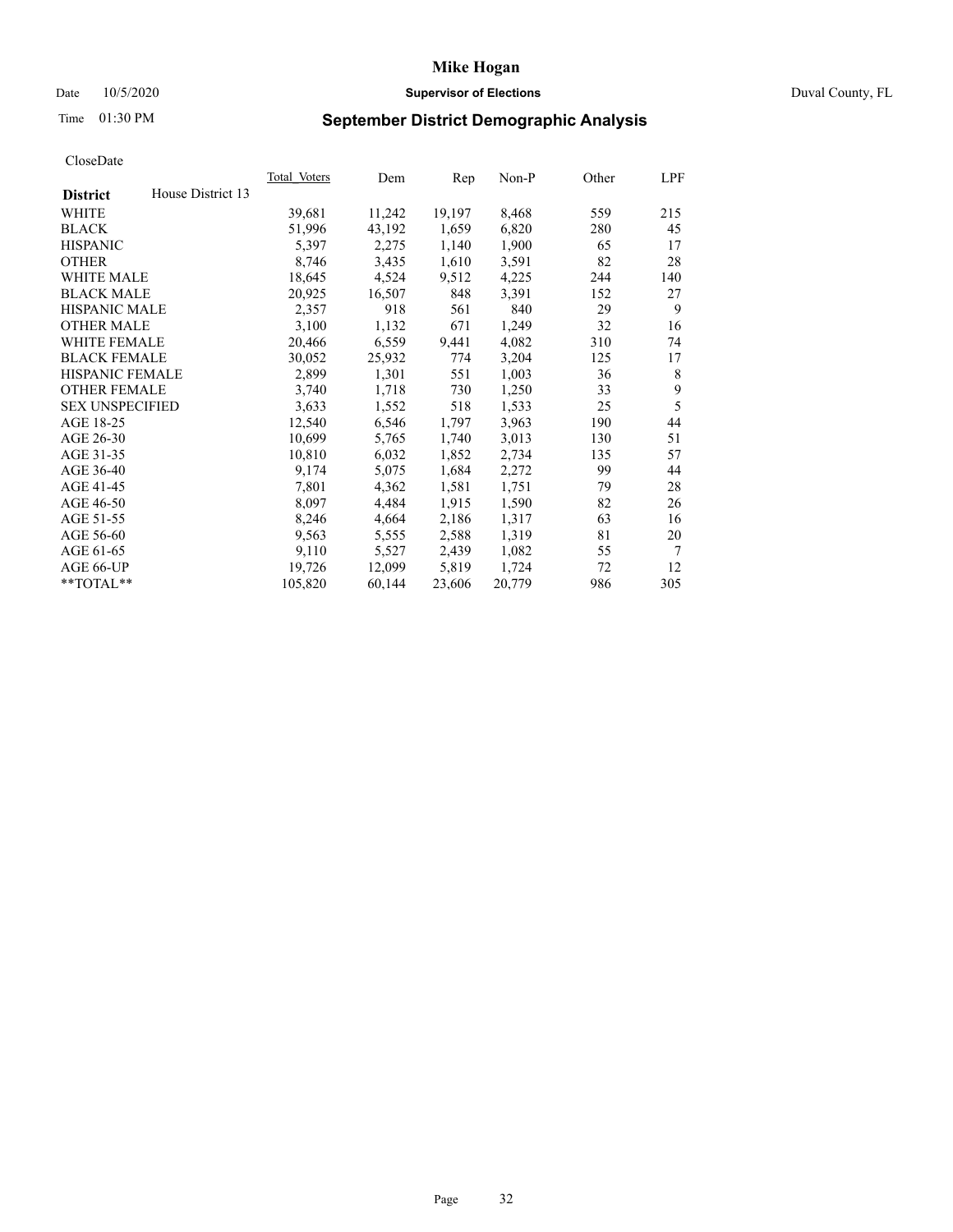# Mike Hogan

Date 10/5/2020 **Supervisor of Elections** Duval County, FL

Time 01:30 PM **September District Demographic Analysis**

CloseDate

| **District** House District 13 | Total Voters | Dem | Rep | Non-P | Other | LPF |
|---|---|---|---|---|---|---|
| WHITE | 39,681 | 11,242 | 19,197 | 8,468 | 559 | 215 |
| BLACK | 51,996 | 43,192 | 1,659 | 6,820 | 280 | 45 |
| HISPANIC | 5,397 | 2,275 | 1,140 | 1,900 | 65 | 17 |
| OTHER | 8,746 | 3,435 | 1,610 | 3,591 | 82 | 28 |
| WHITE MALE | 18,645 | 4,524 | 9,512 | 4,225 | 244 | 140 |
| BLACK MALE | 20,925 | 16,507 | 848 | 3,391 | 152 | 27 |
| HISPANIC MALE | 2,357 | 918 | 561 | 840 | 29 | 9 |
| OTHER MALE | 3,100 | 1,132 | 671 | 1,249 | 32 | 16 |
| WHITE FEMALE | 20,466 | 6,559 | 9,441 | 4,082 | 310 | 74 |
| BLACK FEMALE | 30,052 | 25,932 | 774 | 3,204 | 125 | 17 |
| HISPANIC FEMALE | 2,899 | 1,301 | 551 | 1,003 | 36 | 8 |
| OTHER FEMALE | 3,740 | 1,718 | 730 | 1,250 | 33 | 9 |
| SEX UNSPECIFIED | 3,633 | 1,552 | 518 | 1,533 | 25 | 5 |
| AGE 18-25 | 12,540 | 6,546 | 1,797 | 3,963 | 190 | 44 |
| AGE 26-30 | 10,699 | 5,765 | 1,740 | 3,013 | 130 | 51 |
| AGE 31-35 | 10,810 | 6,032 | 1,852 | 2,734 | 135 | 57 |
| AGE 36-40 | 9,174 | 5,075 | 1,684 | 2,272 | 99 | 44 |
| AGE 41-45 | 7,801 | 4,362 | 1,581 | 1,751 | 79 | 28 |
| AGE 46-50 | 8,097 | 4,484 | 1,915 | 1,590 | 82 | 26 |
| AGE 51-55 | 8,246 | 4,664 | 2,186 | 1,317 | 63 | 16 |
| AGE 56-60 | 9,563 | 5,555 | 2,588 | 1,319 | 81 | 20 |
| AGE 61-65 | 9,110 | 5,527 | 2,439 | 1,082 | 55 | 7 |
| AGE 66-UP | 19,726 | 12,099 | 5,819 | 1,724 | 72 | 12 |
| **TOTAL** | 105,820 | 60,144 | 23,606 | 20,779 | 986 | 305 |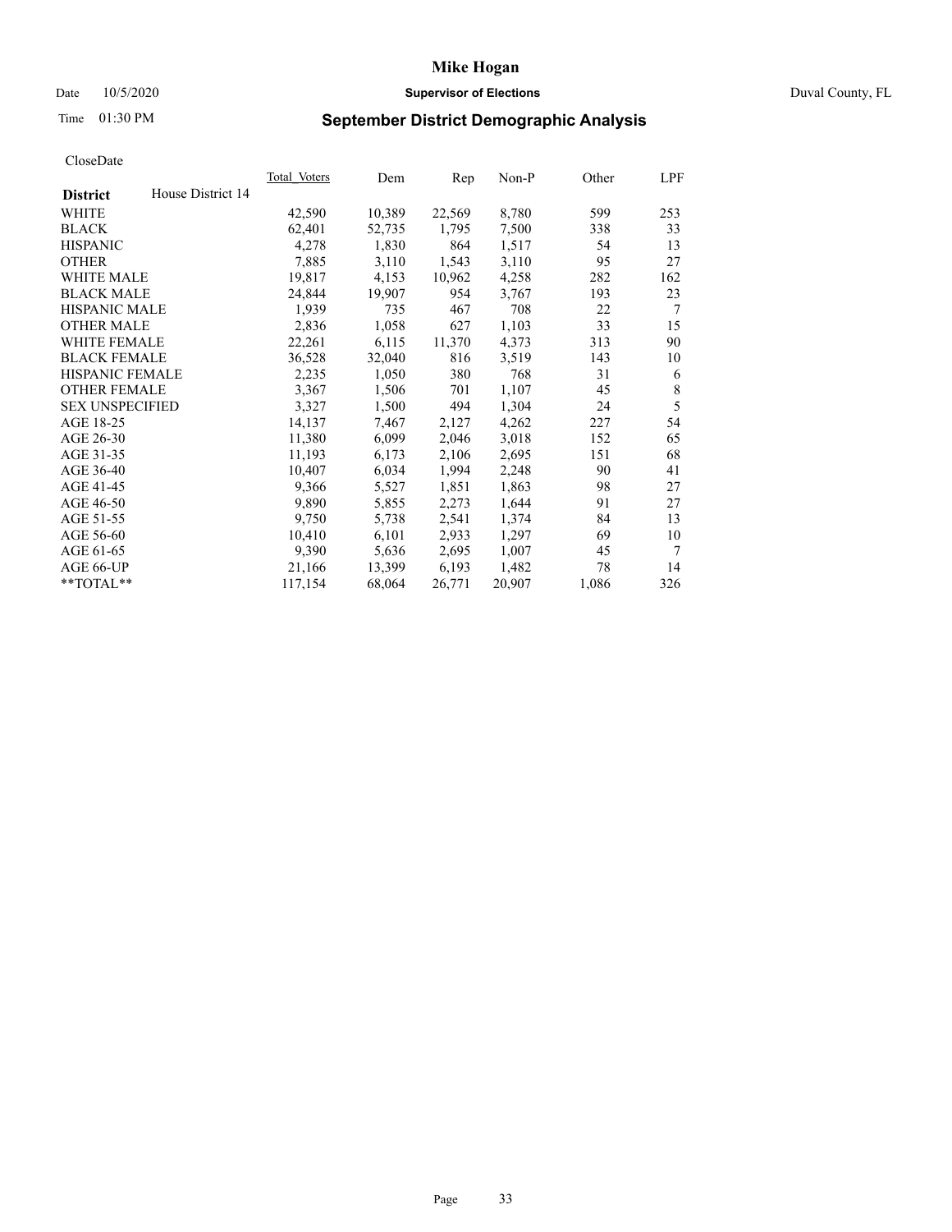# Mike Hogan

Date 10/5/2020 **Supervisor of Elections** Duval County, FL

Time 01:30 PM **September District Demographic Analysis**

CloseDate

| District | House District 14 | Total Voters | Dem | Rep | Non-P | Other | LPF |
|---|---|---|---|---|---|---|---|
| WHITE | | 42,590 | 10,389 | 22,569 | 8,780 | 599 | 253 |
| BLACK | | 62,401 | 52,735 | 1,795 | 7,500 | 338 | 33 |
| HISPANIC | | 4,278 | 1,830 | 864 | 1,517 | 54 | 13 |
| OTHER | | 7,885 | 3,110 | 1,543 | 3,110 | 95 | 27 |
| WHITE MALE | | 19,817 | 4,153 | 10,962 | 4,258 | 282 | 162 |
| BLACK MALE | | 24,844 | 19,907 | 954 | 3,767 | 193 | 23 |
| HISPANIC MALE | | 1,939 | 735 | 467 | 708 | 22 | 7 |
| OTHER MALE | | 2,836 | 1,058 | 627 | 1,103 | 33 | 15 |
| WHITE FEMALE | | 22,261 | 6,115 | 11,370 | 4,373 | 313 | 90 |
| BLACK FEMALE | | 36,528 | 32,040 | 816 | 3,519 | 143 | 10 |
| HISPANIC FEMALE | | 2,235 | 1,050 | 380 | 768 | 31 | 6 |
| OTHER FEMALE | | 3,367 | 1,506 | 701 | 1,107 | 45 | 8 |
| SEX UNSPECIFIED | | 3,327 | 1,500 | 494 | 1,304 | 24 | 5 |
| AGE 18-25 | | 14,137 | 7,467 | 2,127 | 4,262 | 227 | 54 |
| AGE 26-30 | | 11,380 | 6,099 | 2,046 | 3,018 | 152 | 65 |
| AGE 31-35 | | 11,193 | 6,173 | 2,106 | 2,695 | 151 | 68 |
| AGE 36-40 | | 10,407 | 6,034 | 1,994 | 2,248 | 90 | 41 |
| AGE 41-45 | | 9,366 | 5,527 | 1,851 | 1,863 | 98 | 27 |
| AGE 46-50 | | 9,890 | 5,855 | 2,273 | 1,644 | 91 | 27 |
| AGE 51-55 | | 9,750 | 5,738 | 2,541 | 1,374 | 84 | 13 |
| AGE 56-60 | | 10,410 | 6,101 | 2,933 | 1,297 | 69 | 10 |
| AGE 61-65 | | 9,390 | 5,636 | 2,695 | 1,007 | 45 | 7 |
| AGE 66-UP | | 21,166 | 13,399 | 6,193 | 1,482 | 78 | 14 |
| **TOTAL** | | 117,154 | 68,064 | 26,771 | 20,907 | 1,086 | 326 |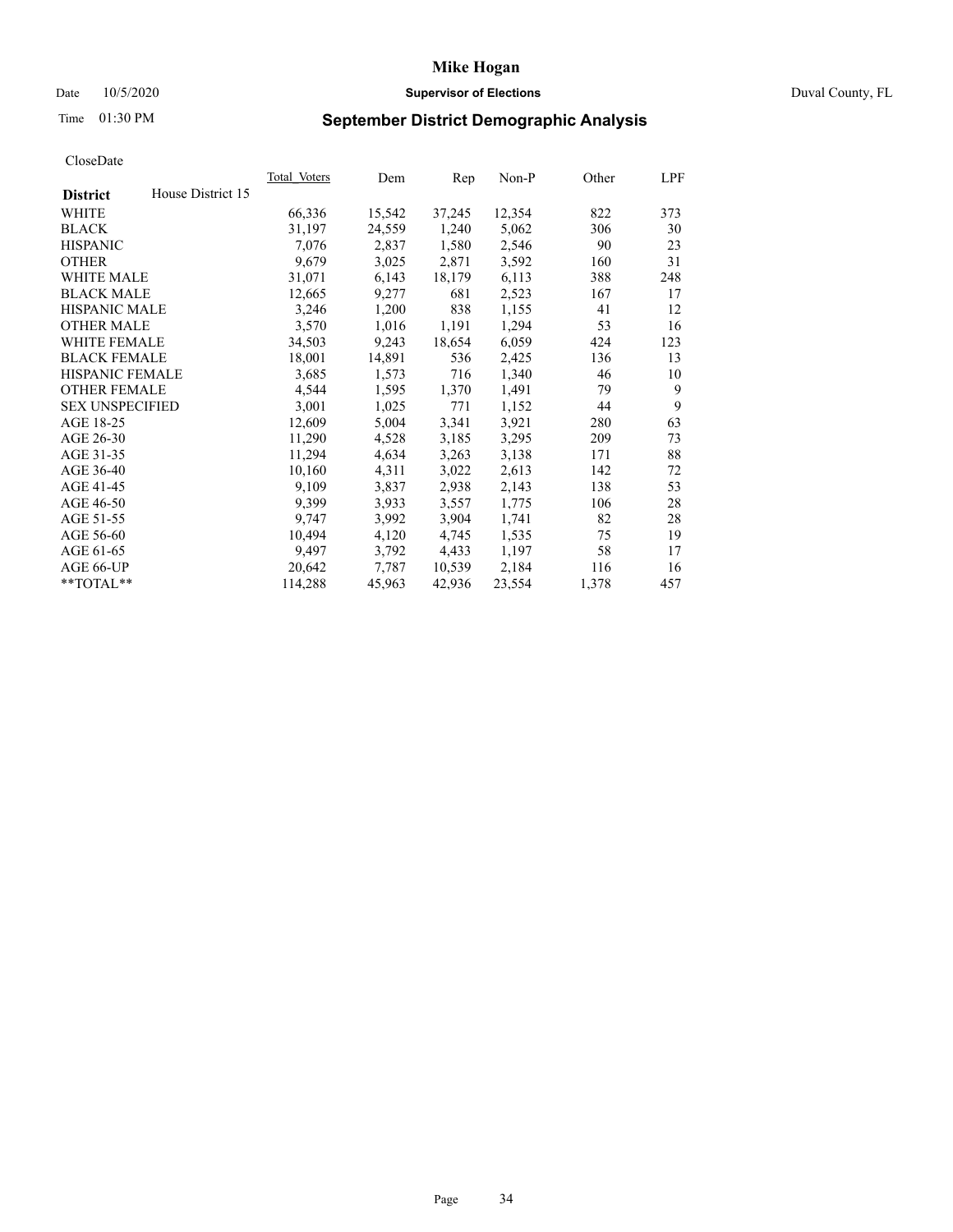# Mike Hogan

Date 10/5/2020 **Supervisor of Elections** Duval County, FL

Time 01:30 PM

## September District Demographic Analysis

CloseDate

| **District** House District 15 | Total Voters | Dem | Rep | Non-P | Other | LPF |
|---|---|---|---|---|---|---|
| WHITE | 66,336 | 15,542 | 37,245 | 12,354 | 822 | 373 |
| BLACK | 31,197 | 24,559 | 1,240 | 5,062 | 306 | 30 |
| HISPANIC | 7,076 | 2,837 | 1,580 | 2,546 | 90 | 23 |
| OTHER | 9,679 | 3,025 | 2,871 | 3,592 | 160 | 31 |
| WHITE MALE | 31,071 | 6,143 | 18,179 | 6,113 | 388 | 248 |
| BLACK MALE | 12,665 | 9,277 | 681 | 2,523 | 167 | 17 |
| HISPANIC MALE | 3,246 | 1,200 | 838 | 1,155 | 41 | 12 |
| OTHER MALE | 3,570 | 1,016 | 1,191 | 1,294 | 53 | 16 |
| WHITE FEMALE | 34,503 | 9,243 | 18,654 | 6,059 | 424 | 123 |
| BLACK FEMALE | 18,001 | 14,891 | 536 | 2,425 | 136 | 13 |
| HISPANIC FEMALE | 3,685 | 1,573 | 716 | 1,340 | 46 | 10 |
| OTHER FEMALE | 4,544 | 1,595 | 1,370 | 1,491 | 79 | 9 |
| SEX UNSPECIFIED | 3,001 | 1,025 | 771 | 1,152 | 44 | 9 |
| AGE 18-25 | 12,609 | 5,004 | 3,341 | 3,921 | 280 | 63 |
| AGE 26-30 | 11,290 | 4,528 | 3,185 | 3,295 | 209 | 73 |
| AGE 31-35 | 11,294 | 4,634 | 3,263 | 3,138 | 171 | 88 |
| AGE 36-40 | 10,160 | 4,311 | 3,022 | 2,613 | 142 | 72 |
| AGE 41-45 | 9,109 | 3,837 | 2,938 | 2,143 | 138 | 53 |
| AGE 46-50 | 9,399 | 3,933 | 3,557 | 1,775 | 106 | 28 |
| AGE 51-55 | 9,747 | 3,992 | 3,904 | 1,741 | 82 | 28 |
| AGE 56-60 | 10,494 | 4,120 | 4,745 | 1,535 | 75 | 19 |
| AGE 61-65 | 9,497 | 3,792 | 4,433 | 1,197 | 58 | 17 |
| AGE 66-UP | 20,642 | 7,787 | 10,539 | 2,184 | 116 | 16 |
| **TOTAL** | 114,288 | 45,963 | 42,936 | 23,554 | 1,378 | 457 |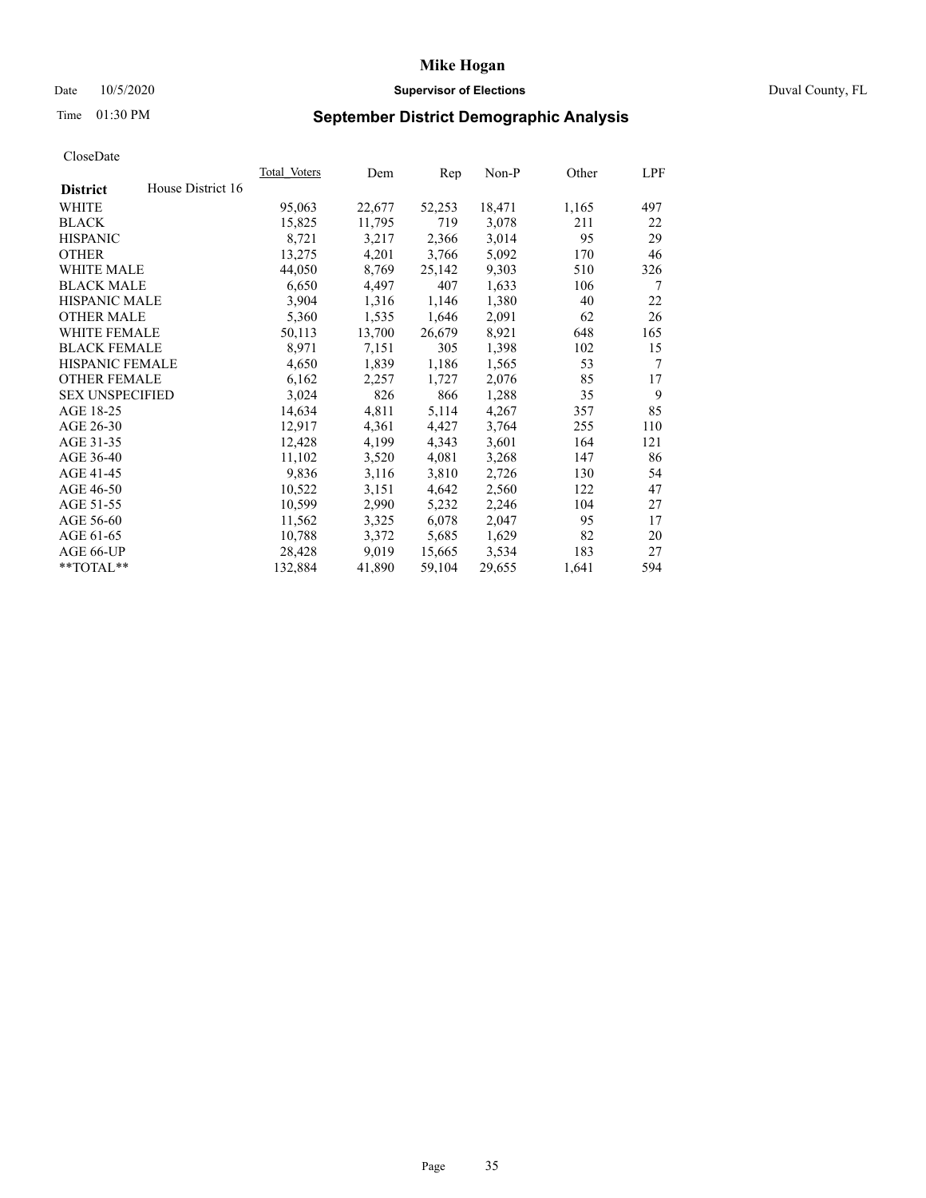# Mike Hogan

Date 10/5/2020 **Supervisor of Elections** Duval County, FL

Time 01:30 PM **September District Demographic Analysis**

CloseDate

| **District** House District 16 | Total_Voters | Dem | Rep | Non-P | Other | LPF |
|---|---|---|---|---|---|---|
| WHITE | 95,063 | 22,677 | 52,253 | 18,471 | 1,165 | 497 |
| BLACK | 15,825 | 11,795 | 719 | 3,078 | 211 | 22 |
| HISPANIC | 8,721 | 3,217 | 2,366 | 3,014 | 95 | 29 |
| OTHER | 13,275 | 4,201 | 3,766 | 5,092 | 170 | 46 |
| WHITE MALE | 44,050 | 8,769 | 25,142 | 9,303 | 510 | 326 |
| BLACK MALE | 6,650 | 4,497 | 407 | 1,633 | 106 | 7 |
| HISPANIC MALE | 3,904 | 1,316 | 1,146 | 1,380 | 40 | 22 |
| OTHER MALE | 5,360 | 1,535 | 1,646 | 2,091 | 62 | 26 |
| WHITE FEMALE | 50,113 | 13,700 | 26,679 | 8,921 | 648 | 165 |
| BLACK FEMALE | 8,971 | 7,151 | 305 | 1,398 | 102 | 15 |
| HISPANIC FEMALE | 4,650 | 1,839 | 1,186 | 1,565 | 53 | 7 |
| OTHER FEMALE | 6,162 | 2,257 | 1,727 | 2,076 | 85 | 17 |
| SEX UNSPECIFIED | 3,024 | 826 | 866 | 1,288 | 35 | 9 |
| AGE 18-25 | 14,634 | 4,811 | 5,114 | 4,267 | 357 | 85 |
| AGE 26-30 | 12,917 | 4,361 | 4,427 | 3,764 | 255 | 110 |
| AGE 31-35 | 12,428 | 4,199 | 4,343 | 3,601 | 164 | 121 |
| AGE 36-40 | 11,102 | 3,520 | 4,081 | 3,268 | 147 | 86 |
| AGE 41-45 | 9,836 | 3,116 | 3,810 | 2,726 | 130 | 54 |
| AGE 46-50 | 10,522 | 3,151 | 4,642 | 2,560 | 122 | 47 |
| AGE 51-55 | 10,599 | 2,990 | 5,232 | 2,246 | 104 | 27 |
| AGE 56-60 | 11,562 | 3,325 | 6,078 | 2,047 | 95 | 17 |
| AGE 61-65 | 10,788 | 3,372 | 5,685 | 1,629 | 82 | 20 |
| AGE 66-UP | 28,428 | 9,019 | 15,665 | 3,534 | 183 | 27 |
| **TOTAL** | 132,884 | 41,890 | 59,104 | 29,655 | 1,641 | 594 |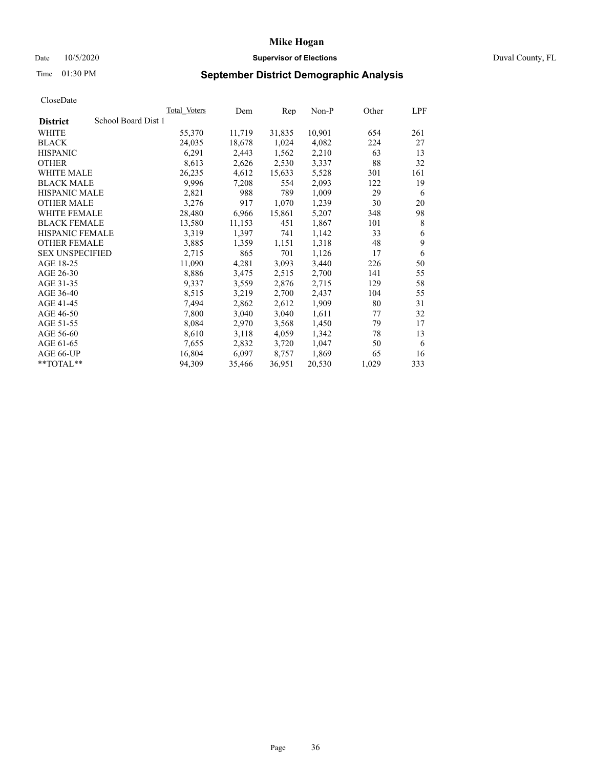# Mike Hogan

Date 10/5/2020 **Supervisor of Elections** Duval County, FL

Time 01:30 PM **September District Demographic Analysis**

CloseDate

| **District** School Board Dist 1 | Total Voters | Dem | Rep | Non-P | Other | LPF |
|---|---|---|---|---|---|---|
| WHITE | 55,370 | 11,719 | 31,835 | 10,901 | 654 | 261 |
| BLACK | 24,035 | 18,678 | 1,024 | 4,082 | 224 | 27 |
| HISPANIC | 6,291 | 2,443 | 1,562 | 2,210 | 63 | 13 |
| OTHER | 8,613 | 2,626 | 2,530 | 3,337 | 88 | 32 |
| WHITE MALE | 26,235 | 4,612 | 15,633 | 5,528 | 301 | 161 |
| BLACK MALE | 9,996 | 7,208 | 554 | 2,093 | 122 | 19 |
| HISPANIC MALE | 2,821 | 988 | 789 | 1,009 | 29 | 6 |
| OTHER MALE | 3,276 | 917 | 1,070 | 1,239 | 30 | 20 |
| WHITE FEMALE | 28,480 | 6,966 | 15,861 | 5,207 | 348 | 98 |
| BLACK FEMALE | 13,580 | 11,153 | 451 | 1,867 | 101 | 8 |
| HISPANIC FEMALE | 3,319 | 1,397 | 741 | 1,142 | 33 | 6 |
| OTHER FEMALE | 3,885 | 1,359 | 1,151 | 1,318 | 48 | 9 |
| SEX UNSPECIFIED | 2,715 | 865 | 701 | 1,126 | 17 | 6 |
| AGE 18-25 | 11,090 | 4,281 | 3,093 | 3,440 | 226 | 50 |
| AGE 26-30 | 8,886 | 3,475 | 2,515 | 2,700 | 141 | 55 |
| AGE 31-35 | 9,337 | 3,559 | 2,876 | 2,715 | 129 | 58 |
| AGE 36-40 | 8,515 | 3,219 | 2,700 | 2,437 | 104 | 55 |
| AGE 41-45 | 7,494 | 2,862 | 2,612 | 1,909 | 80 | 31 |
| AGE 46-50 | 7,800 | 3,040 | 3,040 | 1,611 | 77 | 32 |
| AGE 51-55 | 8,084 | 2,970 | 3,568 | 1,450 | 79 | 17 |
| AGE 56-60 | 8,610 | 3,118 | 4,059 | 1,342 | 78 | 13 |
| AGE 61-65 | 7,655 | 2,832 | 3,720 | 1,047 | 50 | 6 |
| AGE 66-UP | 16,804 | 6,097 | 8,757 | 1,869 | 65 | 16 |
| **TOTAL** | 94,309 | 35,466 | 36,951 | 20,530 | 1,029 | 333 |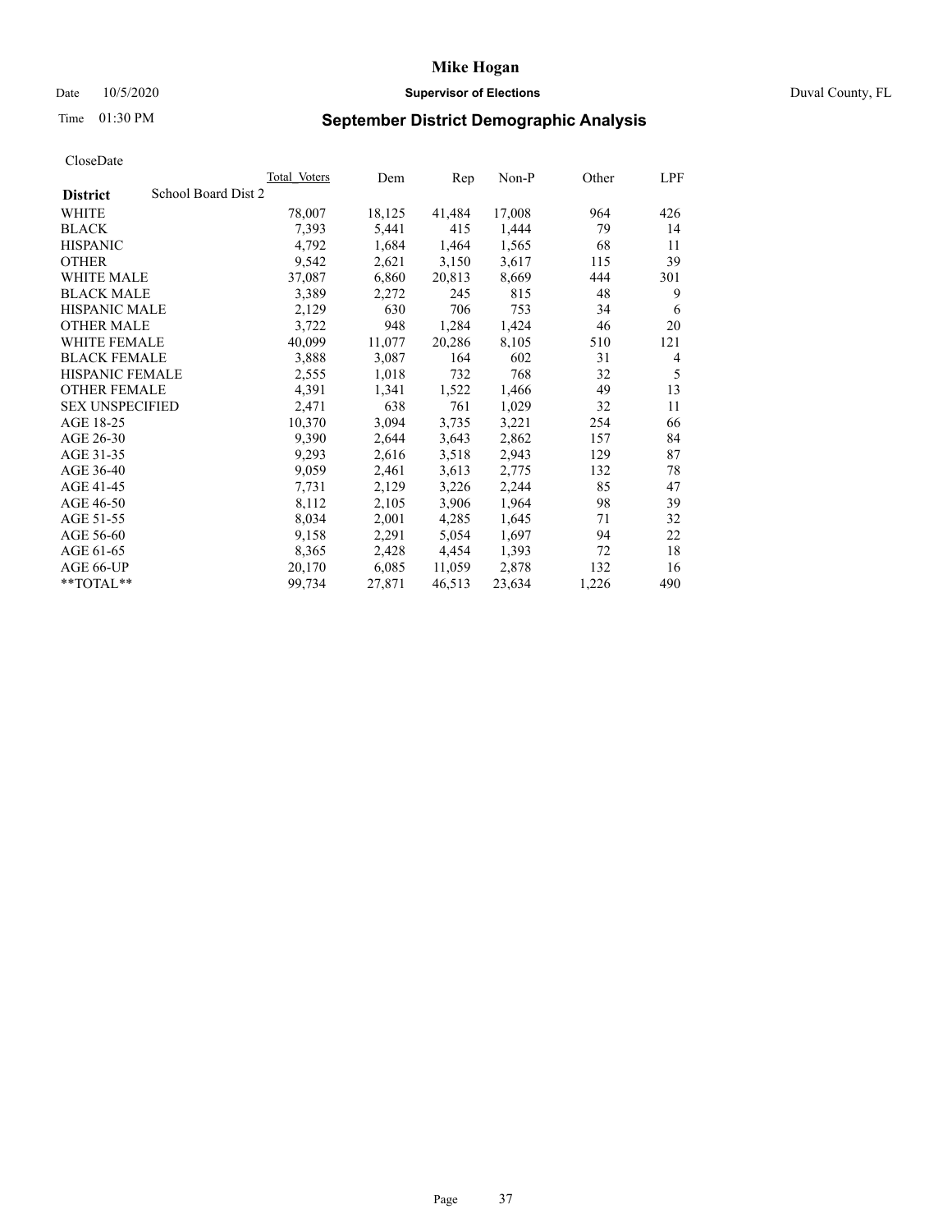# Mike Hogan

Date 10/5/2020 **Supervisor of Elections** Duval County, FL

Time 01:30 PM

## September District Demographic Analysis

CloseDate

| | Total Voters | Dem | Rep | Non-P | Other | LPF |
|---|---|---|---|---|---|---|
| **District** School Board Dist 2 | | | | | | |
| WHITE | 78,007 | 18,125 | 41,484 | 17,008 | 964 | 426 |
| BLACK | 7,393 | 5,441 | 415 | 1,444 | 79 | 14 |
| HISPANIC | 4,792 | 1,684 | 1,464 | 1,565 | 68 | 11 |
| OTHER | 9,542 | 2,621 | 3,150 | 3,617 | 115 | 39 |
| WHITE MALE | 37,087 | 6,860 | 20,813 | 8,669 | 444 | 301 |
| BLACK MALE | 3,389 | 2,272 | 245 | 815 | 48 | 9 |
| HISPANIC MALE | 2,129 | 630 | 706 | 753 | 34 | 6 |
| OTHER MALE | 3,722 | 948 | 1,284 | 1,424 | 46 | 20 |
| WHITE FEMALE | 40,099 | 11,077 | 20,286 | 8,105 | 510 | 121 |
| BLACK FEMALE | 3,888 | 3,087 | 164 | 602 | 31 | 4 |
| HISPANIC FEMALE | 2,555 | 1,018 | 732 | 768 | 32 | 5 |
| OTHER FEMALE | 4,391 | 1,341 | 1,522 | 1,466 | 49 | 13 |
| SEX UNSPECIFIED | 2,471 | 638 | 761 | 1,029 | 32 | 11 |
| AGE 18-25 | 10,370 | 3,094 | 3,735 | 3,221 | 254 | 66 |
| AGE 26-30 | 9,390 | 2,644 | 3,643 | 2,862 | 157 | 84 |
| AGE 31-35 | 9,293 | 2,616 | 3,518 | 2,943 | 129 | 87 |
| AGE 36-40 | 9,059 | 2,461 | 3,613 | 2,775 | 132 | 78 |
| AGE 41-45 | 7,731 | 2,129 | 3,226 | 2,244 | 85 | 47 |
| AGE 46-50 | 8,112 | 2,105 | 3,906 | 1,964 | 98 | 39 |
| AGE 51-55 | 8,034 | 2,001 | 4,285 | 1,645 | 71 | 32 |
| AGE 56-60 | 9,158 | 2,291 | 5,054 | 1,697 | 94 | 22 |
| AGE 61-65 | 8,365 | 2,428 | 4,454 | 1,393 | 72 | 18 |
| AGE 66-UP | 20,170 | 6,085 | 11,059 | 2,878 | 132 | 16 |
| **TOTAL** | 99,734 | 27,871 | 46,513 | 23,634 | 1,226 | 490 |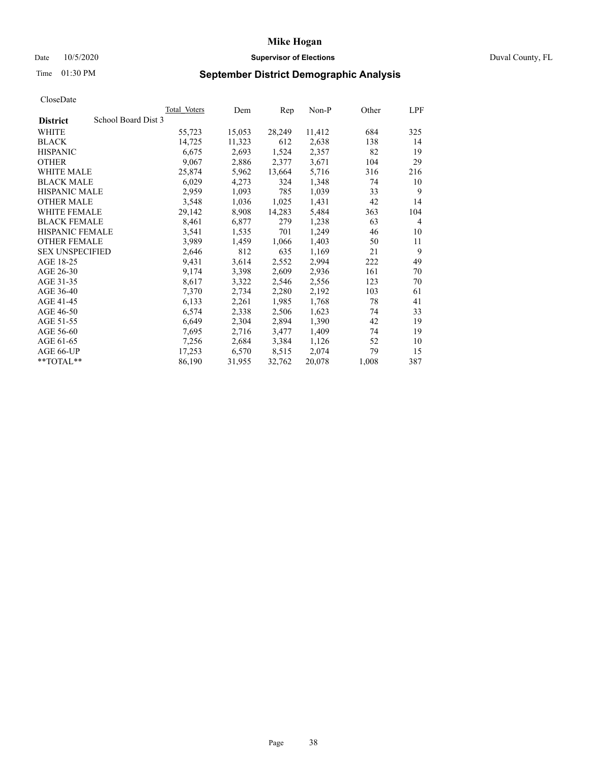# Mike Hogan

Date 10/5/2020 **Supervisor of Elections** Duval County, FL

Time 01:30 PM **September District Demographic Analysis**

CloseDate

| District | School Board Dist 3 | Total Voters | Dem | Rep | Non-P | Other | LPF |
|---|---|---|---|---|---|---|---|
| WHITE | | 55,723 | 15,053 | 28,249 | 11,412 | 684 | 325 |
| BLACK | | 14,725 | 11,323 | 612 | 2,638 | 138 | 14 |
| HISPANIC | | 6,675 | 2,693 | 1,524 | 2,357 | 82 | 19 |
| OTHER | | 9,067 | 2,886 | 2,377 | 3,671 | 104 | 29 |
| WHITE MALE | | 25,874 | 5,962 | 13,664 | 5,716 | 316 | 216 |
| BLACK MALE | | 6,029 | 4,273 | 324 | 1,348 | 74 | 10 |
| HISPANIC MALE | | 2,959 | 1,093 | 785 | 1,039 | 33 | 9 |
| OTHER MALE | | 3,548 | 1,036 | 1,025 | 1,431 | 42 | 14 |
| WHITE FEMALE | | 29,142 | 8,908 | 14,283 | 5,484 | 363 | 104 |
| BLACK FEMALE | | 8,461 | 6,877 | 279 | 1,238 | 63 | 4 |
| HISPANIC FEMALE | | 3,541 | 1,535 | 701 | 1,249 | 46 | 10 |
| OTHER FEMALE | | 3,989 | 1,459 | 1,066 | 1,403 | 50 | 11 |
| SEX UNSPECIFIED | | 2,646 | 812 | 635 | 1,169 | 21 | 9 |
| AGE 18-25 | | 9,431 | 3,614 | 2,552 | 2,994 | 222 | 49 |
| AGE 26-30 | | 9,174 | 3,398 | 2,609 | 2,936 | 161 | 70 |
| AGE 31-35 | | 8,617 | 3,322 | 2,546 | 2,556 | 123 | 70 |
| AGE 36-40 | | 7,370 | 2,734 | 2,280 | 2,192 | 103 | 61 |
| AGE 41-45 | | 6,133 | 2,261 | 1,985 | 1,768 | 78 | 41 |
| AGE 46-50 | | 6,574 | 2,338 | 2,506 | 1,623 | 74 | 33 |
| AGE 51-55 | | 6,649 | 2,304 | 2,894 | 1,390 | 42 | 19 |
| AGE 56-60 | | 7,695 | 2,716 | 3,477 | 1,409 | 74 | 19 |
| AGE 61-65 | | 7,256 | 2,684 | 3,384 | 1,126 | 52 | 10 |
| AGE 66-UP | | 17,253 | 6,570 | 8,515 | 2,074 | 79 | 15 |
| **TOTAL** | | 86,190 | 31,955 | 32,762 | 20,078 | 1,008 | 387 |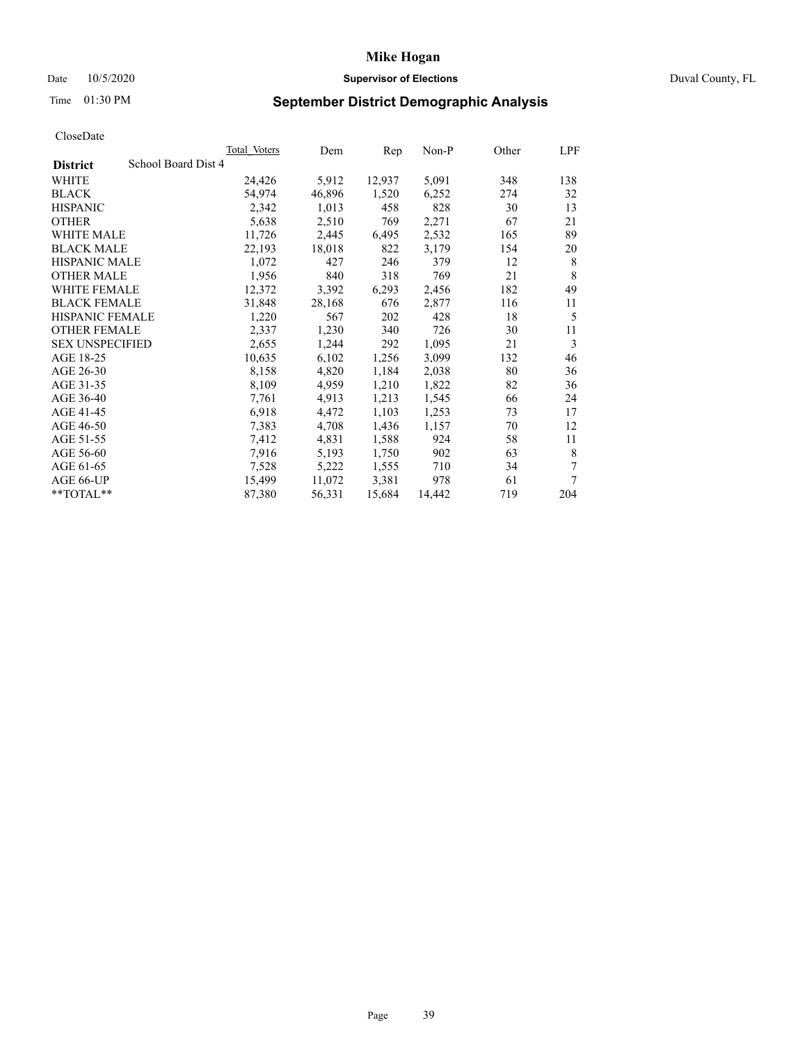# Mike Hogan

Date 10/5/2020 **Supervisor of Elections** Duval County, FL

Time 01:30 PM **September District Demographic Analysis**

CloseDate

| District: School Board Dist 4 | Total Voters | Dem | Rep | Non-P | Other | LPF |
|---|---|---|---|---|---|---|
| WHITE | 24,426 | 5,912 | 12,937 | 5,091 | 348 | 138 |
| BLACK | 54,974 | 46,896 | 1,520 | 6,252 | 274 | 32 |
| HISPANIC | 2,342 | 1,013 | 458 | 828 | 30 | 13 |
| OTHER | 5,638 | 2,510 | 769 | 2,271 | 67 | 21 |
| WHITE MALE | 11,726 | 2,445 | 6,495 | 2,532 | 165 | 89 |
| BLACK MALE | 22,193 | 18,018 | 822 | 3,179 | 154 | 20 |
| HISPANIC MALE | 1,072 | 427 | 246 | 379 | 12 | 8 |
| OTHER MALE | 1,956 | 840 | 318 | 769 | 21 | 8 |
| WHITE FEMALE | 12,372 | 3,392 | 6,293 | 2,456 | 182 | 49 |
| BLACK FEMALE | 31,848 | 28,168 | 676 | 2,877 | 116 | 11 |
| HISPANIC FEMALE | 1,220 | 567 | 202 | 428 | 18 | 5 |
| OTHER FEMALE | 2,337 | 1,230 | 340 | 726 | 30 | 11 |
| SEX UNSPECIFIED | 2,655 | 1,244 | 292 | 1,095 | 21 | 3 |
| AGE 18-25 | 10,635 | 6,102 | 1,256 | 3,099 | 132 | 46 |
| AGE 26-30 | 8,158 | 4,820 | 1,184 | 2,038 | 80 | 36 |
| AGE 31-35 | 8,109 | 4,959 | 1,210 | 1,822 | 82 | 36 |
| AGE 36-40 | 7,761 | 4,913 | 1,213 | 1,545 | 66 | 24 |
| AGE 41-45 | 6,918 | 4,472 | 1,103 | 1,253 | 73 | 17 |
| AGE 46-50 | 7,383 | 4,708 | 1,436 | 1,157 | 70 | 12 |
| AGE 51-55 | 7,412 | 4,831 | 1,588 | 924 | 58 | 11 |
| AGE 56-60 | 7,916 | 5,193 | 1,750 | 902 | 63 | 8 |
| AGE 61-65 | 7,528 | 5,222 | 1,555 | 710 | 34 | 7 |
| AGE 66-UP | 15,499 | 11,072 | 3,381 | 978 | 61 | 7 |
| **TOTAL** | 87,380 | 56,331 | 15,684 | 14,442 | 719 | 204 |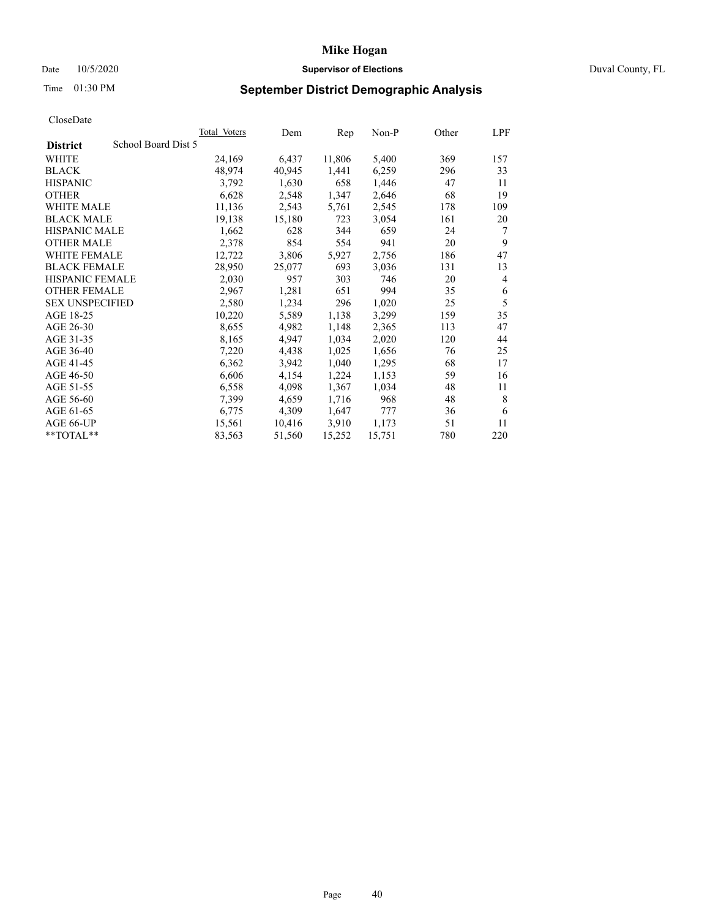# Mike Hogan

Date 10/5/2020 **Supervisor of Elections** Duval County, FL

Time 01:30 PM **September District Demographic Analysis**

CloseDate

| **District** School Board Dist 5 | Total Voters | Dem | Rep | Non-P | Other | LPF |
|---|---|---|---|---|---|---|
| WHITE | 24,169 | 6,437 | 11,806 | 5,400 | 369 | 157 |
| BLACK | 48,974 | 40,945 | 1,441 | 6,259 | 296 | 33 |
| HISPANIC | 3,792 | 1,630 | 658 | 1,446 | 47 | 11 |
| OTHER | 6,628 | 2,548 | 1,347 | 2,646 | 68 | 19 |
| WHITE MALE | 11,136 | 2,543 | 5,761 | 2,545 | 178 | 109 |
| BLACK MALE | 19,138 | 15,180 | 723 | 3,054 | 161 | 20 |
| HISPANIC MALE | 1,662 | 628 | 344 | 659 | 24 | 7 |
| OTHER MALE | 2,378 | 854 | 554 | 941 | 20 | 9 |
| WHITE FEMALE | 12,722 | 3,806 | 5,927 | 2,756 | 186 | 47 |
| BLACK FEMALE | 28,950 | 25,077 | 693 | 3,036 | 131 | 13 |
| HISPANIC FEMALE | 2,030 | 957 | 303 | 746 | 20 | 4 |
| OTHER FEMALE | 2,967 | 1,281 | 651 | 994 | 35 | 6 |
| SEX UNSPECIFIED | 2,580 | 1,234 | 296 | 1,020 | 25 | 5 |
| AGE 18-25 | 10,220 | 5,589 | 1,138 | 3,299 | 159 | 35 |
| AGE 26-30 | 8,655 | 4,982 | 1,148 | 2,365 | 113 | 47 |
| AGE 31-35 | 8,165 | 4,947 | 1,034 | 2,020 | 120 | 44 |
| AGE 36-40 | 7,220 | 4,438 | 1,025 | 1,656 | 76 | 25 |
| AGE 41-45 | 6,362 | 3,942 | 1,040 | 1,295 | 68 | 17 |
| AGE 46-50 | 6,606 | 4,154 | 1,224 | 1,153 | 59 | 16 |
| AGE 51-55 | 6,558 | 4,098 | 1,367 | 1,034 | 48 | 11 |
| AGE 56-60 | 7,399 | 4,659 | 1,716 | 968 | 48 | 8 |
| AGE 61-65 | 6,775 | 4,309 | 1,647 | 777 | 36 | 6 |
| AGE 66-UP | 15,561 | 10,416 | 3,910 | 1,173 | 51 | 11 |
| **TOTAL** | 83,563 | 51,560 | 15,252 | 15,751 | 780 | 220 |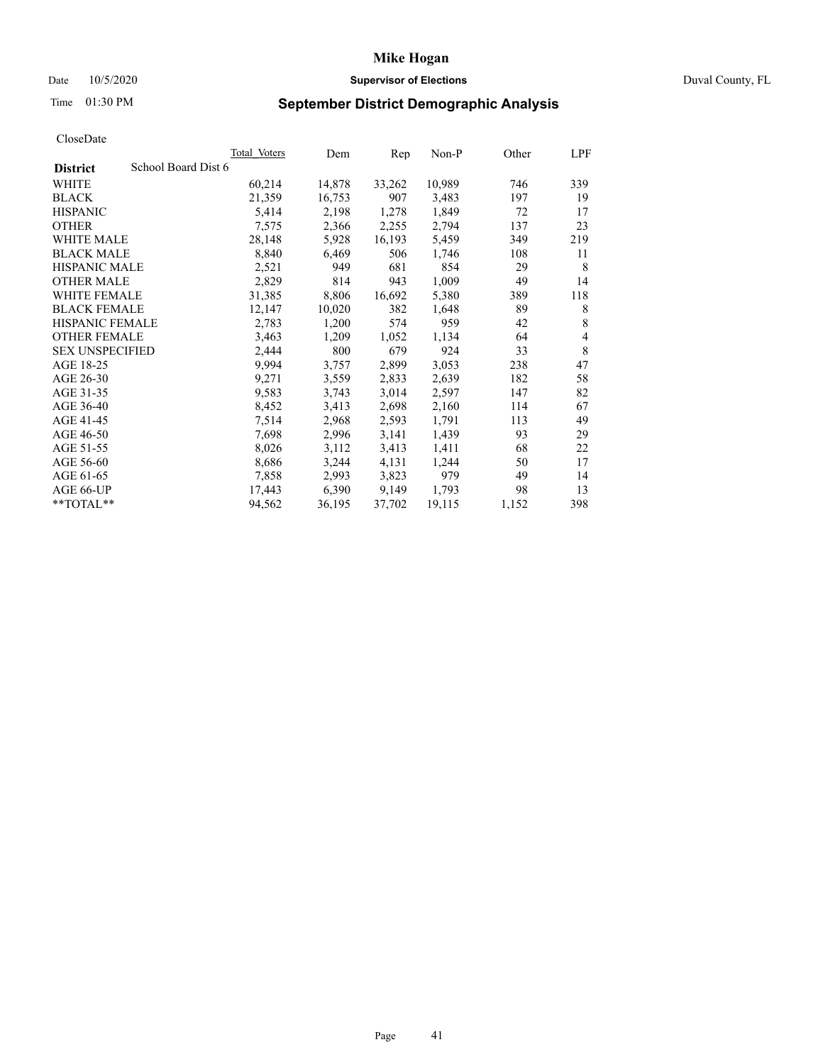# Mike Hogan

Date 10/5/2020 **Supervisor of Elections** Duval County, FL

Time 01:30 PM **September District Demographic Analysis**

CloseDate

| | Total Voters | Dem | Rep | Non-P | Other | LPF |
|---|---|---|---|---|---|---|
| **District** School Board Dist 6 | | | | | | |
| WHITE | 60,214 | 14,878 | 33,262 | 10,989 | 746 | 339 |
| BLACK | 21,359 | 16,753 | 907 | 3,483 | 197 | 19 |
| HISPANIC | 5,414 | 2,198 | 1,278 | 1,849 | 72 | 17 |
| OTHER | 7,575 | 2,366 | 2,255 | 2,794 | 137 | 23 |
| WHITE MALE | 28,148 | 5,928 | 16,193 | 5,459 | 349 | 219 |
| BLACK MALE | 8,840 | 6,469 | 506 | 1,746 | 108 | 11 |
| HISPANIC MALE | 2,521 | 949 | 681 | 854 | 29 | 8 |
| OTHER MALE | 2,829 | 814 | 943 | 1,009 | 49 | 14 |
| WHITE FEMALE | 31,385 | 8,806 | 16,692 | 5,380 | 389 | 118 |
| BLACK FEMALE | 12,147 | 10,020 | 382 | 1,648 | 89 | 8 |
| HISPANIC FEMALE | 2,783 | 1,200 | 574 | 959 | 42 | 8 |
| OTHER FEMALE | 3,463 | 1,209 | 1,052 | 1,134 | 64 | 4 |
| SEX UNSPECIFIED | 2,444 | 800 | 679 | 924 | 33 | 8 |
| AGE 18-25 | 9,994 | 3,757 | 2,899 | 3,053 | 238 | 47 |
| AGE 26-30 | 9,271 | 3,559 | 2,833 | 2,639 | 182 | 58 |
| AGE 31-35 | 9,583 | 3,743 | 3,014 | 2,597 | 147 | 82 |
| AGE 36-40 | 8,452 | 3,413 | 2,698 | 2,160 | 114 | 67 |
| AGE 41-45 | 7,514 | 2,968 | 2,593 | 1,791 | 113 | 49 |
| AGE 46-50 | 7,698 | 2,996 | 3,141 | 1,439 | 93 | 29 |
| AGE 51-55 | 8,026 | 3,112 | 3,413 | 1,411 | 68 | 22 |
| AGE 56-60 | 8,686 | 3,244 | 4,131 | 1,244 | 50 | 17 |
| AGE 61-65 | 7,858 | 2,993 | 3,823 | 979 | 49 | 14 |
| AGE 66-UP | 17,443 | 6,390 | 9,149 | 1,793 | 98 | 13 |
| **TOTAL** | 94,562 | 36,195 | 37,702 | 19,115 | 1,152 | 398 |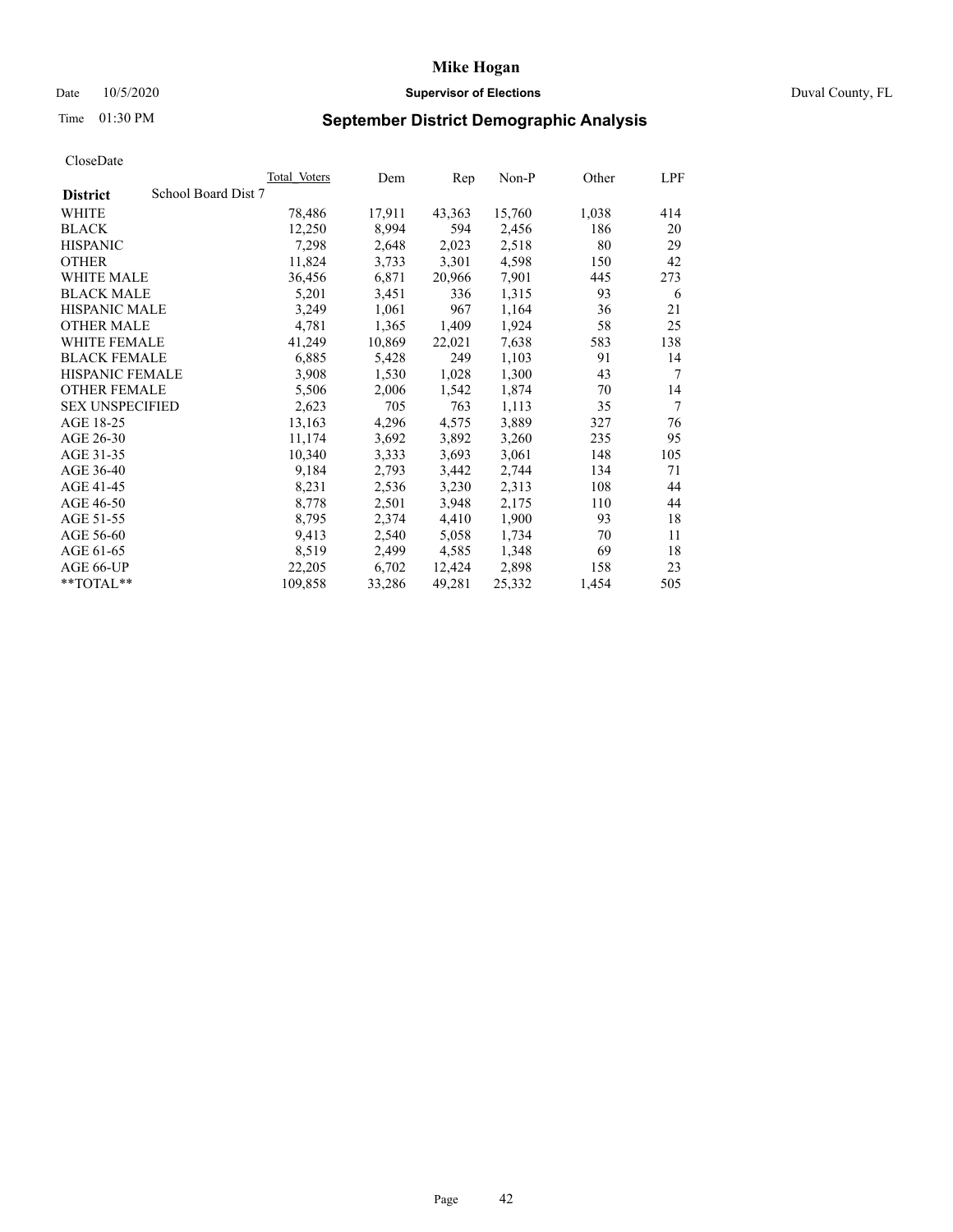# Mike Hogan

Date 10/5/2020 **Supervisor of Elections** Duval County, FL

Time 01:30 PM **September District Demographic Analysis**

CloseDate

| District | Total_Voters | Dem | Rep | Non-P | Other | LPF |
|---|---|---|---|---|---|---|
| School Board Dist 7 | | | | | | |
| WHITE | 78,486 | 17,911 | 43,363 | 15,760 | 1,038 | 414 |
| BLACK | 12,250 | 8,994 | 594 | 2,456 | 186 | 20 |
| HISPANIC | 7,298 | 2,648 | 2,023 | 2,518 | 80 | 29 |
| OTHER | 11,824 | 3,733 | 3,301 | 4,598 | 150 | 42 |
| WHITE MALE | 36,456 | 6,871 | 20,966 | 7,901 | 445 | 273 |
| BLACK MALE | 5,201 | 3,451 | 336 | 1,315 | 93 | 6 |
| HISPANIC MALE | 3,249 | 1,061 | 967 | 1,164 | 36 | 21 |
| OTHER MALE | 4,781 | 1,365 | 1,409 | 1,924 | 58 | 25 |
| WHITE FEMALE | 41,249 | 10,869 | 22,021 | 7,638 | 583 | 138 |
| BLACK FEMALE | 6,885 | 5,428 | 249 | 1,103 | 91 | 14 |
| HISPANIC FEMALE | 3,908 | 1,530 | 1,028 | 1,300 | 43 | 7 |
| OTHER FEMALE | 5,506 | 2,006 | 1,542 | 1,874 | 70 | 14 |
| SEX UNSPECIFIED | 2,623 | 705 | 763 | 1,113 | 35 | 7 |
| AGE 18-25 | 13,163 | 4,296 | 4,575 | 3,889 | 327 | 76 |
| AGE 26-30 | 11,174 | 3,692 | 3,892 | 3,260 | 235 | 95 |
| AGE 31-35 | 10,340 | 3,333 | 3,693 | 3,061 | 148 | 105 |
| AGE 36-40 | 9,184 | 2,793 | 3,442 | 2,744 | 134 | 71 |
| AGE 41-45 | 8,231 | 2,536 | 3,230 | 2,313 | 108 | 44 |
| AGE 46-50 | 8,778 | 2,501 | 3,948 | 2,175 | 110 | 44 |
| AGE 51-55 | 8,795 | 2,374 | 4,410 | 1,900 | 93 | 18 |
| AGE 56-60 | 9,413 | 2,540 | 5,058 | 1,734 | 70 | 11 |
| AGE 61-65 | 8,519 | 2,499 | 4,585 | 1,348 | 69 | 18 |
| AGE 66-UP | 22,205 | 6,702 | 12,424 | 2,898 | 158 | 23 |
| **TOTAL** | 109,858 | 33,286 | 49,281 | 25,332 | 1,454 | 505 |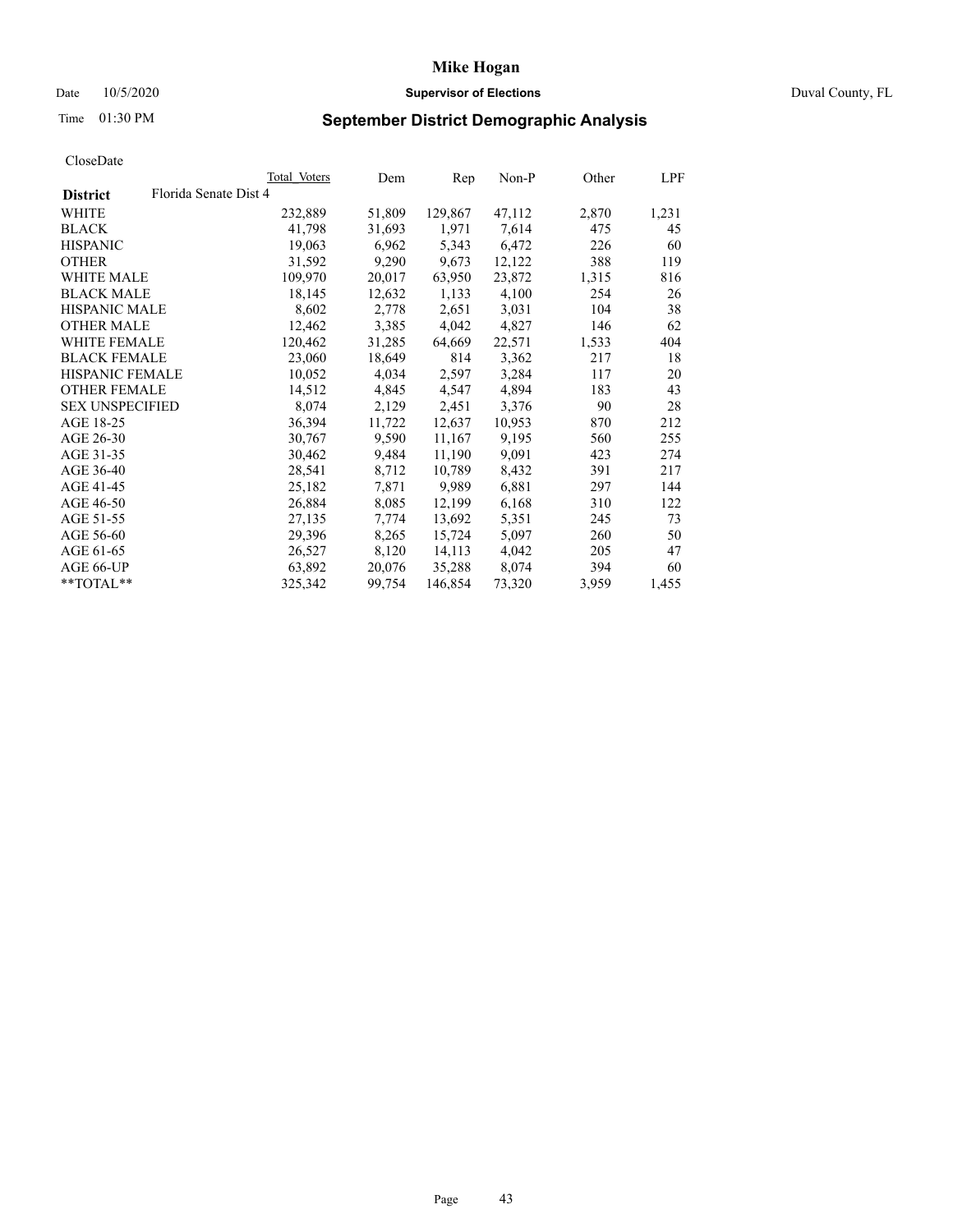# Mike Hogan

Date 10/5/2020 **Supervisor of Elections** Duval County, FL

Time 01:30 PM **September District Demographic Analysis**

CloseDate

| | Total Voters | Dem | Rep | Non-P | Other | LPF |
|---|---|---|---|---|---|---|
| **District** Florida Senate Dist 4 | | | | | | |
| WHITE | 232,889 | 51,809 | 129,867 | 47,112 | 2,870 | 1,231 |
| BLACK | 41,798 | 31,693 | 1,971 | 7,614 | 475 | 45 |
| HISPANIC | 19,063 | 6,962 | 5,343 | 6,472 | 226 | 60 |
| OTHER | 31,592 | 9,290 | 9,673 | 12,122 | 388 | 119 |
| WHITE MALE | 109,970 | 20,017 | 63,950 | 23,872 | 1,315 | 816 |
| BLACK MALE | 18,145 | 12,632 | 1,133 | 4,100 | 254 | 26 |
| HISPANIC MALE | 8,602 | 2,778 | 2,651 | 3,031 | 104 | 38 |
| OTHER MALE | 12,462 | 3,385 | 4,042 | 4,827 | 146 | 62 |
| WHITE FEMALE | 120,462 | 31,285 | 64,669 | 22,571 | 1,533 | 404 |
| BLACK FEMALE | 23,060 | 18,649 | 814 | 3,362 | 217 | 18 |
| HISPANIC FEMALE | 10,052 | 4,034 | 2,597 | 3,284 | 117 | 20 |
| OTHER FEMALE | 14,512 | 4,845 | 4,547 | 4,894 | 183 | 43 |
| SEX UNSPECIFIED | 8,074 | 2,129 | 2,451 | 3,376 | 90 | 28 |
| AGE 18-25 | 36,394 | 11,722 | 12,637 | 10,953 | 870 | 212 |
| AGE 26-30 | 30,767 | 9,590 | 11,167 | 9,195 | 560 | 255 |
| AGE 31-35 | 30,462 | 9,484 | 11,190 | 9,091 | 423 | 274 |
| AGE 36-40 | 28,541 | 8,712 | 10,789 | 8,432 | 391 | 217 |
| AGE 41-45 | 25,182 | 7,871 | 9,989 | 6,881 | 297 | 144 |
| AGE 46-50 | 26,884 | 8,085 | 12,199 | 6,168 | 310 | 122 |
| AGE 51-55 | 27,135 | 7,774 | 13,692 | 5,351 | 245 | 73 |
| AGE 56-60 | 29,396 | 8,265 | 15,724 | 5,097 | 260 | 50 |
| AGE 61-65 | 26,527 | 8,120 | 14,113 | 4,042 | 205 | 47 |
| AGE 66-UP | 63,892 | 20,076 | 35,288 | 8,074 | 394 | 60 |
| **TOTAL** | 325,342 | 99,754 | 146,854 | 73,320 | 3,959 | 1,455 |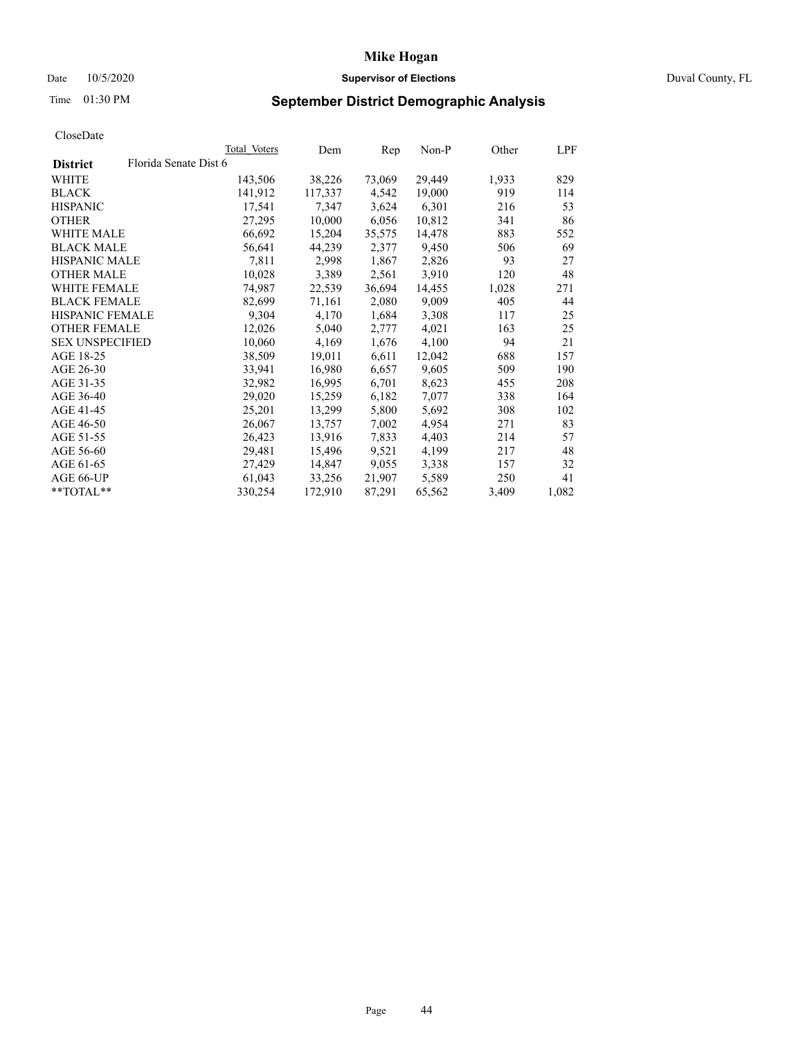# Mike Hogan

Date 10/5/2020 **Supervisor of Elections** Duval County, FL

Time 01:30 PM **September District Demographic Analysis**

CloseDate

| | Total Voters | Dem | Rep | Non-P | Other | LPF |
|---|---|---|---|---|---|---|
| **District** Florida Senate Dist 6 | | | | | | |
| WHITE | 143,506 | 38,226 | 73,069 | 29,449 | 1,933 | 829 |
| BLACK | 141,912 | 117,337 | 4,542 | 19,000 | 919 | 114 |
| HISPANIC | 17,541 | 7,347 | 3,624 | 6,301 | 216 | 53 |
| OTHER | 27,295 | 10,000 | 6,056 | 10,812 | 341 | 86 |
| WHITE MALE | 66,692 | 15,204 | 35,575 | 14,478 | 883 | 552 |
| BLACK MALE | 56,641 | 44,239 | 2,377 | 9,450 | 506 | 69 |
| HISPANIC MALE | 7,811 | 2,998 | 1,867 | 2,826 | 93 | 27 |
| OTHER MALE | 10,028 | 3,389 | 2,561 | 3,910 | 120 | 48 |
| WHITE FEMALE | 74,987 | 22,539 | 36,694 | 14,455 | 1,028 | 271 |
| BLACK FEMALE | 82,699 | 71,161 | 2,080 | 9,009 | 405 | 44 |
| HISPANIC FEMALE | 9,304 | 4,170 | 1,684 | 3,308 | 117 | 25 |
| OTHER FEMALE | 12,026 | 5,040 | 2,777 | 4,021 | 163 | 25 |
| SEX UNSPECIFIED | 10,060 | 4,169 | 1,676 | 4,100 | 94 | 21 |
| AGE 18-25 | 38,509 | 19,011 | 6,611 | 12,042 | 688 | 157 |
| AGE 26-30 | 33,941 | 16,980 | 6,657 | 9,605 | 509 | 190 |
| AGE 31-35 | 32,982 | 16,995 | 6,701 | 8,623 | 455 | 208 |
| AGE 36-40 | 29,020 | 15,259 | 6,182 | 7,077 | 338 | 164 |
| AGE 41-45 | 25,201 | 13,299 | 5,800 | 5,692 | 308 | 102 |
| AGE 46-50 | 26,067 | 13,757 | 7,002 | 4,954 | 271 | 83 |
| AGE 51-55 | 26,423 | 13,916 | 7,833 | 4,403 | 214 | 57 |
| AGE 56-60 | 29,481 | 15,496 | 9,521 | 4,199 | 217 | 48 |
| AGE 61-65 | 27,429 | 14,847 | 9,055 | 3,338 | 157 | 32 |
| AGE 66-UP | 61,043 | 33,256 | 21,907 | 5,589 | 250 | 41 |
| **TOTAL** | 330,254 | 172,910 | 87,291 | 65,562 | 3,409 | 1,082 |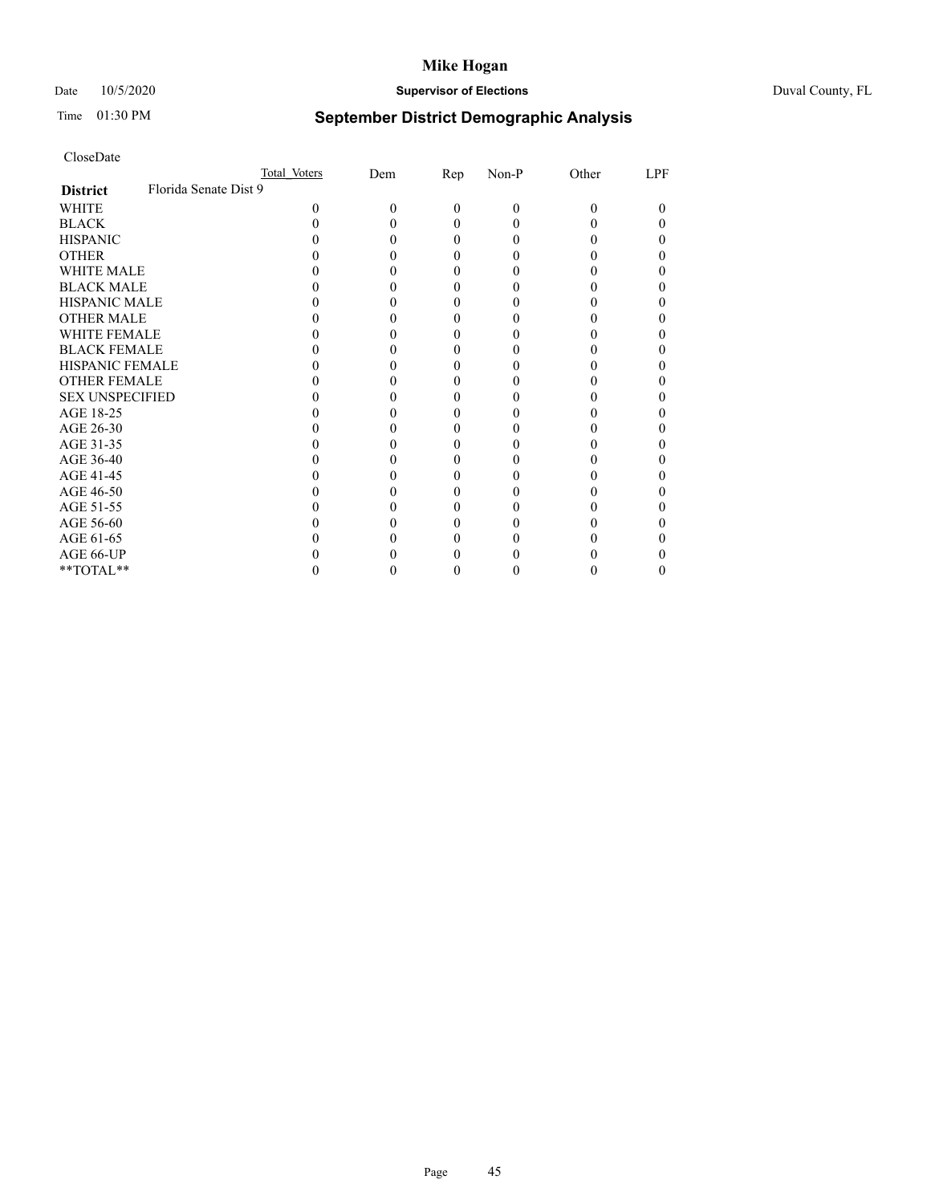# Mike Hogan

Date 10/5/2020 **Supervisor of Elections** Duval County, FL

Time 01:30 PM **September District Demographic Analysis**

CloseDate

| | Total Voters | Dem | Rep | Non-P | Other | LPF |
|---|---|---|---|---|---|---|
| **District** Florida Senate Dist 9 | | | | | | |
| WHITE | 0 | 0 | 0 | 0 | 0 | 0 |
| BLACK | 0 | 0 | 0 | 0 | 0 | 0 |
| HISPANIC | 0 | 0 | 0 | 0 | 0 | 0 |
| OTHER | 0 | 0 | 0 | 0 | 0 | 0 |
| WHITE MALE | 0 | 0 | 0 | 0 | 0 | 0 |
| BLACK MALE | 0 | 0 | 0 | 0 | 0 | 0 |
| HISPANIC MALE | 0 | 0 | 0 | 0 | 0 | 0 |
| OTHER MALE | 0 | 0 | 0 | 0 | 0 | 0 |
| WHITE FEMALE | 0 | 0 | 0 | 0 | 0 | 0 |
| BLACK FEMALE | 0 | 0 | 0 | 0 | 0 | 0 |
| HISPANIC FEMALE | 0 | 0 | 0 | 0 | 0 | 0 |
| OTHER FEMALE | 0 | 0 | 0 | 0 | 0 | 0 |
| SEX UNSPECIFIED | 0 | 0 | 0 | 0 | 0 | 0 |
| AGE 18-25 | 0 | 0 | 0 | 0 | 0 | 0 |
| AGE 26-30 | 0 | 0 | 0 | 0 | 0 | 0 |
| AGE 31-35 | 0 | 0 | 0 | 0 | 0 | 0 |
| AGE 36-40 | 0 | 0 | 0 | 0 | 0 | 0 |
| AGE 41-45 | 0 | 0 | 0 | 0 | 0 | 0 |
| AGE 46-50 | 0 | 0 | 0 | 0 | 0 | 0 |
| AGE 51-55 | 0 | 0 | 0 | 0 | 0 | 0 |
| AGE 56-60 | 0 | 0 | 0 | 0 | 0 | 0 |
| AGE 61-65 | 0 | 0 | 0 | 0 | 0 | 0 |
| AGE 66-UP | 0 | 0 | 0 | 0 | 0 | 0 |
| **TOTAL** | 0 | 0 | 0 | 0 | 0 | 0 |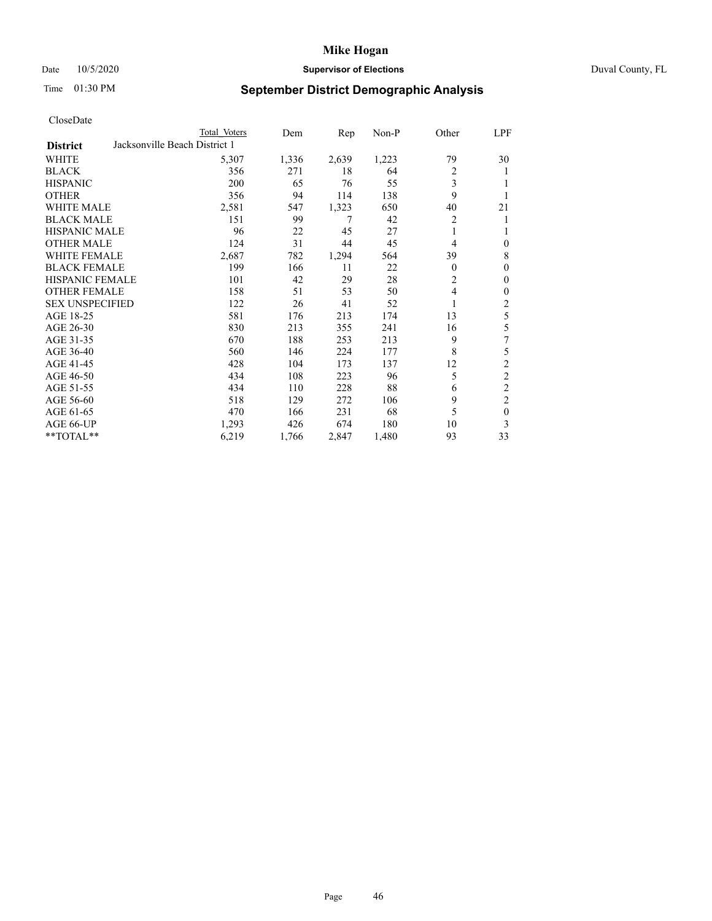# Mike Hogan

Date 10/5/2020 **Supervisor of Elections** Duval County, FL

Time 01:30 PM

## September District Demographic Analysis

CloseDate

| District | Total Voters | Dem | Rep | Non-P | Other | LPF |
|---|---|---|---|---|---|---|
| Jacksonville Beach District 1 | | | | | | |
| WHITE | 5,307 | 1,336 | 2,639 | 1,223 | 79 | 30 |
| BLACK | 356 | 271 | 18 | 64 | 2 | 1 |
| HISPANIC | 200 | 65 | 76 | 55 | 3 | 1 |
| OTHER | 356 | 94 | 114 | 138 | 9 | 1 |
| WHITE MALE | 2,581 | 547 | 1,323 | 650 | 40 | 21 |
| BLACK MALE | 151 | 99 | 7 | 42 | 2 | 1 |
| HISPANIC MALE | 96 | 22 | 45 | 27 | 1 | 1 |
| OTHER MALE | 124 | 31 | 44 | 45 | 4 | 0 |
| WHITE FEMALE | 2,687 | 782 | 1,294 | 564 | 39 | 8 |
| BLACK FEMALE | 199 | 166 | 11 | 22 | 0 | 0 |
| HISPANIC FEMALE | 101 | 42 | 29 | 28 | 2 | 0 |
| OTHER FEMALE | 158 | 51 | 53 | 50 | 4 | 0 |
| SEX UNSPECIFIED | 122 | 26 | 41 | 52 | 1 | 2 |
| AGE 18-25 | 581 | 176 | 213 | 174 | 13 | 5 |
| AGE 26-30 | 830 | 213 | 355 | 241 | 16 | 5 |
| AGE 31-35 | 670 | 188 | 253 | 213 | 9 | 7 |
| AGE 36-40 | 560 | 146 | 224 | 177 | 8 | 5 |
| AGE 41-45 | 428 | 104 | 173 | 137 | 12 | 2 |
| AGE 46-50 | 434 | 108 | 223 | 96 | 5 | 2 |
| AGE 51-55 | 434 | 110 | 228 | 88 | 6 | 2 |
| AGE 56-60 | 518 | 129 | 272 | 106 | 9 | 2 |
| AGE 61-65 | 470 | 166 | 231 | 68 | 5 | 0 |
| AGE 66-UP | 1,293 | 426 | 674 | 180 | 10 | 3 |
| **TOTAL** | 6,219 | 1,766 | 2,847 | 1,480 | 93 | 33 |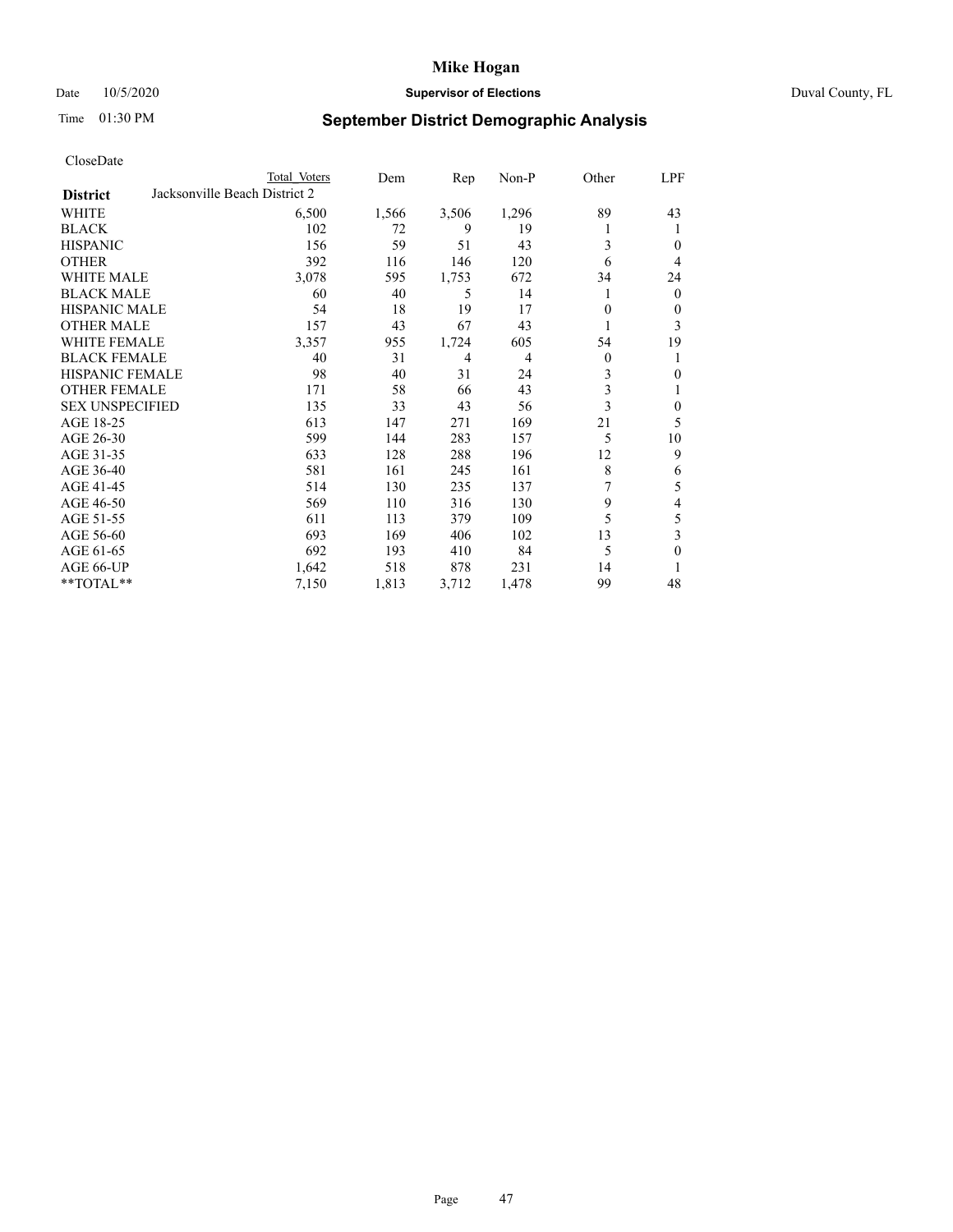# Mike Hogan

Date 10/5/2020 **Supervisor of Elections** Duval County, FL

Time 01:30 PM **September District Demographic Analysis**

CloseDate

| **District** | Total Voters | Dem | Rep | Non-P | Other | LPF |
|---|---|---|---|---|---|---|
| Jacksonville Beach District 2 | | | | | | |
| WHITE | 6,500 | 1,566 | 3,506 | 1,296 | 89 | 43 |
| BLACK | 102 | 72 | 9 | 19 | 1 | 1 |
| HISPANIC | 156 | 59 | 51 | 43 | 3 | 0 |
| OTHER | 392 | 116 | 146 | 120 | 6 | 4 |
| WHITE MALE | 3,078 | 595 | 1,753 | 672 | 34 | 24 |
| BLACK MALE | 60 | 40 | 5 | 14 | 1 | 0 |
| HISPANIC MALE | 54 | 18 | 19 | 17 | 0 | 0 |
| OTHER MALE | 157 | 43 | 67 | 43 | 1 | 3 |
| WHITE FEMALE | 3,357 | 955 | 1,724 | 605 | 54 | 19 |
| BLACK FEMALE | 40 | 31 | 4 | 4 | 0 | 1 |
| HISPANIC FEMALE | 98 | 40 | 31 | 24 | 3 | 0 |
| OTHER FEMALE | 171 | 58 | 66 | 43 | 3 | 1 |
| SEX UNSPECIFIED | 135 | 33 | 43 | 56 | 3 | 0 |
| AGE 18-25 | 613 | 147 | 271 | 169 | 21 | 5 |
| AGE 26-30 | 599 | 144 | 283 | 157 | 5 | 10 |
| AGE 31-35 | 633 | 128 | 288 | 196 | 12 | 9 |
| AGE 36-40 | 581 | 161 | 245 | 161 | 8 | 6 |
| AGE 41-45 | 514 | 130 | 235 | 137 | 7 | 5 |
| AGE 46-50 | 569 | 110 | 316 | 130 | 9 | 4 |
| AGE 51-55 | 611 | 113 | 379 | 109 | 5 | 5 |
| AGE 56-60 | 693 | 169 | 406 | 102 | 13 | 3 |
| AGE 61-65 | 692 | 193 | 410 | 84 | 5 | 0 |
| AGE 66-UP | 1,642 | 518 | 878 | 231 | 14 | 1 |
| **TOTAL** | 7,150 | 1,813 | 3,712 | 1,478 | 99 | 48 |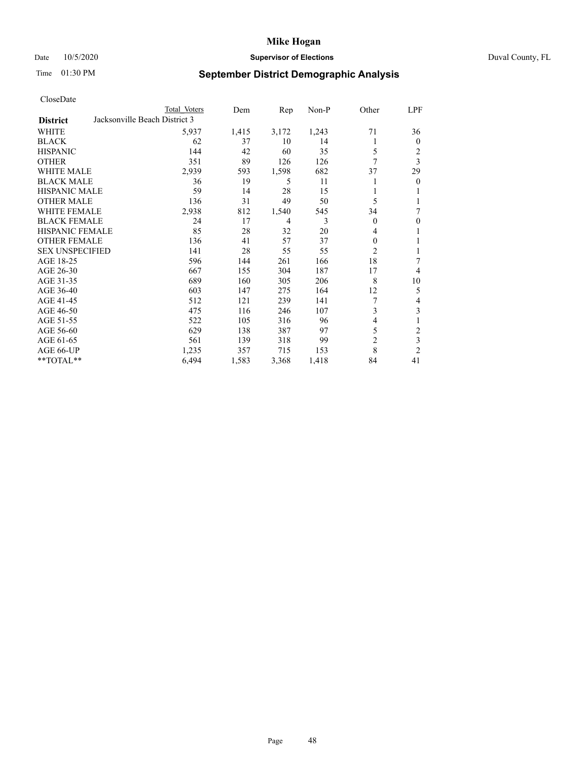# Mike Hogan

Date 10/5/2020 **Supervisor of Elections** Duval County, FL

Time 01:30 PM **September District Demographic Analysis**

CloseDate

| **District** | Total Voters | Dem | Rep | Non-P | Other | LPF |
|---|---|---|---|---|---|---|
| Jacksonville Beach District 3 | | | | | | |
| WHITE | 5,937 | 1,415 | 3,172 | 1,243 | 71 | 36 |
| BLACK | 62 | 37 | 10 | 14 | 1 | 0 |
| HISPANIC | 144 | 42 | 60 | 35 | 5 | 2 |
| OTHER | 351 | 89 | 126 | 126 | 7 | 3 |
| WHITE MALE | 2,939 | 593 | 1,598 | 682 | 37 | 29 |
| BLACK MALE | 36 | 19 | 5 | 11 | 1 | 0 |
| HISPANIC MALE | 59 | 14 | 28 | 15 | 1 | 1 |
| OTHER MALE | 136 | 31 | 49 | 50 | 5 | 1 |
| WHITE FEMALE | 2,938 | 812 | 1,540 | 545 | 34 | 7 |
| BLACK FEMALE | 24 | 17 | 4 | 3 | 0 | 0 |
| HISPANIC FEMALE | 85 | 28 | 32 | 20 | 4 | 1 |
| OTHER FEMALE | 136 | 41 | 57 | 37 | 0 | 1 |
| SEX UNSPECIFIED | 141 | 28 | 55 | 55 | 2 | 1 |
| AGE 18-25 | 596 | 144 | 261 | 166 | 18 | 7 |
| AGE 26-30 | 667 | 155 | 304 | 187 | 17 | 4 |
| AGE 31-35 | 689 | 160 | 305 | 206 | 8 | 10 |
| AGE 36-40 | 603 | 147 | 275 | 164 | 12 | 5 |
| AGE 41-45 | 512 | 121 | 239 | 141 | 7 | 4 |
| AGE 46-50 | 475 | 116 | 246 | 107 | 3 | 3 |
| AGE 51-55 | 522 | 105 | 316 | 96 | 4 | 1 |
| AGE 56-60 | 629 | 138 | 387 | 97 | 5 | 2 |
| AGE 61-65 | 561 | 139 | 318 | 99 | 2 | 3 |
| AGE 66-UP | 1,235 | 357 | 715 | 153 | 8 | 2 |
| **TOTAL** | 6,494 | 1,583 | 3,368 | 1,418 | 84 | 41 |